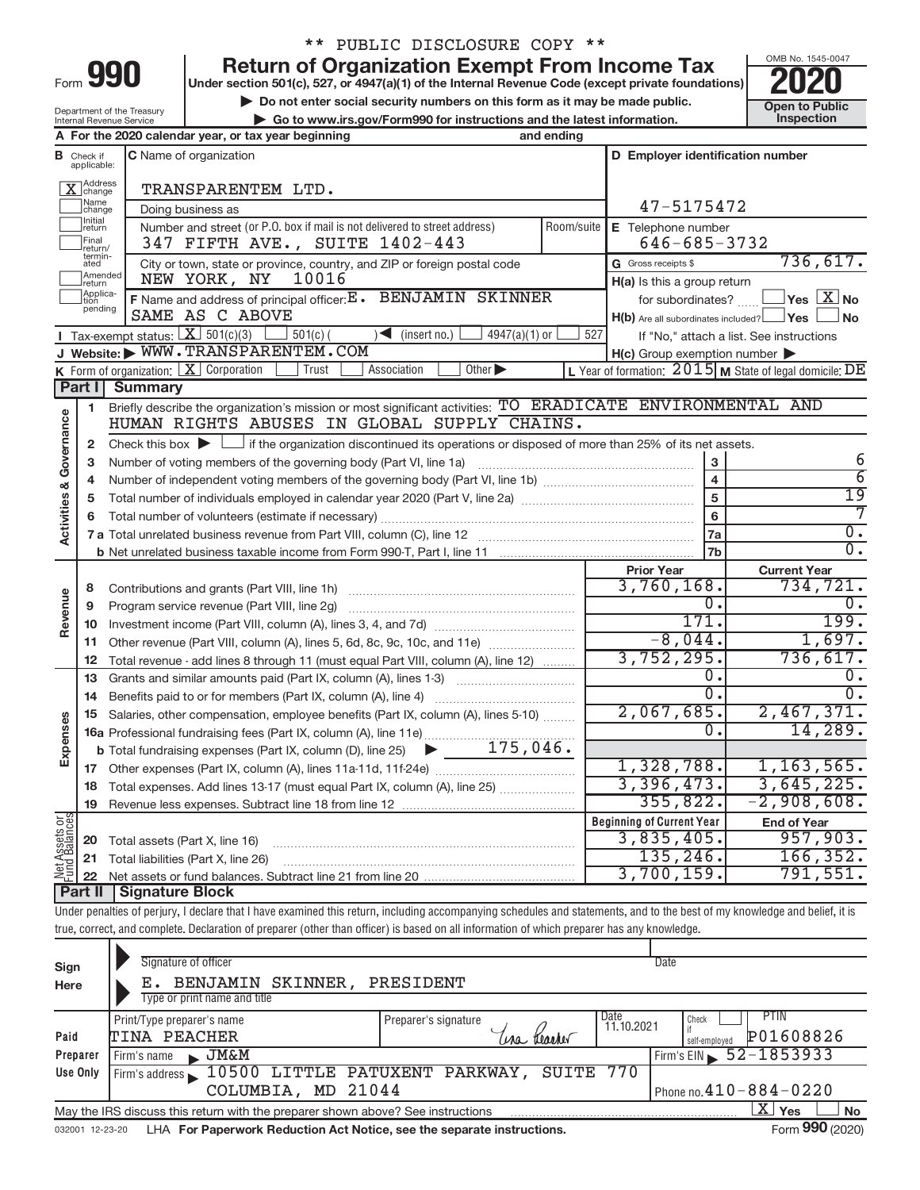** PUBLIC DISCLOSURE COPY **

# Form 990 — Return of Organization Exempt From Income Tax — 2020

Under section 501(c), 527, or 4947(a)(1) of the Internal Revenue Code (except private foundations)

▶ Do not enter social security numbers on this form as it may be made public.

▶ Go to www.irs.gov/Form990 for instructions and the latest information.

OMB No. 1545-0047

Open to Public Inspection

Department of the Treasury
Internal Revenue Service

**A** For the 2020 calendar year, or tax year beginning and ending

**B** Check if applicable:
- [X] Address change
- [ ] Name change
- [ ] Initial return
- [ ] Final return/terminated
- [ ] Amended return
- [ ] Application pending

**C** Name of organization: TRANSPARENTEM LTD.

Doing business as

Number and street (or P.O. box if mail is not delivered to street address) / Room/suite: 347 FIFTH AVE., SUITE 1402-443

City or town, state or province, country, and ZIP or foreign postal code: NEW YORK, NY 10016

**D** Employer identification number: 47-5175472

**E** Telephone number: 646-685-3732

**G** Gross receipts $ 736,617.

**F** Name and address of principal officer: E. BENJAMIN SKINNER, SAME AS C ABOVE

**H(a)** Is this a group return for subordinates? [ ] Yes [X] No

**H(b)** Are all subordinates included? [ ] Yes [ ] No — If "No," attach a list. See instructions

**H(c)** Group exemption number ▶

**I** Tax-exempt status: [X] 501(c)(3) [ ] 501(c) ( ) ◀ (insert no.) [ ] 4947(a)(1) or [ ] 527

**J** Website: ▶ WWW.TRANSPARENTEM.COM

**K** Form of organization: [X] Corporation [ ] Trust [ ] Association [ ] Other ▶

**L** Year of formation: 2015 **M** State of legal domicile: DE

## Part I Summary

**Activities & Governance**

1 Briefly describe the organization's mission or most significant activities: TO ERADICATE ENVIRONMENTAL AND HUMAN RIGHTS ABUSES IN GLOBAL SUPPLY CHAINS.

2 Check this box ▶ [ ] if the organization discontinued its operations or disposed of more than 25% of its net assets.

| Line | Description | No. | Value |
|---|---|---|---|
| 3 | Number of voting members of the governing body (Part VI, line 1a) | 3 | 6 |
| 4 | Number of independent voting members of the governing body (Part VI, line 1b) | 4 | 6 |
| 5 | Total number of individuals employed in calendar year 2020 (Part V, line 2a) | 5 | 19 |
| 6 | Total number of volunteers (estimate if necessary) | 6 | 7 |
| 7a | Total unrelated business revenue from Part VIII, column (C), line 12 | 7a | 0. |
| 7b | Net unrelated business taxable income from Form 990-T, Part I, line 11 | 7b | 0. |

| | Line | Description | Prior Year | Current Year |
|---|---|---|---|---|
| Revenue | 8 | Contributions and grants (Part VIII, line 1h) | 3,760,168. | 734,721. |
| | 9 | Program service revenue (Part VIII, line 2g) | 0. | 0. |
| | 10 | Investment income (Part VIII, column (A), lines 3, 4, and 7d) | 171. | 199. |
| | 11 | Other revenue (Part VIII, column (A), lines 5, 6d, 8c, 9c, 10c, and 11e) | -8,044. | 1,697. |
| | 12 | Total revenue - add lines 8 through 11 (must equal Part VIII, column (A), line 12) | 3,752,295. | 736,617. |
| Expenses | 13 | Grants and similar amounts paid (Part IX, column (A), lines 1-3) | 0. | 0. |
| | 14 | Benefits paid to or for members (Part IX, column (A), line 4) | 0. | 0. |
| | 15 | Salaries, other compensation, employee benefits (Part IX, column (A), lines 5-10) | 2,067,685. | 2,467,371. |
| | 16a | Professional fundraising fees (Part IX, column (A), line 11e) | 0. | 14,289. |
| | b | Total fundraising expenses (Part IX, column (D), line 25) ▶ 175,046. | | |
| | 17 | Other expenses (Part IX, column (A), lines 11a-11d, 11f-24e) | 1,328,788. | 1,163,565. |
| | 18 | Total expenses. Add lines 13-17 (must equal Part IX, column (A), line 25) | 3,396,473. | 3,645,225. |
| | 19 | Revenue less expenses. Subtract line 18 from line 12 | 355,822. | -2,908,608. |

| | Line | Description | Beginning of Current Year | End of Year |
|---|---|---|---|---|
| Net Assets or Fund Balances | 20 | Total assets (Part X, line 16) | 3,835,405. | 957,903. |
| | 21 | Total liabilities (Part X, line 26) | 135,246. | 166,352. |
| | 22 | Net assets or fund balances. Subtract line 21 from line 20 | 3,700,159. | 791,551. |

## Part II Signature Block

Under penalties of perjury, I declare that I have examined this return, including accompanying schedules and statements, and to the best of my knowledge and belief, it is true, correct, and complete. Declaration of preparer (other than officer) is based on all information of which preparer has any knowledge.

**Sign Here**

Signature of officer — Date

E. BENJAMIN SKINNER, PRESIDENT
Type or print name and title

**Paid Preparer Use Only**

| Print/Type preparer's name | Preparer's signature | Date | Check if self-employed | PTIN |
|---|---|---|---|---|
| TINA PEACHER | Tina Peacher | 11.10.2021 | [ ] | P01608826 |

Firm's name ▶ JM&M — Firm's EIN ▶ 52-1853933

Firm's address ▶ 10500 LITTLE PATUXENT PARKWAY, SUITE 770, COLUMBIA, MD 21044 — Phone no. 410-884-0220

May the IRS discuss this return with the preparer shown above? See instructions [X] Yes [ ] No

032001 12-23-20 LHA For Paperwork Reduction Act Notice, see the separate instructions. Form 990 (2020)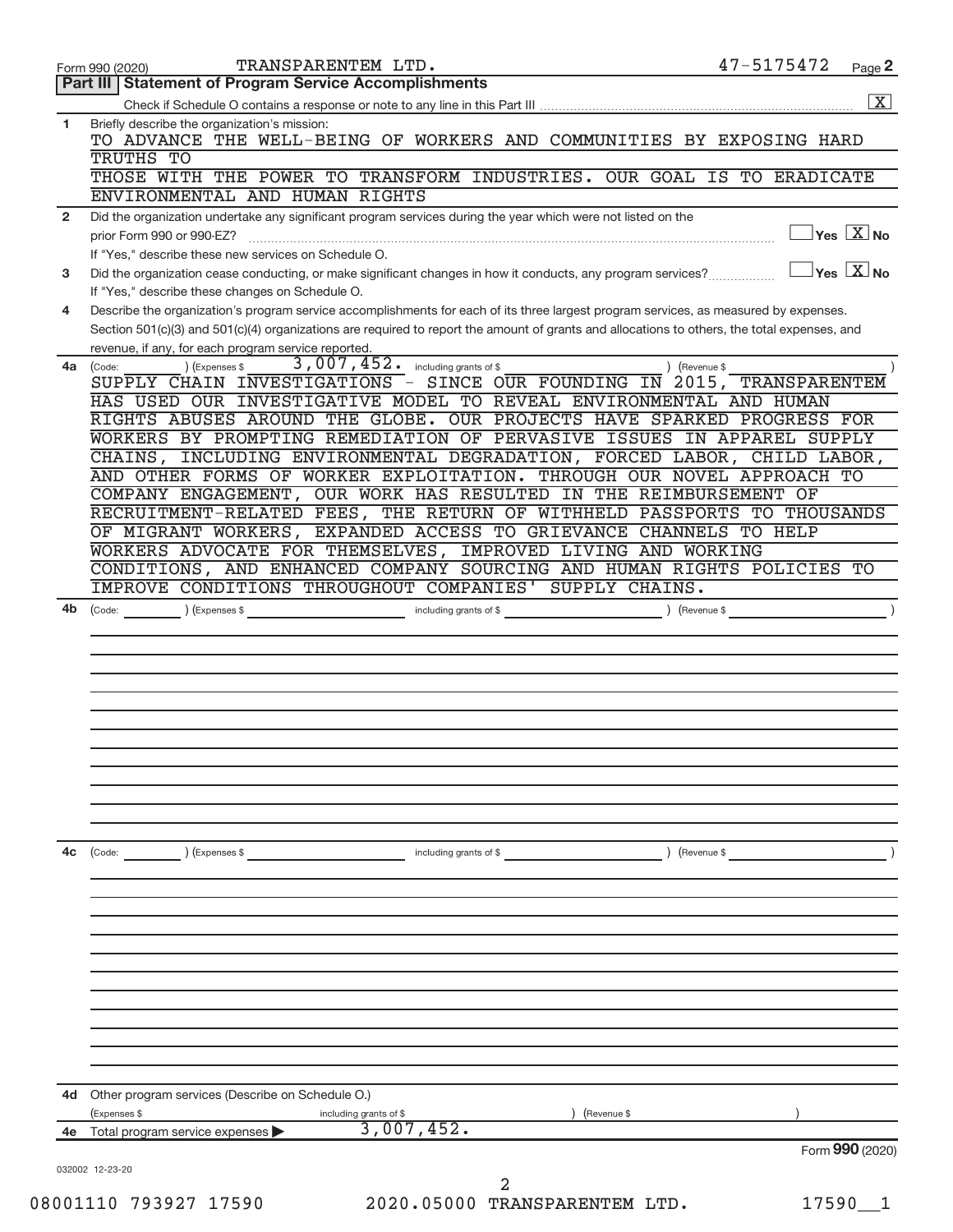Form 990 (2020) TRANSPARENTEM LTD. 47-5175472

## Part III | Statement of Program Service Accomplishments

Check if Schedule O contains a response or note to any line in this Part III [X]

**1** Briefly describe the organization's mission:

TO ADVANCE THE WELL-BEING OF WORKERS AND COMMUNITIES BY EXPOSING HARD TRUTHS TO THOSE WITH THE POWER TO TRANSFORM INDUSTRIES. OUR GOAL IS TO ERADICATE ENVIRONMENTAL AND HUMAN RIGHTS

**2** Did the organization undertake any significant program services during the year which were not listed on the prior Form 990 or 990-EZ? [ ] Yes [X] No

If "Yes," describe these new services on Schedule O.

**3** Did the organization cease conducting, or make significant changes in how it conducts, any program services? [ ] Yes [X] No

If "Yes," describe these changes on Schedule O.

**4** Describe the organization's program service accomplishments for each of its three largest program services, as measured by expenses. Section 501(c)(3) and 501(c)(4) organizations are required to report the amount of grants and allocations to others, the total expenses, and revenue, if any, for each program service reported.

**4a** (Code: ) (Expenses $ 3,007,452. including grants of $ ) (Revenue $ )

SUPPLY CHAIN INVESTIGATIONS - SINCE OUR FOUNDING IN 2015, TRANSPARENTEM HAS USED OUR INVESTIGATIVE MODEL TO REVEAL ENVIRONMENTAL AND HUMAN RIGHTS ABUSES AROUND THE GLOBE. OUR PROJECTS HAVE SPARKED PROGRESS FOR WORKERS BY PROMPTING REMEDIATION OF PERVASIVE ISSUES IN APPAREL SUPPLY CHAINS, INCLUDING ENVIRONMENTAL DEGRADATION, FORCED LABOR, CHILD LABOR, AND OTHER FORMS OF WORKER EXPLOITATION. THROUGH OUR NOVEL APPROACH TO COMPANY ENGAGEMENT, OUR WORK HAS RESULTED IN THE REIMBURSEMENT OF RECRUITMENT-RELATED FEES, THE RETURN OF WITHHELD PASSPORTS TO THOUSANDS OF MIGRANT WORKERS, EXPANDED ACCESS TO GRIEVANCE CHANNELS TO HELP WORKERS ADVOCATE FOR THEMSELVES, IMPROVED LIVING AND WORKING CONDITIONS, AND ENHANCED COMPANY SOURCING AND HUMAN RIGHTS POLICIES TO IMPROVE CONDITIONS THROUGHOUT COMPANIES' SUPPLY CHAINS.

**4b** (Code: ) (Expenses $ including grants of $ ) (Revenue $ )

**4c** (Code: ) (Expenses $ including grants of $ ) (Revenue $ )

**4d** Other program services (Describe on Schedule O.)

(Expenses $ including grants of $ ) (Revenue $ )

**4e** Total program service expenses ▶ 3,007,452.

Form **990** (2020)

032002 12-23-20

08001110 793927 17590 2020.05000 TRANSPARENTEM LTD. 17590__1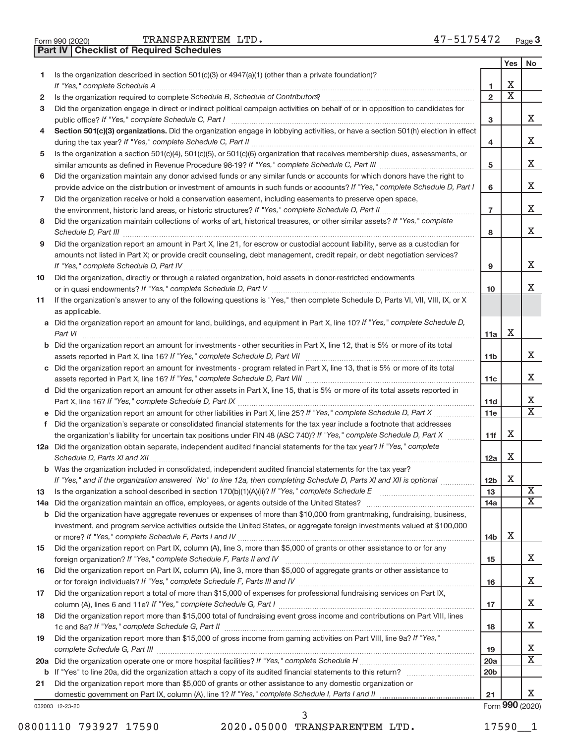Form 990 (2020) TRANSPARENTEM LTD. 47-5175472 Page 3

**Part IV | Checklist of Required Schedules**

| | | | Yes | No |
|---|---|---|---|---|
| 1 | Is the organization described in section 501(c)(3) or 4947(a)(1) (other than a private foundation)? *If "Yes," complete Schedule A* | 1 | X | |
| 2 | Is the organization required to complete *Schedule B, Schedule of Contributors*? | 2 | X | |
| 3 | Did the organization engage in direct or indirect political campaign activities on behalf of or in opposition to candidates for public office? *If "Yes," complete Schedule C, Part I* | 3 | | X |
| 4 | **Section 501(c)(3) organizations.** Did the organization engage in lobbying activities, or have a section 501(h) election in effect during the tax year? *If "Yes," complete Schedule C, Part II* | 4 | | X |
| 5 | Is the organization a section 501(c)(4), 501(c)(5), or 501(c)(6) organization that receives membership dues, assessments, or similar amounts as defined in Revenue Procedure 98-19? *If "Yes," complete Schedule C, Part III* | 5 | | X |
| 6 | Did the organization maintain any donor advised funds or any similar funds or accounts for which donors have the right to provide advice on the distribution or investment of amounts in such funds or accounts? *If "Yes," complete Schedule D, Part I* | 6 | | X |
| 7 | Did the organization receive or hold a conservation easement, including easements to preserve open space, the environment, historic land areas, or historic structures? *If "Yes," complete Schedule D, Part II* | 7 | | X |
| 8 | Did the organization maintain collections of works of art, historical treasures, or other similar assets? *If "Yes," complete Schedule D, Part III* | 8 | | X |
| 9 | Did the organization report an amount in Part X, line 21, for escrow or custodial account liability, serve as a custodian for amounts not listed in Part X; or provide credit counseling, debt management, credit repair, or debt negotiation services? *If "Yes," complete Schedule D, Part IV* | 9 | | X |
| 10 | Did the organization, directly or through a related organization, hold assets in donor-restricted endowments or in quasi endowments? *If "Yes," complete Schedule D, Part V* | 10 | | X |
| 11 | If the organization's answer to any of the following questions is "Yes," then complete Schedule D, Parts VI, VII, VIII, IX, or X as applicable. | | | |
| a | Did the organization report an amount for land, buildings, and equipment in Part X, line 10? *If "Yes," complete Schedule D, Part VI* | 11a | X | |
| b | Did the organization report an amount for investments - other securities in Part X, line 12, that is 5% or more of its total assets reported in Part X, line 16? *If "Yes," complete Schedule D, Part VII* | 11b | | X |
| c | Did the organization report an amount for investments - program related in Part X, line 13, that is 5% or more of its total assets reported in Part X, line 16? *If "Yes," complete Schedule D, Part VIII* | 11c | | X |
| d | Did the organization report an amount for other assets in Part X, line 15, that is 5% or more of its total assets reported in Part X, line 16? *If "Yes," complete Schedule D, Part IX* | 11d | | X |
| e | Did the organization report an amount for other liabilities in Part X, line 25? *If "Yes," complete Schedule D, Part X* | 11e | | X |
| f | Did the organization's separate or consolidated financial statements for the tax year include a footnote that addresses the organization's liability for uncertain tax positions under FIN 48 (ASC 740)? *If "Yes," complete Schedule D, Part X* | 11f | X | |
| 12a | Did the organization obtain separate, independent audited financial statements for the tax year? *If "Yes," complete Schedule D, Parts XI and XII* | 12a | X | |
| b | Was the organization included in consolidated, independent audited financial statements for the tax year? *If "Yes," and if the organization answered "No" to line 12a, then completing Schedule D, Parts XI and XII is optional* | 12b | X | |
| 13 | Is the organization a school described in section 170(b)(1)(A)(ii)? *If "Yes," complete Schedule E* | 13 | | X |
| 14a | Did the organization maintain an office, employees, or agents outside of the United States? | 14a | | X |
| b | Did the organization have aggregate revenues or expenses of more than $10,000 from grantmaking, fundraising, business, investment, and program service activities outside the United States, or aggregate foreign investments valued at $100,000 or more? *If "Yes," complete Schedule F, Parts I and IV* | 14b | X | |
| 15 | Did the organization report on Part IX, column (A), line 3, more than $5,000 of grants or other assistance to or for any foreign organization? *If "Yes," complete Schedule F, Parts II and IV* | 15 | | X |
| 16 | Did the organization report on Part IX, column (A), line 3, more than $5,000 of aggregate grants or other assistance to or for foreign individuals? *If "Yes," complete Schedule F, Parts III and IV* | 16 | | X |
| 17 | Did the organization report a total of more than $15,000 of expenses for professional fundraising services on Part IX, column (A), lines 6 and 11e? *If "Yes," complete Schedule G, Part I* | 17 | | X |
| 18 | Did the organization report more than $15,000 total of fundraising event gross income and contributions on Part VIII, lines 1c and 8a? *If "Yes," complete Schedule G, Part II* | 18 | | X |
| 19 | Did the organization report more than $15,000 of gross income from gaming activities on Part VIII, line 9a? *If "Yes," complete Schedule G, Part III* | 19 | | X |
| 20a | Did the organization operate one or more hospital facilities? *If "Yes," complete Schedule H* | 20a | | X |
| b | If "Yes" to line 20a, did the organization attach a copy of its audited financial statements to this return? | 20b | | |
| 21 | Did the organization report more than $5,000 of grants or other assistance to any domestic organization or domestic government on Part IX, column (A), line 1? *If "Yes," complete Schedule I, Parts I and II* | 21 | | X |

032003 12-23-20 Form **990** (2020)

08001110 793927 17590 2020.05000 TRANSPARENTEM LTD. 17590__1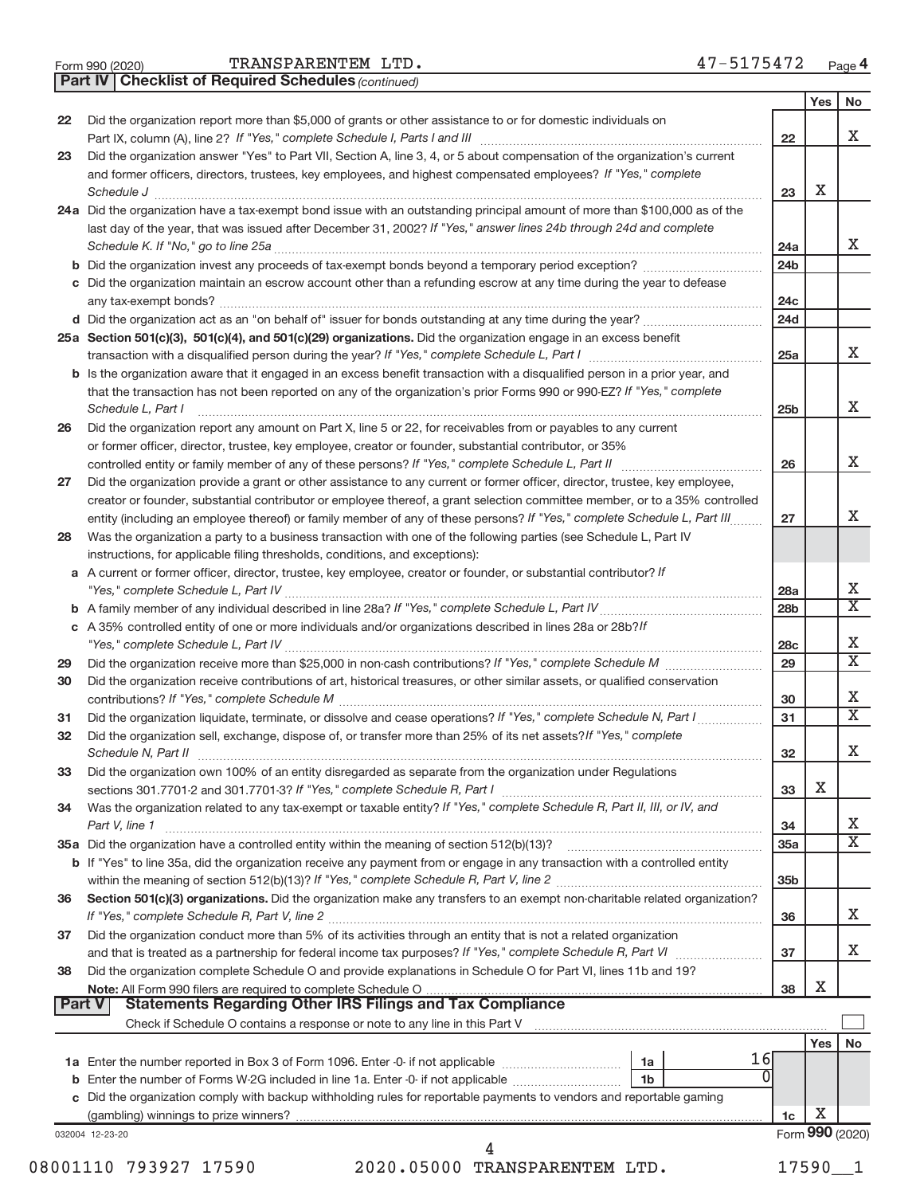Form 990 (2020) TRANSPARENTEM LTD. 47-5175472 Page 4

**Part IV | Checklist of Required Schedules** *(continued)*

| | | | Yes | No |
|---|---|---|---|---|
| 22 | Did the organization report more than $5,000 of grants or other assistance to or for domestic individuals on Part IX, column (A), line 2? *If "Yes," complete Schedule I, Parts I and III* | 22 | | X |
| 23 | Did the organization answer "Yes" to Part VII, Section A, line 3, 4, or 5 about compensation of the organization's current and former officers, directors, trustees, key employees, and highest compensated employees? *If "Yes," complete Schedule J* | 23 | X | |
| 24a | Did the organization have a tax-exempt bond issue with an outstanding principal amount of more than $100,000 as of the last day of the year, that was issued after December 31, 2002? *If "Yes," answer lines 24b through 24d and complete Schedule K. If "No," go to line 25a* | 24a | | X |
| b | Did the organization invest any proceeds of tax-exempt bonds beyond a temporary period exception? | 24b | | |
| c | Did the organization maintain an escrow account other than a refunding escrow at any time during the year to defease any tax-exempt bonds? | 24c | | |
| d | Did the organization act as an "on behalf of" issuer for bonds outstanding at any time during the year? | 24d | | |
| 25a | **Section 501(c)(3), 501(c)(4), and 501(c)(29) organizations.** Did the organization engage in an excess benefit transaction with a disqualified person during the year? *If "Yes," complete Schedule L, Part I* | 25a | | X |
| b | Is the organization aware that it engaged in an excess benefit transaction with a disqualified person in a prior year, and that the transaction has not been reported on any of the organization's prior Forms 990 or 990-EZ? *If "Yes," complete Schedule L, Part I* | 25b | | X |
| 26 | Did the organization report any amount on Part X, line 5 or 22, for receivables from or payables to any current or former officer, director, trustee, key employee, creator or founder, substantial contributor, or 35% controlled entity or family member of any of these persons? *If "Yes," complete Schedule L, Part II* | 26 | | X |
| 27 | Did the organization provide a grant or other assistance to any current or former officer, director, trustee, key employee, creator or founder, substantial contributor or employee thereof, a grant selection committee member, or to a 35% controlled entity (including an employee thereof) or family member of any of these persons? *If "Yes," complete Schedule L, Part III* | 27 | | X |
| 28 | Was the organization a party to a business transaction with one of the following parties (see Schedule L, Part IV instructions, for applicable filing thresholds, conditions, and exceptions): | | | |
| a | A current or former officer, director, trustee, key employee, creator or founder, or substantial contributor? *If "Yes," complete Schedule L, Part IV* | 28a | | X |
| b | A family member of any individual described in line 28a? *If "Yes," complete Schedule L, Part IV* | 28b | | X |
| c | A 35% controlled entity of one or more individuals and/or organizations described in lines 28a or 28b? *If "Yes," complete Schedule L, Part IV* | 28c | | X |
| 29 | Did the organization receive more than $25,000 in non-cash contributions? *If "Yes," complete Schedule M* | 29 | | X |
| 30 | Did the organization receive contributions of art, historical treasures, or other similar assets, or qualified conservation contributions? *If "Yes," complete Schedule M* | 30 | | X |
| 31 | Did the organization liquidate, terminate, or dissolve and cease operations? *If "Yes," complete Schedule N, Part I* | 31 | | X |
| 32 | Did the organization sell, exchange, dispose of, or transfer more than 25% of its net assets? *If "Yes," complete Schedule N, Part II* | 32 | | X |
| 33 | Did the organization own 100% of an entity disregarded as separate from the organization under Regulations sections 301.7701-2 and 301.7701-3? *If "Yes," complete Schedule R, Part I* | 33 | X | |
| 34 | Was the organization related to any tax-exempt or taxable entity? *If "Yes," complete Schedule R, Part II, III, or IV, and Part V, line 1* | 34 | | X |
| 35a | Did the organization have a controlled entity within the meaning of section 512(b)(13)? | 35a | | X |
| b | If "Yes" to line 35a, did the organization receive any payment from or engage in any transaction with a controlled entity within the meaning of section 512(b)(13)? *If "Yes," complete Schedule R, Part V, line 2* | 35b | | |
| 36 | **Section 501(c)(3) organizations.** Did the organization make any transfers to an exempt non-charitable related organization? *If "Yes," complete Schedule R, Part V, line 2* | 36 | | X |
| 37 | Did the organization conduct more than 5% of its activities through an entity that is not a related organization and that is treated as a partnership for federal income tax purposes? *If "Yes," complete Schedule R, Part VI* | 37 | | X |
| 38 | Did the organization complete Schedule O and provide explanations in Schedule O for Part VI, lines 11b and 19? **Note:** All Form 990 filers are required to complete Schedule O | 38 | X | |

**Part V | Statements Regarding Other IRS Filings and Tax Compliance**

Check if Schedule O contains a response or note to any line in this Part V

| | | | | | Yes | No |
|---|---|---|---|---|---|---|
| 1a | Enter the number reported in Box 3 of Form 1096. Enter -0- if not applicable | 1a | 16 | | | |
| b | Enter the number of Forms W-2G included in line 1a. Enter -0- if not applicable | 1b | 0 | | | |
| c | Did the organization comply with backup withholding rules for reportable payments to vendors and reportable gaming (gambling) winnings to prize winners? | | | 1c | X | |

032004 12-23-20 Form **990** (2020)

08001110 793927 17590 2020.05000 TRANSPARENTEM LTD. 17590__1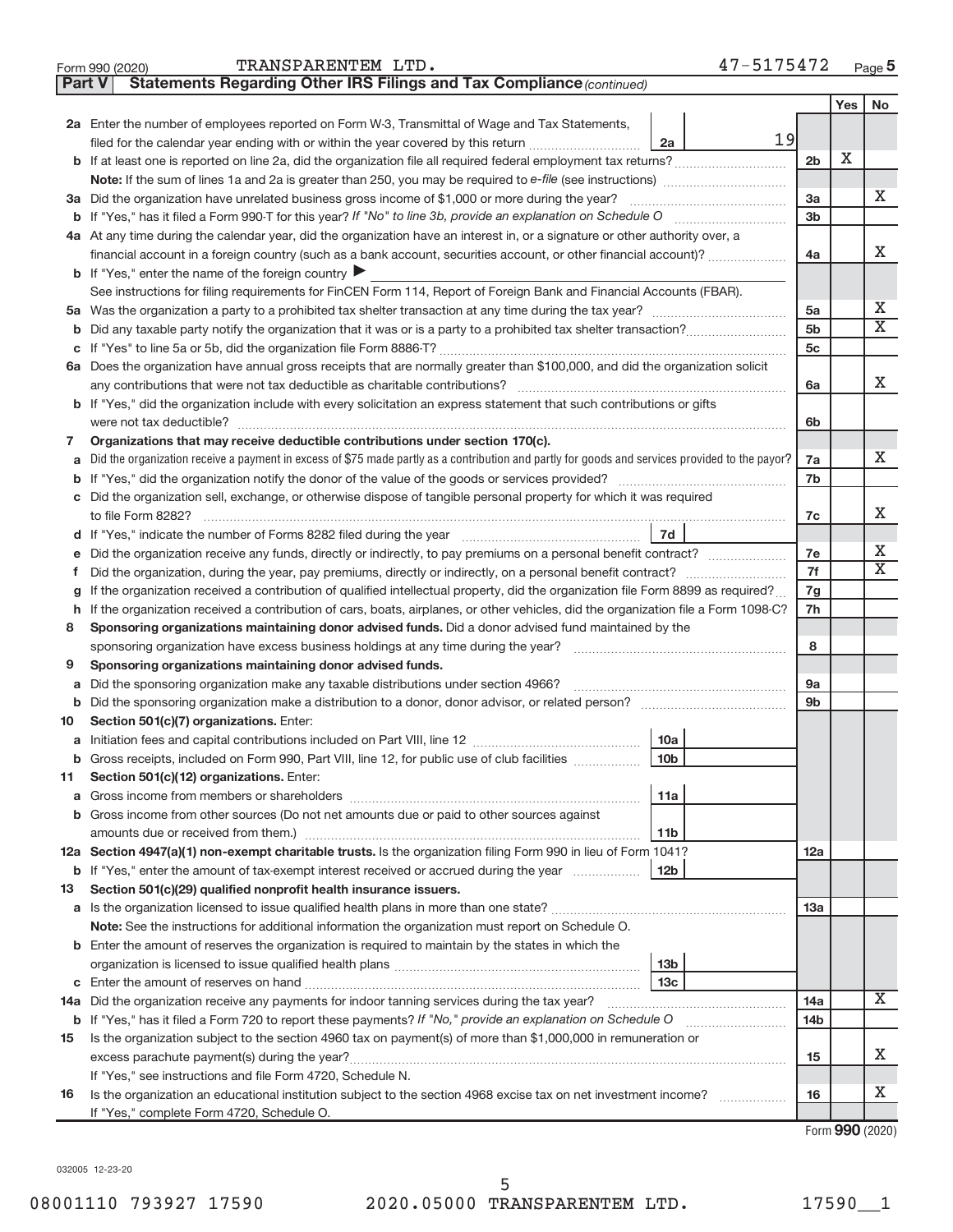Form 990 (2020) TRANSPARENTEM LTD. 47-5175472 Page 5

**Part V Statements Regarding Other IRS Filings and Tax Compliance** *(continued)*

| | | | | Line | Yes | No |
|---|---|---|---|---|---|---|
| **2a** | Enter the number of employees reported on Form W-3, Transmittal of Wage and Tax Statements, filed for the calendar year ending with or within the year covered by this return | 2a | 19 | | | |
| **b** | If at least one is reported on line 2a, did the organization file all required federal employment tax returns? | | | 2b | X | |
| | **Note:** If the sum of lines 1a and 2a is greater than 250, you may be required to *e-file* (see instructions) | | | | | |
| **3a** | Did the organization have unrelated business gross income of $1,000 or more during the year? | | | 3a | | X |
| **b** | If "Yes," has it filed a Form 990-T for this year? *If "No" to line 3b, provide an explanation on Schedule O* | | | 3b | | |
| **4a** | At any time during the calendar year, did the organization have an interest in, or a signature or other authority over, a financial account in a foreign country (such as a bank account, securities account, or other financial account)? | | | 4a | | X |
| **b** | If "Yes," enter the name of the foreign country ▶ | | | | | |
| | See instructions for filing requirements for FinCEN Form 114, Report of Foreign Bank and Financial Accounts (FBAR). | | | | | |
| **5a** | Was the organization a party to a prohibited tax shelter transaction at any time during the tax year? | | | 5a | | X |
| **b** | Did any taxable party notify the organization that it was or is a party to a prohibited tax shelter transaction? | | | 5b | | X |
| **c** | If "Yes" to line 5a or 5b, did the organization file Form 8886-T? | | | 5c | | |
| **6a** | Does the organization have annual gross receipts that are normally greater than $100,000, and did the organization solicit any contributions that were not tax deductible as charitable contributions? | | | 6a | | X |
| **b** | If "Yes," did the organization include with every solicitation an express statement that such contributions or gifts were not tax deductible? | | | 6b | | |
| **7** | **Organizations that may receive deductible contributions under section 170(c).** | | | | | |
| **a** | Did the organization receive a payment in excess of $75 made partly as a contribution and partly for goods and services provided to the payor? | | | 7a | | X |
| **b** | If "Yes," did the organization notify the donor of the value of the goods or services provided? | | | 7b | | |
| **c** | Did the organization sell, exchange, or otherwise dispose of tangible personal property for which it was required to file Form 8282? | | | 7c | | X |
| **d** | If "Yes," indicate the number of Forms 8282 filed during the year | 7d | | | | |
| **e** | Did the organization receive any funds, directly or indirectly, to pay premiums on a personal benefit contract? | | | 7e | | X |
| **f** | Did the organization, during the year, pay premiums, directly or indirectly, on a personal benefit contract? | | | 7f | | X |
| **g** | If the organization received a contribution of qualified intellectual property, did the organization file Form 8899 as required? | | | 7g | | |
| **h** | If the organization received a contribution of cars, boats, airplanes, or other vehicles, did the organization file a Form 1098-C? | | | 7h | | |
| **8** | **Sponsoring organizations maintaining donor advised funds.** Did a donor advised fund maintained by the sponsoring organization have excess business holdings at any time during the year? | | | 8 | | |
| **9** | **Sponsoring organizations maintaining donor advised funds.** | | | | | |
| **a** | Did the sponsoring organization make any taxable distributions under section 4966? | | | 9a | | |
| **b** | Did the sponsoring organization make a distribution to a donor, donor advisor, or related person? | | | 9b | | |
| **10** | **Section 501(c)(7) organizations.** Enter: | | | | | |
| **a** | Initiation fees and capital contributions included on Part VIII, line 12 | 10a | | | | |
| **b** | Gross receipts, included on Form 990, Part VIII, line 12, for public use of club facilities | 10b | | | | |
| **11** | **Section 501(c)(12) organizations.** Enter: | | | | | |
| **a** | Gross income from members or shareholders | 11a | | | | |
| **b** | Gross income from other sources (Do not net amounts due or paid to other sources against amounts due or received from them.) | 11b | | | | |
| **12a** | **Section 4947(a)(1) non-exempt charitable trusts.** Is the organization filing Form 990 in lieu of Form 1041? | | | 12a | | |
| **b** | If "Yes," enter the amount of tax-exempt interest received or accrued during the year | 12b | | | | |
| **13** | **Section 501(c)(29) qualified nonprofit health insurance issuers.** | | | | | |
| **a** | Is the organization licensed to issue qualified health plans in more than one state? | | | 13a | | |
| | **Note:** See the instructions for additional information the organization must report on Schedule O. | | | | | |
| **b** | Enter the amount of reserves the organization is required to maintain by the states in which the organization is licensed to issue qualified health plans | 13b | | | | |
| **c** | Enter the amount of reserves on hand | 13c | | | | |
| **14a** | Did the organization receive any payments for indoor tanning services during the tax year? | | | 14a | | X |
| **b** | If "Yes," has it filed a Form 720 to report these payments? *If "No," provide an explanation on Schedule O* | | | 14b | | |
| **15** | Is the organization subject to the section 4960 tax on payment(s) of more than $1,000,000 in remuneration or excess parachute payment(s) during the year? | | | 15 | | X |
| | If "Yes," see instructions and file Form 4720, Schedule N. | | | | | |
| **16** | Is the organization an educational institution subject to the section 4968 excise tax on net investment income? | | | 16 | | X |
| | If "Yes," complete Form 4720, Schedule O. | | | | | |

Form **990** (2020)

032005 12-23-20

08001110 793927 17590 2020.05000 TRANSPARENTEM LTD. 17590__1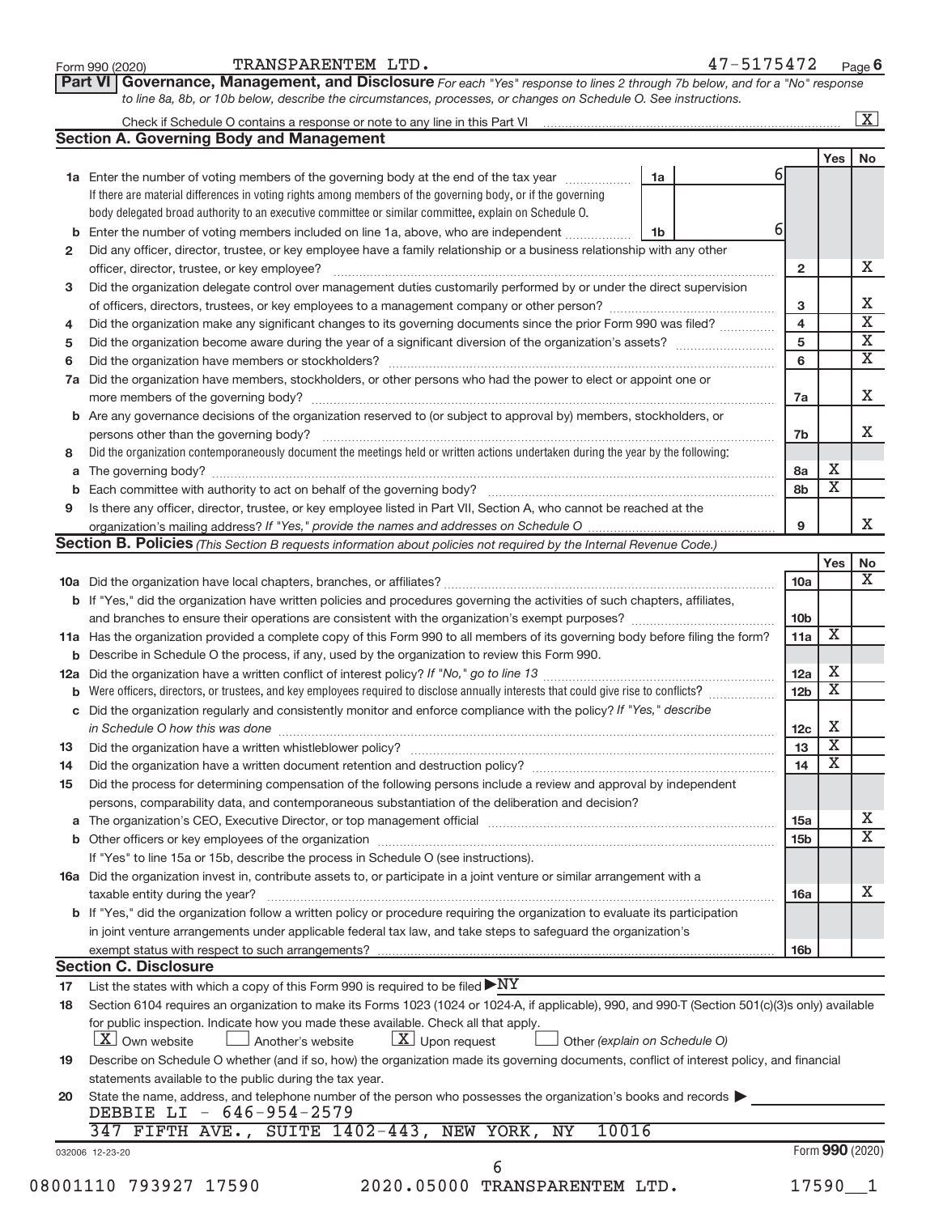Form 990 (2020) TRANSPARENTEM LTD. 47-5175472 Page 6

**Part VI Governance, Management, and Disclosure** *For each "Yes" response to lines 2 through 7b below, and for a "No" response to line 8a, 8b, or 10b below, describe the circumstances, processes, or changes on Schedule O. See instructions.*

Check if Schedule O contains a response or note to any line in this Part VI ..... [X]

## Section A. Governing Body and Management

| | | | | Yes | No |
|---|---|---|---|---|---|
| **1a** | Enter the number of voting members of the governing body at the end of the tax year ..... **1a** 6. If there are material differences in voting rights among members of the governing body, or if the governing body delegated broad authority to an executive committee or similar committee, explain on Schedule O. | | | | |
| **b** | Enter the number of voting members included on line 1a, above, who are independent ..... **1b** 6 | | | | |
| **2** | Did any officer, director, trustee, or key employee have a family relationship or a business relationship with any other officer, director, trustee, or key employee? | **2** | | | X |
| **3** | Did the organization delegate control over management duties customarily performed by or under the direct supervision of officers, directors, trustees, or key employees to a management company or other person? | **3** | | | X |
| **4** | Did the organization make any significant changes to its governing documents since the prior Form 990 was filed? | **4** | | | X |
| **5** | Did the organization become aware during the year of a significant diversion of the organization's assets? | **5** | | | X |
| **6** | Did the organization have members or stockholders? | **6** | | | X |
| **7a** | Did the organization have members, stockholders, or other persons who had the power to elect or appoint one or more members of the governing body? | **7a** | | | X |
| **b** | Are any governance decisions of the organization reserved to (or subject to approval by) members, stockholders, or persons other than the governing body? | **7b** | | | X |
| **8** | Did the organization contemporaneously document the meetings held or written actions undertaken during the year by the following: | | | | |
| **a** | The governing body? | **8a** | | X | |
| **b** | Each committee with authority to act on behalf of the governing body? | **8b** | | X | |
| **9** | Is there any officer, director, trustee, or key employee listed in Part VII, Section A, who cannot be reached at the organization's mailing address? *If "Yes," provide the names and addresses on Schedule O* | **9** | | | X |

## Section B. Policies *(This Section B requests information about policies not required by the Internal Revenue Code.)*

| | | | Yes | No |
|---|---|---|---|---|
| **10a** | Did the organization have local chapters, branches, or affiliates? | **10a** | | X |
| **b** | If "Yes," did the organization have written policies and procedures governing the activities of such chapters, affiliates, and branches to ensure their operations are consistent with the organization's exempt purposes? | **10b** | | |
| **11a** | Has the organization provided a complete copy of this Form 990 to all members of its governing body before filing the form? | **11a** | X | |
| **b** | Describe in Schedule O the process, if any, used by the organization to review this Form 990. | | | |
| **12a** | Did the organization have a written conflict of interest policy? *If "No," go to line 13* | **12a** | X | |
| **b** | Were officers, directors, or trustees, and key employees required to disclose annually interests that could give rise to conflicts? | **12b** | X | |
| **c** | Did the organization regularly and consistently monitor and enforce compliance with the policy? *If "Yes," describe in Schedule O how this was done* | **12c** | X | |
| **13** | Did the organization have a written whistleblower policy? | **13** | X | |
| **14** | Did the organization have a written document retention and destruction policy? | **14** | X | |
| **15** | Did the process for determining compensation of the following persons include a review and approval by independent persons, comparability data, and contemporaneous substantiation of the deliberation and decision? | | | |
| **a** | The organization's CEO, Executive Director, or top management official | **15a** | | X |
| **b** | Other officers or key employees of the organization | **15b** | | X |
| | If "Yes" to line 15a or 15b, describe the process in Schedule O (see instructions). | | | |
| **16a** | Did the organization invest in, contribute assets to, or participate in a joint venture or similar arrangement with a taxable entity during the year? | **16a** | | X |
| **b** | If "Yes," did the organization follow a written policy or procedure requiring the organization to evaluate its participation in joint venture arrangements under applicable federal tax law, and take steps to safeguard the organization's exempt status with respect to such arrangements? | **16b** | | |

## Section C. Disclosure

**17** List the states with which a copy of this Form 990 is required to be filed ▶NY

**18** Section 6104 requires an organization to make its Forms 1023 (1024 or 1024-A, if applicable), 990, and 990-T (Section 501(c)(3)s only) available for public inspection. Indicate how you made these available. Check all that apply.

[X] Own website [ ] Another's website [X] Upon request [ ] Other *(explain on Schedule O)*

**19** Describe on Schedule O whether (and if so, how) the organization made its governing documents, conflict of interest policy, and financial statements available to the public during the tax year.

**20** State the name, address, and telephone number of the person who possesses the organization's books and records ▶

DEBBIE LI - 646-954-2579
347 FIFTH AVE., SUITE 1402-443, NEW YORK, NY 10016

032006 12-23-20 Form **990** (2020)

08001110 793927 17590 2020.05000 TRANSPARENTEM LTD. 17590__1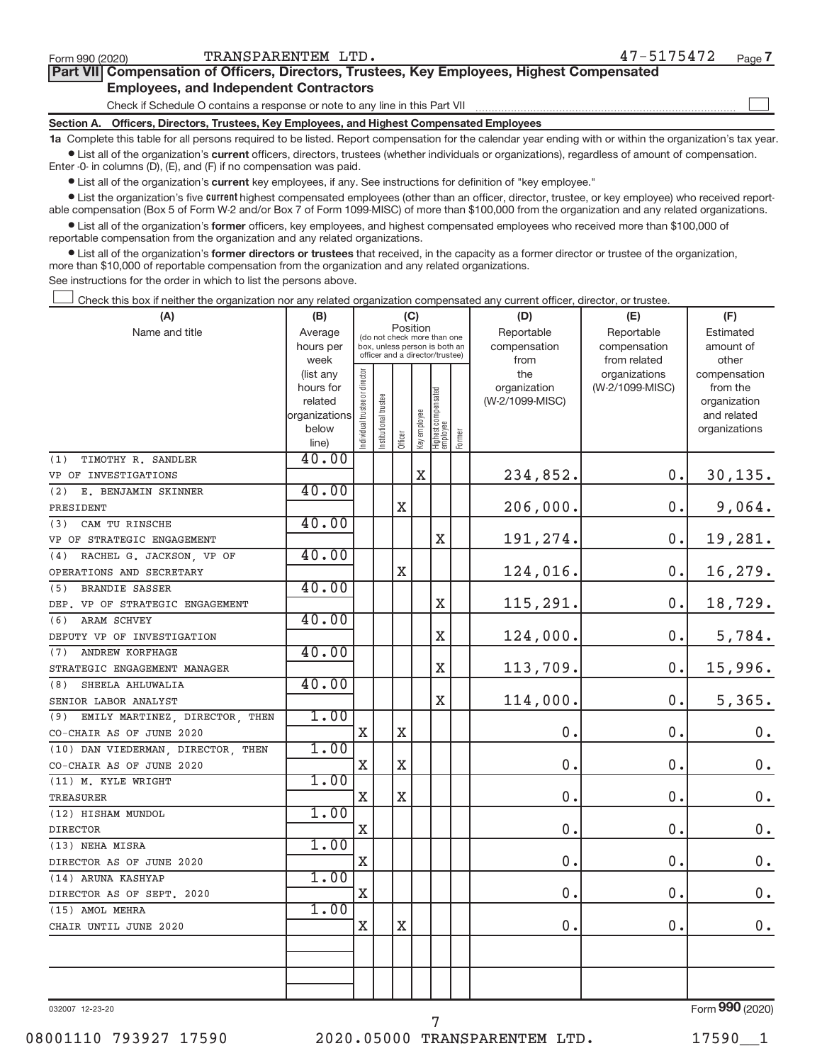Form 990 (2020) TRANSPARENTEM LTD. 47-5175472 Page 7

## Part VII Compensation of Officers, Directors, Trustees, Key Employees, Highest Compensated Employees, and Independent Contractors

Check if Schedule O contains a response or note to any line in this Part VII

### Section A. Officers, Directors, Trustees, Key Employees, and Highest Compensated Employees

**1a** Complete this table for all persons required to be listed. Report compensation for the calendar year ending with or within the organization's tax year.

- List all of the organization's **current** officers, directors, trustees (whether individuals or organizations), regardless of amount of compensation. Enter -0- in columns (D), (E), and (F) if no compensation was paid.
- List all of the organization's **current** key employees, if any. See instructions for definition of "key employee."
- List the organization's five **current** highest compensated employees (other than an officer, director, trustee, or key employee) who received reportable compensation (Box 5 of Form W-2 and/or Box 7 of Form 1099-MISC) of more than $100,000 from the organization and any related organizations.
- List all of the organization's **former** officers, key employees, and highest compensated employees who received more than $100,000 of reportable compensation from the organization and any related organizations.
- List all of the organization's **former directors or trustees** that received, in the capacity as a former director or trustee of the organization, more than $10,000 of reportable compensation from the organization and any related organizations.

See instructions for the order in which to list the persons above.

Check this box if neither the organization nor any related organization compensated any current officer, director, or trustee.

| (A) Name and title | (B) Average hours per week (list any hours for related organizations below line) | (C) Position: Individual trustee or director | Institutional trustee | Officer | Key employee | Highest compensated employee | Former | (D) Reportable compensation from the organization (W-2/1099-MISC) | (E) Reportable compensation from related organizations (W-2/1099-MISC) | (F) Estimated amount of other compensation from the organization and related organizations |
|---|---|---|---|---|---|---|---|---|---|---|
| (1) TIMOTHY R. SANDLER<br>VP OF INVESTIGATIONS | 40.00 | | | | X | | | 234,852. | 0. | 30,135. |
| (2) E. BENJAMIN SKINNER<br>PRESIDENT | 40.00 | | | X | | | | 206,000. | 0. | 9,064. |
| (3) CAM TU RINSCHE<br>VP OF STRATEGIC ENGAGEMENT | 40.00 | | | | | X | | 191,274. | 0. | 19,281. |
| (4) RACHEL G. JACKSON, VP OF OPERATIONS AND SECRETARY | 40.00 | | | X | | | | 124,016. | 0. | 16,279. |
| (5) BRANDIE SASSER<br>DEP. VP OF STRATEGIC ENGAGEMENT | 40.00 | | | | | X | | 115,291. | 0. | 18,729. |
| (6) ARAM SCHVEY<br>DEPUTY VP OF INVESTIGATION | 40.00 | | | | | X | | 124,000. | 0. | 5,784. |
| (7) ANDREW KORFHAGE<br>STRATEGIC ENGAGEMENT MANAGER | 40.00 | | | | | X | | 113,709. | 0. | 15,996. |
| (8) SHEELA AHLUWALIA<br>SENIOR LABOR ANALYST | 40.00 | | | | | X | | 114,000. | 0. | 5,365. |
| (9) EMILY MARTINEZ, DIRECTOR, THEN CO-CHAIR AS OF JUNE 2020 | 1.00 | X | | X | | | | 0. | 0. | 0. |
| (10) DAN VIEDERMAN, DIRECTOR, THEN CO-CHAIR AS OF JUNE 2020 | 1.00 | X | | X | | | | 0. | 0. | 0. |
| (11) M. KYLE WRIGHT<br>TREASURER | 1.00 | X | | X | | | | 0. | 0. | 0. |
| (12) HISHAM MUNDOL<br>DIRECTOR | 1.00 | X | | | | | | 0. | 0. | 0. |
| (13) NEHA MISRA<br>DIRECTOR AS OF JUNE 2020 | 1.00 | X | | | | | | 0. | 0. | 0. |
| (14) ARUNA KASHYAP<br>DIRECTOR AS OF SEPT. 2020 | 1.00 | X | | | | | | 0. | 0. | 0. |
| (15) AMOL MEHRA<br>CHAIR UNTIL JUNE 2020 | 1.00 | X | | X | | | | 0. | 0. | 0. |

032007 12-23-20

Form 990 (2020)

08001110 793927 17590 2020.05000 TRANSPARENTEM LTD. 17590__1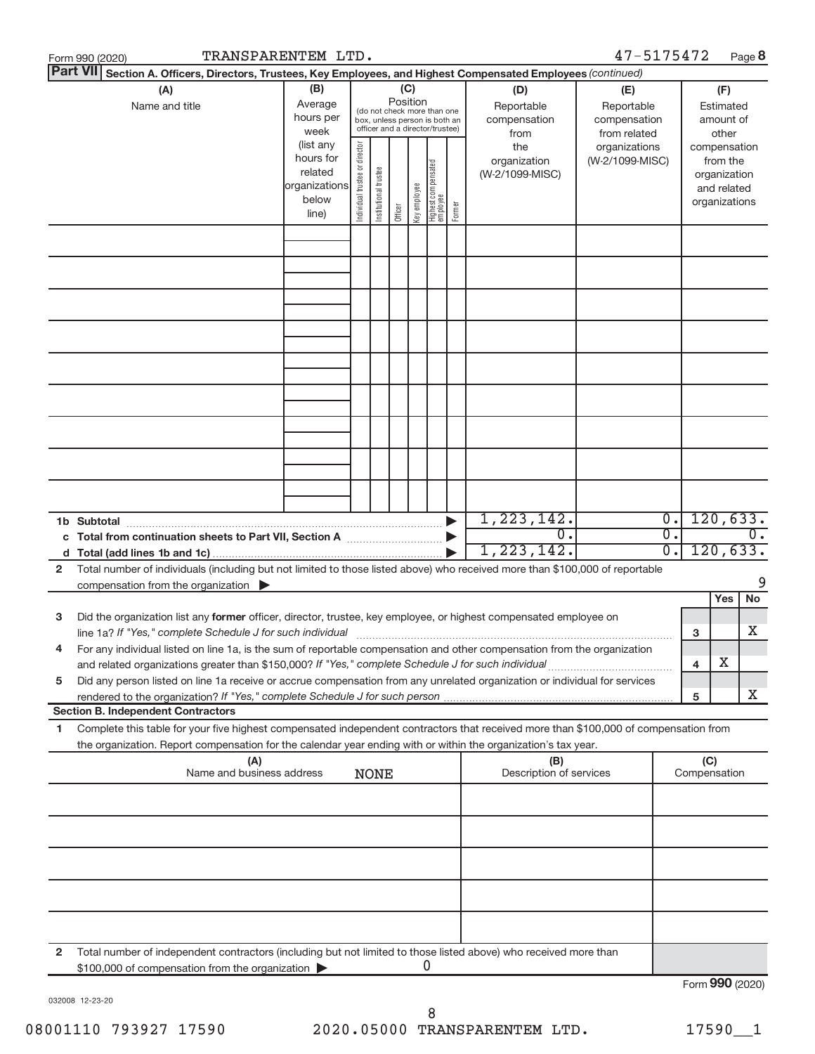Form 990 (2020) TRANSPARENTEM LTD. 47-5175472 Page 8

**Part VII** **Section A. Officers, Directors, Trustees, Key Employees, and Highest Compensated Employees** *(continued)*

| (A) Name and title | (B) Average hours per week (list any hours for related organizations below line) | (C) Position (do not check more than one box, unless person is both an officer and a director/trustee): Individual trustee or director | Institutional trustee | Officer | Key employee | Highest compensated employee | Former | (D) Reportable compensation from the organization (W-2/1099-MISC) | (E) Reportable compensation from related organizations (W-2/1099-MISC) | (F) Estimated amount of other compensation from the organization and related organizations |
|---|---|---|---|---|---|---|---|---|---|---|
| | | | | | | | | | | |
| | | | | | | | | | | |
| | | | | | | | | | | |
| | | | | | | | | | | |
| | | | | | | | | | | |
| | | | | | | | | | | |
| | | | | | | | | | | |
| | | | | | | | | | | |
| | | | | | | | | | | |
| **1b Subtotal** | | | | | | | | 1,223,142. | 0. | 120,633. |
| **c Total from continuation sheets to Part VII, Section A** | | | | | | | | 0. | 0. | 0. |
| **d Total (add lines 1b and 1c)** | | | | | | | | 1,223,142. | 0. | 120,633. |

**2** Total number of individuals (including but not limited to those listed above) who received more than $100,000 of reportable compensation from the organization ▶ 9

| | | | Yes | No |
|---|---|---|---|---|
| **3** | Did the organization list any **former** officer, director, trustee, key employee, or highest compensated employee on line 1a? *If "Yes," complete Schedule J for such individual* | 3 | | X |
| **4** | For any individual listed on line 1a, is the sum of reportable compensation and other compensation from the organization and related organizations greater than $150,000? *If "Yes," complete Schedule J for such individual* | 4 | X | |
| **5** | Did any person listed on line 1a receive or accrue compensation from any unrelated organization or individual for services rendered to the organization? *If "Yes," complete Schedule J for such person* | 5 | | X |

**Section B. Independent Contractors**

**1** Complete this table for your five highest compensated independent contractors that received more than $100,000 of compensation from the organization. Report compensation for the calendar year ending with or within the organization's tax year.

| (A) Name and business address NONE | (B) Description of services | (C) Compensation |
|---|---|---|
| | | |
| | | |
| | | |
| | | |
| | | |

**2** Total number of independent contractors (including but not limited to those listed above) who received more than $100,000 of compensation from the organization ▶ 0

Form **990** (2020)

032008 12-23-20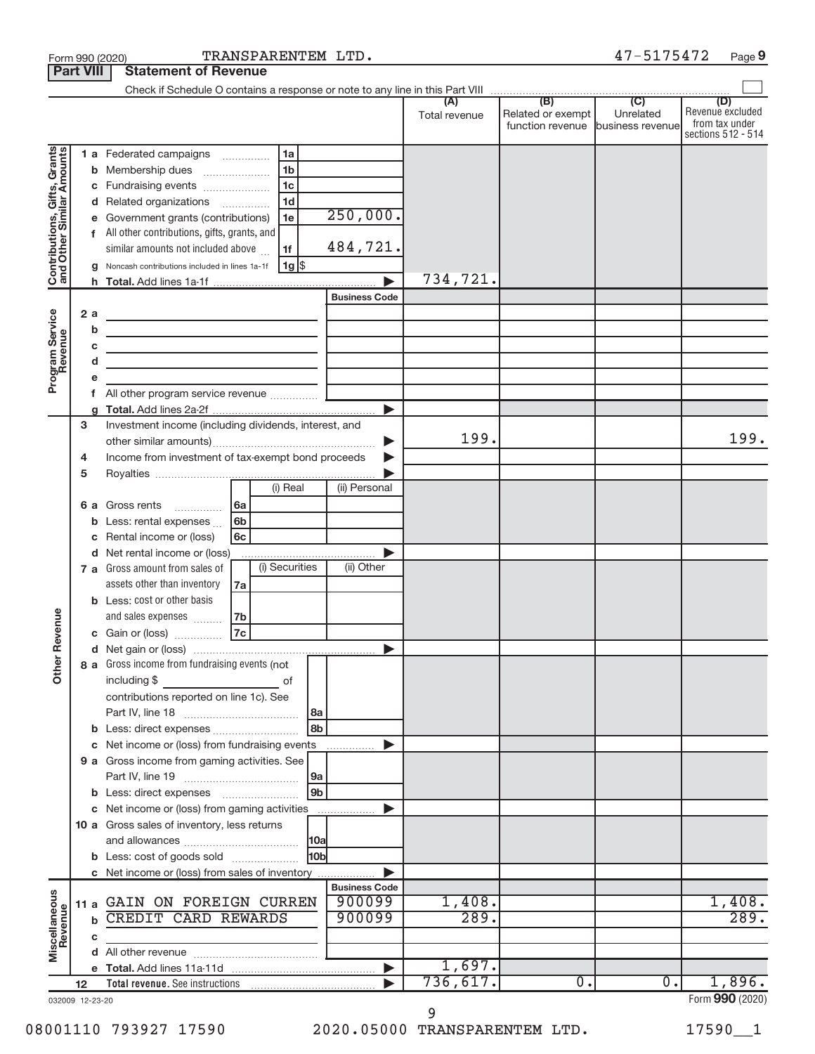Form 990 (2020) TRANSPARENTEM LTD. 47-5175472 Page 9

**Part VIII** **Statement of Revenue**

Check if Schedule O contains a response or note to any line in this Part VIII

| | | | | (A) Total revenue | (B) Related or exempt function revenue | (C) Unrelated business revenue | (D) Revenue excluded from tax under sections 512 - 514 |
|---|---|---|---|---|---|---|---|
| **Contributions, Gifts, Grants and Other Similar Amounts** | 1 a | Federated campaigns | 1a | | | | |
| | b | Membership dues | 1b | | | | |
| | c | Fundraising events | 1c | | | | |
| | d | Related organizations | 1d | | | | |
| | e | Government grants (contributions) | 1e 250,000. | | | | |
| | f | All other contributions, gifts, grants, and similar amounts not included above | 1f 484,721. | | | | |
| | g | Noncash contributions included in lines 1a-1f | 1g $ | | | | |
| | h | **Total.** Add lines 1a-1f | | 734,721. | | | |
| **Program Service Revenue** | | | **Business Code** | | | | |
| | 2 a | | | | | | |
| | b | | | | | | |
| | c | | | | | | |
| | d | | | | | | |
| | e | | | | | | |
| | f | All other program service revenue | | | | | |
| | g | **Total.** Add lines 2a-2f | | | | | |
| **Other Revenue** | 3 | Investment income (including dividends, interest, and other similar amounts) | | 199. | | | 199. |
| | 4 | Income from investment of tax-exempt bond proceeds | | | | | |
| | 5 | Royalties | | | | | |
| | | | (i) Real / (ii) Personal | | | | |
| | 6 a | Gross rents | 6a | | | | |
| | b | Less: rental expenses | 6b | | | | |
| | c | Rental income or (loss) | 6c | | | | |
| | d | Net rental income or (loss) | | | | | |
| | | | (i) Securities / (ii) Other | | | | |
| | 7 a | Gross amount from sales of assets other than inventory | 7a | | | | |
| | b | Less: cost or other basis and sales expenses | 7b | | | | |
| | c | Gain or (loss) | 7c | | | | |
| | d | Net gain or (loss) | | | | | |
| | 8 a | Gross income from fundraising events (not including $ of contributions reported on line 1c). See Part IV, line 18 | 8a | | | | |
| | b | Less: direct expenses | 8b | | | | |
| | c | Net income or (loss) from fundraising events | | | | | |
| | 9 a | Gross income from gaming activities. See Part IV, line 19 | 9a | | | | |
| | b | Less: direct expenses | 9b | | | | |
| | c | Net income or (loss) from gaming activities | | | | | |
| | 10 a | Gross sales of inventory, less returns and allowances | 10a | | | | |
| | b | Less: cost of goods sold | 10b | | | | |
| | c | Net income or (loss) from sales of inventory | | | | | |
| **Miscellaneous Revenue** | | | **Business Code** | | | | |
| | 11 a | GAIN ON FOREIGN CURREN | 900099 | 1,408. | | | 1,408. |
| | b | CREDIT CARD REWARDS | 900099 | 289. | | | 289. |
| | c | | | | | | |
| | d | All other revenue | | | | | |
| | e | **Total.** Add lines 11a-11d | | 1,697. | | | |
| | 12 | **Total revenue.** See instructions | | 736,617. | 0. | 0. | 1,896. |

032009 12-23-20

Form **990** (2020)

08001110 793927 17590 2020.05000 TRANSPARENTEM LTD. 17590__1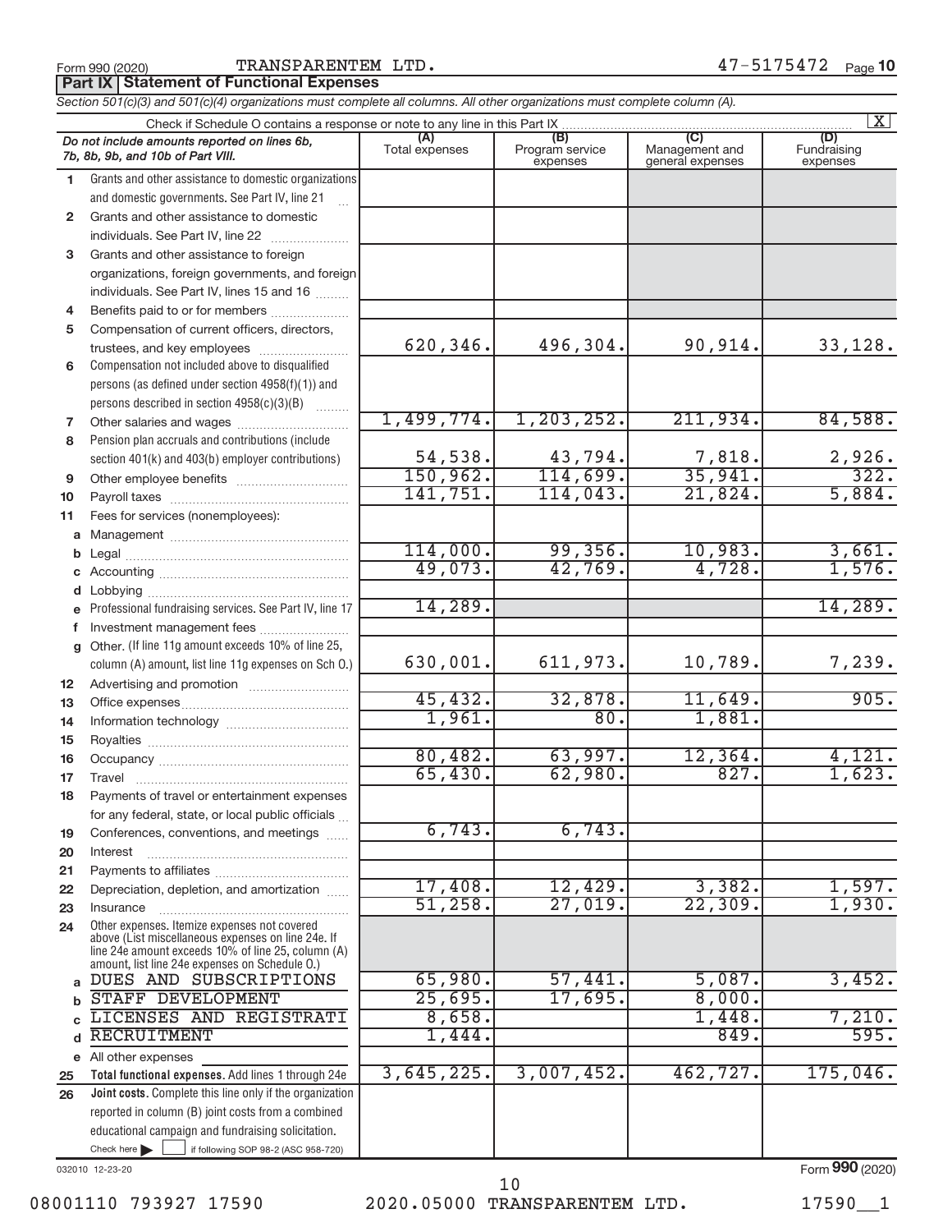Form 990 (2020) TRANSPARENTEM LTD. 47-5175472 Page 10

**Part IX | Statement of Functional Expenses**

*Section 501(c)(3) and 501(c)(4) organizations must complete all columns. All other organizations must complete column (A).*

Check if Schedule O contains a response or note to any line in this Part IX [X]

| | *Do not include amounts reported on lines 6b, 7b, 8b, 9b, and 10b of Part VIII.* | (A) Total expenses | (B) Program service expenses | (C) Management and general expenses | (D) Fundraising expenses |
|---|---|---|---|---|---|
| 1 | Grants and other assistance to domestic organizations and domestic governments. See Part IV, line 21 | | | | |
| 2 | Grants and other assistance to domestic individuals. See Part IV, line 22 | | | | |
| 3 | Grants and other assistance to foreign organizations, foreign governments, and foreign individuals. See Part IV, lines 15 and 16 | | | | |
| 4 | Benefits paid to or for members | | | | |
| 5 | Compensation of current officers, directors, trustees, and key employees | 620,346. | 496,304. | 90,914. | 33,128. |
| 6 | Compensation not included above to disqualified persons (as defined under section 4958(f)(1)) and persons described in section 4958(c)(3)(B) | | | | |
| 7 | Other salaries and wages | 1,499,774. | 1,203,252. | 211,934. | 84,588. |
| 8 | Pension plan accruals and contributions (include section 401(k) and 403(b) employer contributions) | 54,538. | 43,794. | 7,818. | 2,926. |
| 9 | Other employee benefits | 150,962. | 114,699. | 35,941. | 322. |
| 10 | Payroll taxes | 141,751. | 114,043. | 21,824. | 5,884. |
| 11 | Fees for services (nonemployees): | | | | |
| a | Management | | | | |
| b | Legal | 114,000. | 99,356. | 10,983. | 3,661. |
| c | Accounting | 49,073. | 42,769. | 4,728. | 1,576. |
| d | Lobbying | | | | |
| e | Professional fundraising services. See Part IV, line 17 | 14,289. | | | 14,289. |
| f | Investment management fees | | | | |
| g | Other. (If line 11g amount exceeds 10% of line 25, column (A) amount, list line 11g expenses on Sch O.) | 630,001. | 611,973. | 10,789. | 7,239. |
| 12 | Advertising and promotion | | | | |
| 13 | Office expenses | 45,432. | 32,878. | 11,649. | 905. |
| 14 | Information technology | 1,961. | 80. | 1,881. | |
| 15 | Royalties | | | | |
| 16 | Occupancy | 80,482. | 63,997. | 12,364. | 4,121. |
| 17 | Travel | 65,430. | 62,980. | 827. | 1,623. |
| 18 | Payments of travel or entertainment expenses for any federal, state, or local public officials | | | | |
| 19 | Conferences, conventions, and meetings | 6,743. | 6,743. | | |
| 20 | Interest | | | | |
| 21 | Payments to affiliates | | | | |
| 22 | Depreciation, depletion, and amortization | 17,408. | 12,429. | 3,382. | 1,597. |
| 23 | Insurance | 51,258. | 27,019. | 22,309. | 1,930. |
| 24 | Other expenses. Itemize expenses not covered above (List miscellaneous expenses on line 24e. If line 24e amount exceeds 10% of line 25, column (A) amount, list line 24e expenses on Schedule O.) | | | | |
| a | DUES AND SUBSCRIPTIONS | 65,980. | 57,441. | 5,087. | 3,452. |
| b | STAFF DEVELOPMENT | 25,695. | 17,695. | 8,000. | |
| c | LICENSES AND REGISTRATI | 8,658. | | 1,448. | 7,210. |
| d | RECRUITMENT | 1,444. | | 849. | 595. |
| e | All other expenses | | | | |
| 25 | **Total functional expenses.** Add lines 1 through 24e | 3,645,225. | 3,007,452. | 462,727. | 175,046. |
| 26 | **Joint costs.** Complete this line only if the organization reported in column (B) joint costs from a combined educational campaign and fundraising solicitation. Check here [ ] if following SOP 98-2 (ASC 958-720) | | | | |

032010 12-23-20

Form **990** (2020)

08001110 793927 17590 2020.05000 TRANSPARENTEM LTD. 17590__1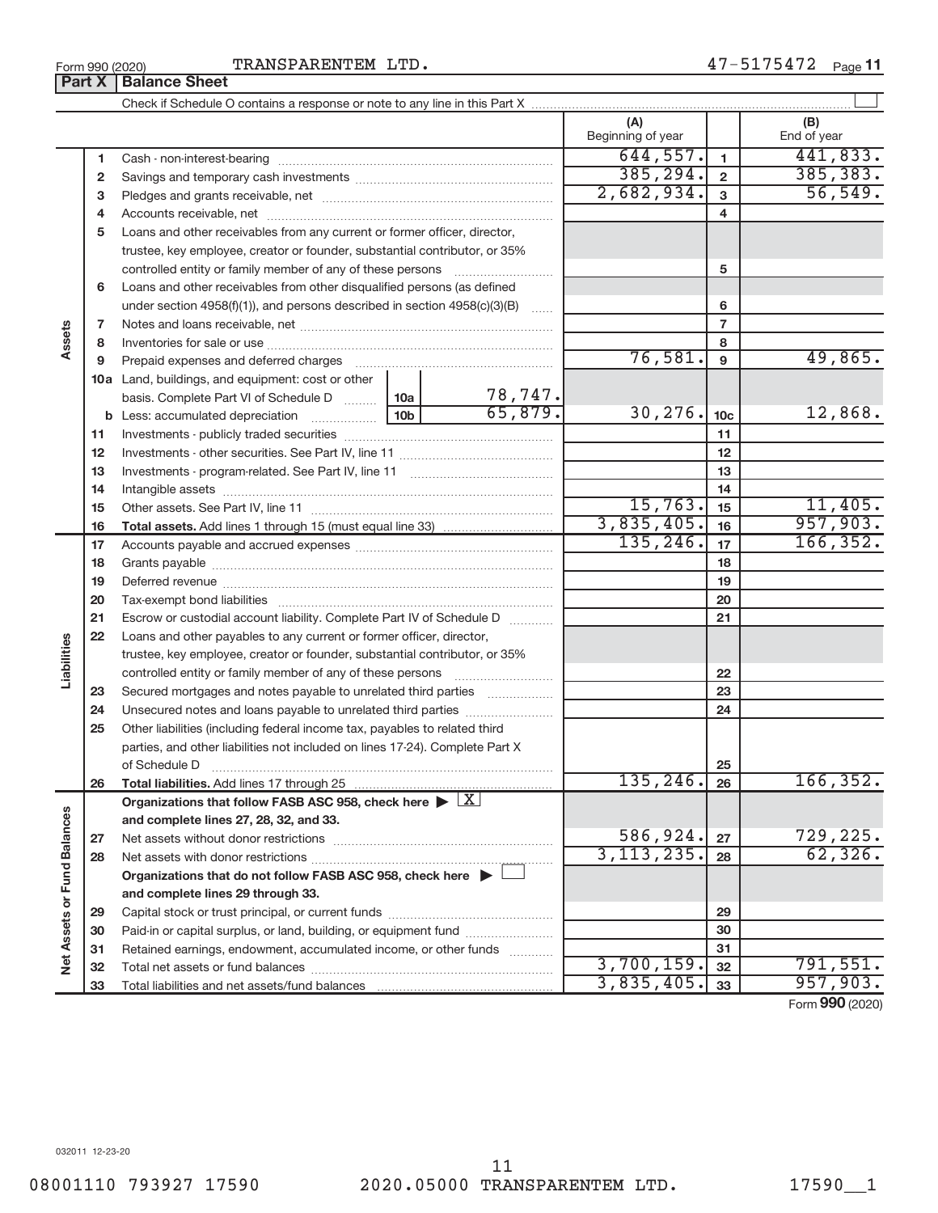Form 990 (2020) TRANSPARENTEM LTD. 47-5175472

## Part X | Balance Sheet

Check if Schedule O contains a response or note to any line in this Part X

| | | | (A) Beginning of year | | (B) End of year |
|---|---|---|---|---|---|
| Assets | 1 | Cash - non-interest-bearing | 644,557. | 1 | 441,833. |
| | 2 | Savings and temporary cash investments | 385,294. | 2 | 385,383. |
| | 3 | Pledges and grants receivable, net | 2,682,934. | 3 | 56,549. |
| | 4 | Accounts receivable, net | | 4 | |
| | 5 | Loans and other receivables from any current or former officer, director, trustee, key employee, creator or founder, substantial contributor, or 35% controlled entity or family member of any of these persons | | 5 | |
| | 6 | Loans and other receivables from other disqualified persons (as defined under section 4958(f)(1)), and persons described in section 4958(c)(3)(B) | | 6 | |
| | 7 | Notes and loans receivable, net | | 7 | |
| | 8 | Inventories for sale or use | | 8 | |
| | 9 | Prepaid expenses and deferred charges | 76,581. | 9 | 49,865. |
| | 10a | Land, buildings, and equipment: cost or other basis. Complete Part VI of Schedule D — 10a: 78,747. | | | |
| | b | Less: accumulated depreciation — 10b: 65,879. | 30,276. | 10c | 12,868. |
| | 11 | Investments - publicly traded securities | | 11 | |
| | 12 | Investments - other securities. See Part IV, line 11 | | 12 | |
| | 13 | Investments - program-related. See Part IV, line 11 | | 13 | |
| | 14 | Intangible assets | | 14 | |
| | 15 | Other assets. See Part IV, line 11 | 15,763. | 15 | 11,405. |
| | 16 | **Total assets.** Add lines 1 through 15 (must equal line 33) | 3,835,405. | 16 | 957,903. |
| Liabilities | 17 | Accounts payable and accrued expenses | 135,246. | 17 | 166,352. |
| | 18 | Grants payable | | 18 | |
| | 19 | Deferred revenue | | 19 | |
| | 20 | Tax-exempt bond liabilities | | 20 | |
| | 21 | Escrow or custodial account liability. Complete Part IV of Schedule D | | 21 | |
| | 22 | Loans and other payables to any current or former officer, director, trustee, key employee, creator or founder, substantial contributor, or 35% controlled entity or family member of any of these persons | | 22 | |
| | 23 | Secured mortgages and notes payable to unrelated third parties | | 23 | |
| | 24 | Unsecured notes and loans payable to unrelated third parties | | 24 | |
| | 25 | Other liabilities (including federal income tax, payables to related third parties, and other liabilities not included on lines 17-24). Complete Part X of Schedule D | | 25 | |
| | 26 | **Total liabilities.** Add lines 17 through 25 | 135,246. | 26 | 166,352. |
| Net Assets or Fund Balances | | **Organizations that follow FASB ASC 958, check here ▶ [X] and complete lines 27, 28, 32, and 33.** | | | |
| | 27 | Net assets without donor restrictions | 586,924. | 27 | 729,225. |
| | 28 | Net assets with donor restrictions | 3,113,235. | 28 | 62,326. |
| | | **Organizations that do not follow FASB ASC 958, check here ▶ [ ] and complete lines 29 through 33.** | | | |
| | 29 | Capital stock or trust principal, or current funds | | 29 | |
| | 30 | Paid-in or capital surplus, or land, building, or equipment fund | | 30 | |
| | 31 | Retained earnings, endowment, accumulated income, or other funds | | 31 | |
| | 32 | Total net assets or fund balances | 3,700,159. | 32 | 791,551. |
| | 33 | Total liabilities and net assets/fund balances | 3,835,405. | 33 | 957,903. |

Form **990** (2020)

032011 12-23-20

08001110 793927 17590 2020.05000 TRANSPARENTEM LTD. 17590__1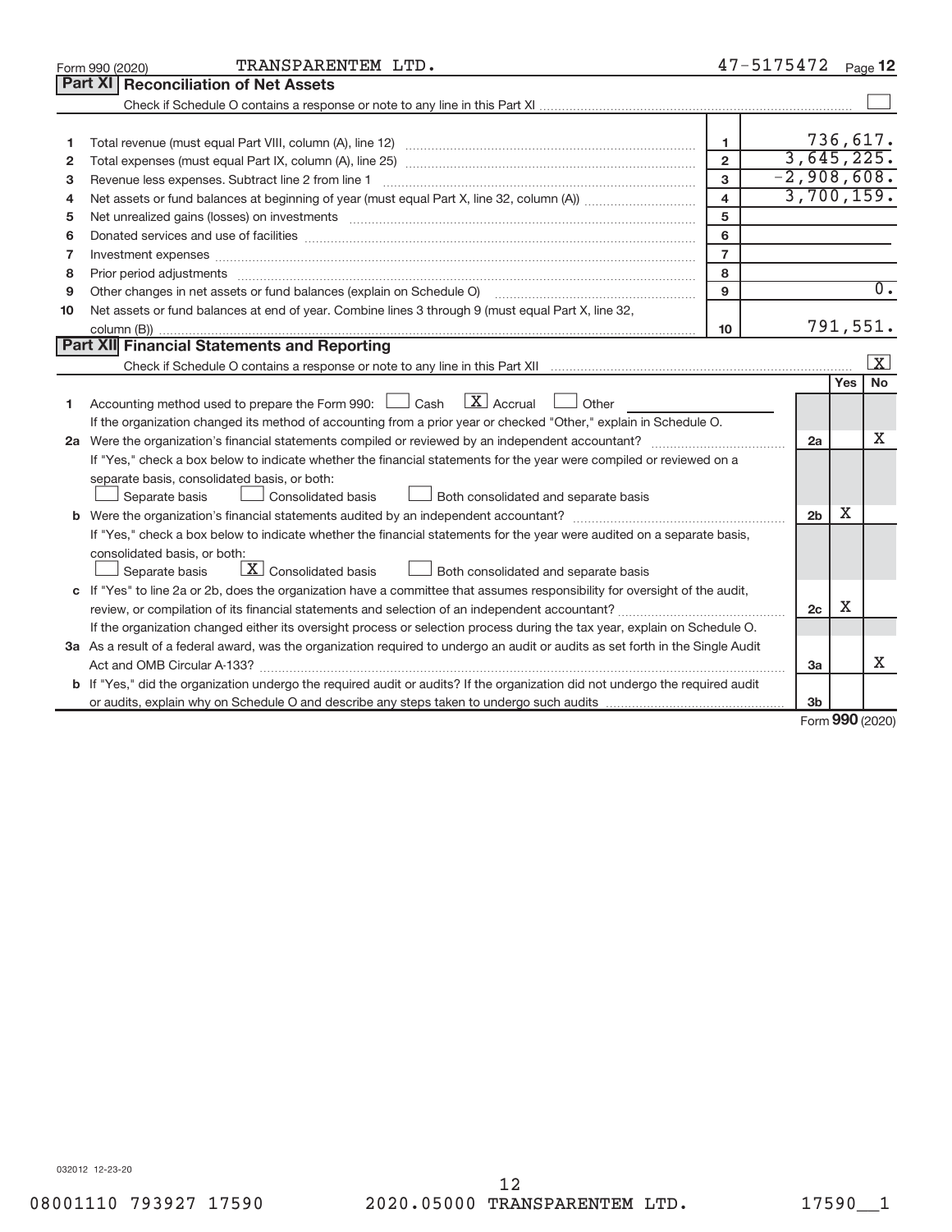Form 990 (2020) TRANSPARENTEM LTD. 47-5175472 Page 12

## Part XI Reconciliation of Net Assets

Check if Schedule O contains a response or note to any line in this Part XI ☐

| | | | |
|---|---|---|---|
| 1 | Total revenue (must equal Part VIII, column (A), line 12) | 1 | 736,617. |
| 2 | Total expenses (must equal Part IX, column (A), line 25) | 2 | 3,645,225. |
| 3 | Revenue less expenses. Subtract line 2 from line 1 | 3 | -2,908,608. |
| 4 | Net assets or fund balances at beginning of year (must equal Part X, line 32, column (A)) | 4 | 3,700,159. |
| 5 | Net unrealized gains (losses) on investments | 5 | |
| 6 | Donated services and use of facilities | 6 | |
| 7 | Investment expenses | 7 | |
| 8 | Prior period adjustments | 8 | |
| 9 | Other changes in net assets or fund balances (explain on Schedule O) | 9 | 0. |
| 10 | Net assets or fund balances at end of year. Combine lines 3 through 9 (must equal Part X, line 32, column (B)) | 10 | 791,551. |

## Part XII Financial Statements and Reporting

Check if Schedule O contains a response or note to any line in this Part XII ☒

| | | | Yes | No |
|---|---|---|---|---|
| 1 | Accounting method used to prepare the Form 990: ☐ Cash ☒ Accrual ☐ Other<br>If the organization changed its method of accounting from a prior year or checked "Other," explain in Schedule O. | | | |
| 2a | Were the organization's financial statements compiled or reviewed by an independent accountant?<br>If "Yes," check a box below to indicate whether the financial statements for the year were compiled or reviewed on a separate basis, consolidated basis, or both:<br>☐ Separate basis ☐ Consolidated basis ☐ Both consolidated and separate basis | 2a | | X |
| b | Were the organization's financial statements audited by an independent accountant?<br>If "Yes," check a box below to indicate whether the financial statements for the year were audited on a separate basis, consolidated basis, or both:<br>☐ Separate basis ☒ Consolidated basis ☐ Both consolidated and separate basis | 2b | X | |
| c | If "Yes" to line 2a or 2b, does the organization have a committee that assumes responsibility for oversight of the audit, review, or compilation of its financial statements and selection of an independent accountant?<br>If the organization changed either its oversight process or selection process during the tax year, explain on Schedule O. | 2c | X | |
| 3a | As a result of a federal award, was the organization required to undergo an audit or audits as set forth in the Single Audit Act and OMB Circular A-133? | 3a | | X |
| b | If "Yes," did the organization undergo the required audit or audits? If the organization did not undergo the required audit or audits, explain why on Schedule O and describe any steps taken to undergo such audits | 3b | | |

Form 990 (2020)

032012 12-23-20

08001110 793927 17590 2020.05000 TRANSPARENTEM LTD. 17590__1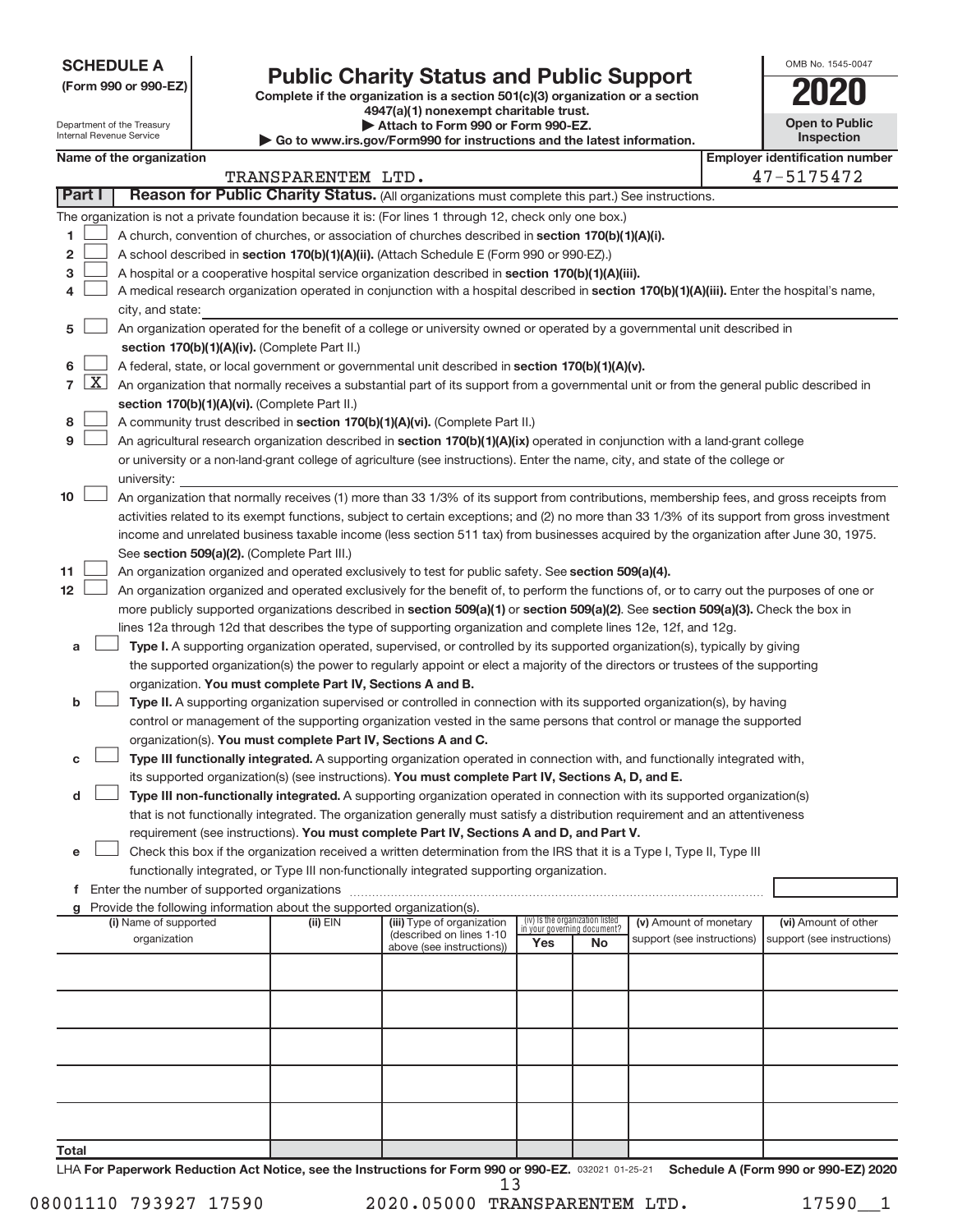**SCHEDULE A**
**(Form 990 or 990-EZ)**

Department of the Treasury
Internal Revenue Service

# Public Charity Status and Public Support

**Complete if the organization is a section 501(c)(3) organization or a section 4947(a)(1) nonexempt charitable trust.**
**▶ Attach to Form 990 or Form 990-EZ.**
**▶ Go to www.irs.gov/Form990 for instructions and the latest information.**

OMB No. 1545-0047
**2020**
**Open to Public Inspection**

**Name of the organization:** TRANSPARENTEM LTD.
**Employer identification number:** 47-5175472

## Part I Reason for Public Charity Status. (All organizations must complete this part.) See instructions.

The organization is not a private foundation because it is: (For lines 1 through 12, check only one box.)

1 ☐ A church, convention of churches, or association of churches described in **section 170(b)(1)(A)(i).**

2 ☐ A school described in **section 170(b)(1)(A)(ii).** (Attach Schedule E (Form 990 or 990-EZ).)

3 ☐ A hospital or a cooperative hospital service organization described in **section 170(b)(1)(A)(iii).**

4 ☐ A medical research organization operated in conjunction with a hospital described in **section 170(b)(1)(A)(iii).** Enter the hospital's name, city, and state:

5 ☐ An organization operated for the benefit of a college or university owned or operated by a governmental unit described in **section 170(b)(1)(A)(iv).** (Complete Part II.)

6 ☐ A federal, state, or local government or governmental unit described in **section 170(b)(1)(A)(v).**

7 ☒ An organization that normally receives a substantial part of its support from a governmental unit or from the general public described in **section 170(b)(1)(A)(vi).** (Complete Part II.)

8 ☐ A community trust described in **section 170(b)(1)(A)(vi).** (Complete Part II.)

9 ☐ An agricultural research organization described in **section 170(b)(1)(A)(ix)** operated in conjunction with a land-grant college or university or a non-land-grant college of agriculture (see instructions). Enter the name, city, and state of the college or university:

10 ☐ An organization that normally receives (1) more than 33 1/3% of its support from contributions, membership fees, and gross receipts from activities related to its exempt functions, subject to certain exceptions; and (2) no more than 33 1/3% of its support from gross investment income and unrelated business taxable income (less section 511 tax) from businesses acquired by the organization after June 30, 1975. See **section 509(a)(2).** (Complete Part III.)

11 ☐ An organization organized and operated exclusively to test for public safety. See **section 509(a)(4).**

12 ☐ An organization organized and operated exclusively for the benefit of, to perform the functions of, or to carry out the purposes of one or more publicly supported organizations described in **section 509(a)(1)** or **section 509(a)(2).** See **section 509(a)(3).** Check the box in lines 12a through 12d that describes the type of supporting organization and complete lines 12e, 12f, and 12g.

a ☐ **Type I.** A supporting organization operated, supervised, or controlled by its supported organization(s), typically by giving the supported organization(s) the power to regularly appoint or elect a majority of the directors or trustees of the supporting organization. **You must complete Part IV, Sections A and B.**

b ☐ **Type II.** A supporting organization supervised or controlled in connection with its supported organization(s), by having control or management of the supporting organization vested in the same persons that control or manage the supported organization(s). **You must complete Part IV, Sections A and C.**

c ☐ **Type III functionally integrated.** A supporting organization operated in connection with, and functionally integrated with, its supported organization(s) (see instructions). **You must complete Part IV, Sections A, D, and E.**

d ☐ **Type III non-functionally integrated.** A supporting organization operated in connection with its supported organization(s) that is not functionally integrated. The organization generally must satisfy a distribution requirement and an attentiveness requirement (see instructions). **You must complete Part IV, Sections A and D, and Part V.**

e ☐ Check this box if the organization received a written determination from the IRS that it is a Type I, Type II, Type III functionally integrated, or Type III non-functionally integrated supporting organization.

f Enter the number of supported organizations

g Provide the following information about the supported organization(s).

| (i) Name of supported organization | (ii) EIN | (iii) Type of organization (described on lines 1-10 above (see instructions)) | (iv) Is the organization listed in your governing document? Yes | No | (v) Amount of monetary support (see instructions) | (vi) Amount of other support (see instructions) |
|---|---|---|---|---|---|---|
| | | | | | | |
| | | | | | | |
| | | | | | | |
| | | | | | | |
| | | | | | | |
| **Total** | | | | | | |

LHA **For Paperwork Reduction Act Notice, see the Instructions for Form 990 or 990-EZ.** 032021 01-25-21 **Schedule A (Form 990 or 990-EZ) 2020**

08001110 793927 17590 2020.05000 TRANSPARENTEM LTD. 17590__1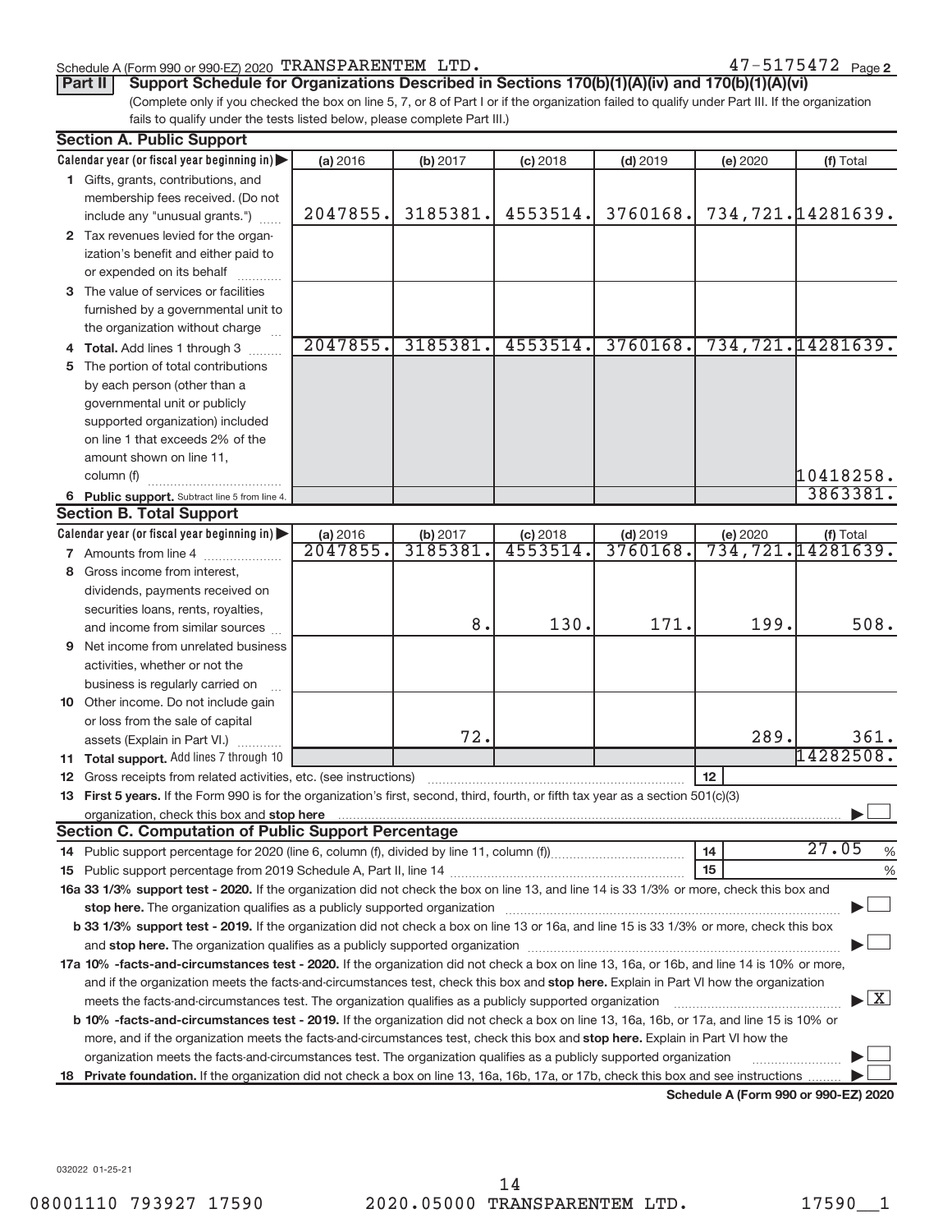Schedule A (Form 990 or 990-EZ) 2020 TRANSPARENTEM LTD. 47-5175472 Page 2

**Part II** **Support Schedule for Organizations Described in Sections 170(b)(1)(A)(iv) and 170(b)(1)(A)(vi)**

(Complete only if you checked the box on line 5, 7, or 8 of Part I or if the organization failed to qualify under Part III. If the organization fails to qualify under the tests listed below, please complete Part III.)

**Section A. Public Support**

| Calendar year (or fiscal year beginning in) | (a) 2016 | (b) 2017 | (c) 2018 | (d) 2019 | (e) 2020 | (f) Total |
|---|---|---|---|---|---|---|
| 1 Gifts, grants, contributions, and membership fees received. (Do not include any "unusual grants.") | 2047855. | 3185381. | 4553514. | 3760168. | 734,721. | 14281639. |
| 2 Tax revenues levied for the organization's benefit and either paid to or expended on its behalf | | | | | | |
| 3 The value of services or facilities furnished by a governmental unit to the organization without charge | | | | | | |
| 4 Total. Add lines 1 through 3 | 2047855. | 3185381. | 4553514. | 3760168. | 734,721. | 14281639. |
| 5 The portion of total contributions by each person (other than a governmental unit or publicly supported organization) included on line 1 that exceeds 2% of the amount shown on line 11, column (f) | | | | | | 10418258. |
| 6 Public support. Subtract line 5 from line 4. | | | | | | 3863381. |

**Section B. Total Support**

| Calendar year (or fiscal year beginning in) | (a) 2016 | (b) 2017 | (c) 2018 | (d) 2019 | (e) 2020 | (f) Total |
|---|---|---|---|---|---|---|
| 7 Amounts from line 4 | 2047855. | 3185381. | 4553514. | 3760168. | 734,721. | 14281639. |
| 8 Gross income from interest, dividends, payments received on securities loans, rents, royalties, and income from similar sources | | 8. | 130. | 171. | 199. | 508. |
| 9 Net income from unrelated business activities, whether or not the business is regularly carried on | | | | | | |
| 10 Other income. Do not include gain or loss from the sale of capital assets (Explain in Part VI.) | | 72. | | | 289. | 361. |
| 11 Total support. Add lines 7 through 10 | | | | | | 14282508. |

12 Gross receipts from related activities, etc. (see instructions) | 12 |

13 **First 5 years.** If the Form 990 is for the organization's first, second, third, fourth, or fifth tax year as a section 501(c)(3) organization, check this box and **stop here** ☐

**Section C. Computation of Public Support Percentage**

14 Public support percentage for 2020 (line 6, column (f), divided by line 11, column (f)) | 14 | 27.05 %

15 Public support percentage from 2019 Schedule A, Part II, line 14 | 15 | %

16a **33 1/3% support test - 2020.** If the organization did not check the box on line 13, and line 14 is 33 1/3% or more, check this box and **stop here.** The organization qualifies as a publicly supported organization ☐

b **33 1/3% support test - 2019.** If the organization did not check a box on line 13 or 16a, and line 15 is 33 1/3% or more, check this box and **stop here.** The organization qualifies as a publicly supported organization ☐

17a **10% -facts-and-circumstances test - 2020.** If the organization did not check a box on line 13, 16a, or 16b, and line 14 is 10% or more, and if the organization meets the facts-and-circumstances test, check this box and **stop here.** Explain in Part VI how the organization meets the facts-and-circumstances test. The organization qualifies as a publicly supported organization ☒

b **10% -facts-and-circumstances test - 2019.** If the organization did not check a box on line 13, 16a, 16b, or 17a, and line 15 is 10% or more, and if the organization meets the facts-and-circumstances test, check this box and **stop here.** Explain in Part VI how the organization meets the facts-and-circumstances test. The organization qualifies as a publicly supported organization ☐

18 **Private foundation.** If the organization did not check a box on line 13, 16a, 16b, 17a, or 17b, check this box and see instructions ☐

**Schedule A (Form 990 or 990-EZ) 2020**

032022 01-25-21

08001110 793927 17590 2020.05000 TRANSPARENTEM LTD. 17590__1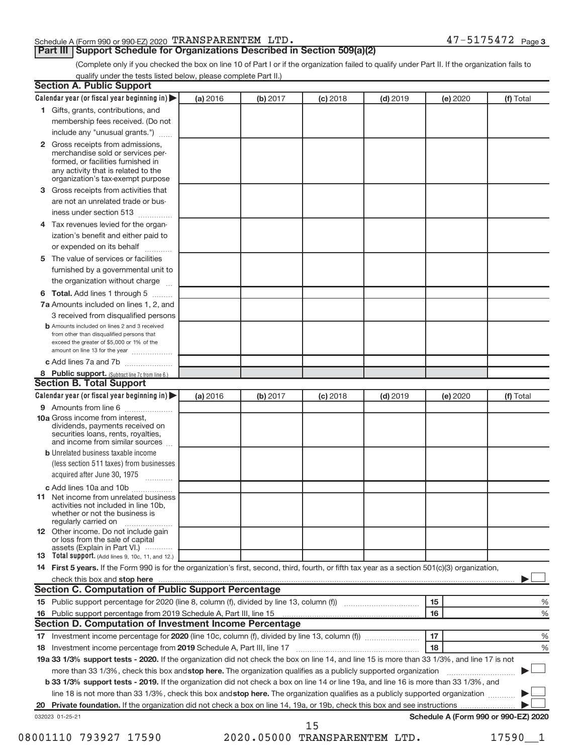Schedule A (Form 990 or 990-EZ) 2020 TRANSPARENTEM LTD. 47-5175472 Page 3

## Part III Support Schedule for Organizations Described in Section 509(a)(2)

(Complete only if you checked the box on line 10 of Part I or if the organization failed to qualify under Part II. If the organization fails to qualify under the tests listed below, please complete Part II.)

### Section A. Public Support

| Calendar year (or fiscal year beginning in) ▶ | (a) 2016 | (b) 2017 | (c) 2018 | (d) 2019 | (e) 2020 | (f) Total |
|---|---|---|---|---|---|---|
| 1 Gifts, grants, contributions, and membership fees received. (Do not include any "unusual grants.") | | | | | | |
| 2 Gross receipts from admissions, merchandise sold or services performed, or facilities furnished in any activity that is related to the organization's tax-exempt purpose | | | | | | |
| 3 Gross receipts from activities that are not an unrelated trade or business under section 513 | | | | | | |
| 4 Tax revenues levied for the organization's benefit and either paid to or expended on its behalf | | | | | | |
| 5 The value of services or facilities furnished by a governmental unit to the organization without charge | | | | | | |
| 6 **Total.** Add lines 1 through 5 | | | | | | |
| 7a Amounts included on lines 1, 2, and 3 received from disqualified persons | | | | | | |
| b Amounts included on lines 2 and 3 received from other than disqualified persons that exceed the greater of $5,000 or 1% of the amount on line 13 for the year | | | | | | |
| c Add lines 7a and 7b | | | | | | |
| 8 **Public support.** (Subtract line 7c from line 6.) | | | | | | |

### Section B. Total Support

| Calendar year (or fiscal year beginning in) ▶ | (a) 2016 | (b) 2017 | (c) 2018 | (d) 2019 | (e) 2020 | (f) Total |
|---|---|---|---|---|---|---|
| 9 Amounts from line 6 | | | | | | |
| 10a Gross income from interest, dividends, payments received on securities loans, rents, royalties, and income from similar sources | | | | | | |
| b Unrelated business taxable income (less section 511 taxes) from businesses acquired after June 30, 1975 | | | | | | |
| c Add lines 10a and 10b | | | | | | |
| 11 Net income from unrelated business activities not included in line 10b, whether or not the business is regularly carried on | | | | | | |
| 12 Other income. Do not include gain or loss from the sale of capital assets (Explain in Part VI.) | | | | | | |
| 13 **Total support.** (Add lines 9, 10c, 11, and 12.) | | | | | | |

14 **First 5 years.** If the Form 990 is for the organization's first, second, third, fourth, or fifth tax year as a section 501(c)(3) organization, check this box and **stop here** ▶ ☐

### Section C. Computation of Public Support Percentage

| | | | |
|---|---|---|---|
| 15 | Public support percentage for 2020 (line 8, column (f), divided by line 13, column (f)) | 15 | % |
| 16 | Public support percentage from 2019 Schedule A, Part III, line 15 | 16 | % |

### Section D. Computation of Investment Income Percentage

| | | | |
|---|---|---|---|
| 17 | Investment income percentage for **2020** (line 10c, column (f), divided by line 13, column (f)) | 17 | % |
| 18 | Investment income percentage from **2019** Schedule A, Part III, line 17 | 18 | % |

19a **33 1/3% support tests - 2020.** If the organization did not check the box on line 14, and line 15 is more than 33 1/3%, and line 17 is not more than 33 1/3%, check this box and **stop here.** The organization qualifies as a publicly supported organization ▶ ☐

b **33 1/3% support tests - 2019.** If the organization did not check a box on line 14 or line 19a, and line 16 is more than 33 1/3%, and line 18 is not more than 33 1/3%, check this box and **stop here.** The organization qualifies as a publicly supported organization ▶ ☐

20 **Private foundation.** If the organization did not check a box on line 14, 19a, or 19b, check this box and see instructions ▶ ☐

032023 01-25-21 **Schedule A (Form 990 or 990-EZ) 2020**

08001110 793927 17590 2020.05000 TRANSPARENTEM LTD. 17590__1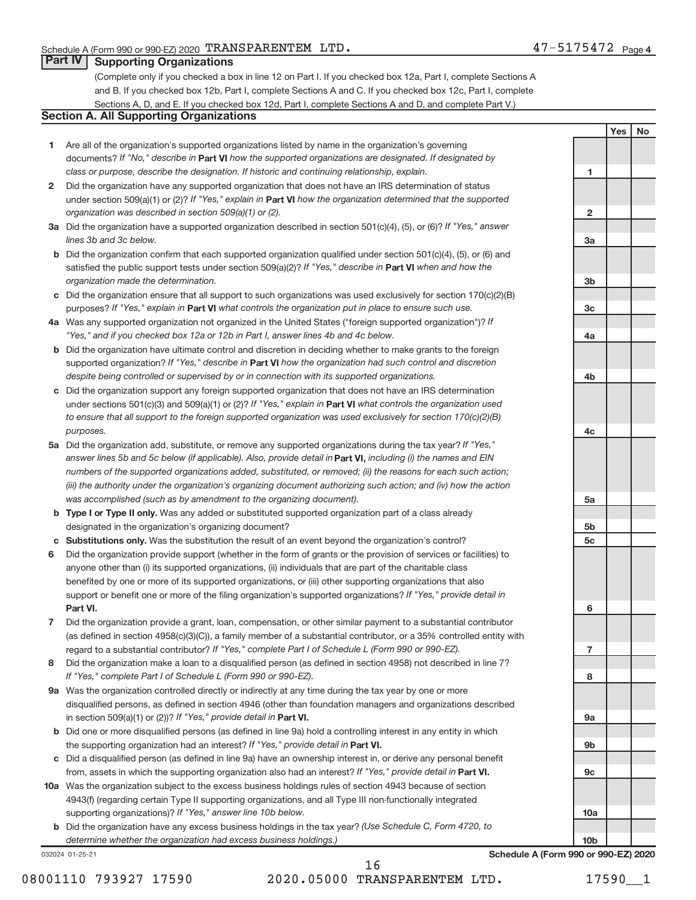Schedule A (Form 990 or 990-EZ) 2020 TRANSPARENTEM LTD. 47-5175472 Page 4

## Part IV Supporting Organizations

(Complete only if you checked a box in line 12 on Part I. If you checked box 12a, Part I, complete Sections A and B. If you checked box 12b, Part I, complete Sections A and C. If you checked box 12c, Part I, complete Sections A, D, and E. If you checked box 12d, Part I, complete Sections A and D, and complete Part V.)

### Section A. All Supporting Organizations

| | | Line | Yes | No |
|---|---|---|---|---|
| 1 | Are all of the organization's supported organizations listed by name in the organization's governing documents? *If "No," describe in* **Part VI** *how the supported organizations are designated. If designated by class or purpose, describe the designation. If historic and continuing relationship, explain.* | 1 | | |
| 2 | Did the organization have any supported organization that does not have an IRS determination of status under section 509(a)(1) or (2)? *If "Yes," explain in* **Part VI** *how the organization determined that the supported organization was described in section 509(a)(1) or (2).* | 2 | | |
| 3a | Did the organization have a supported organization described in section 501(c)(4), (5), or (6)? *If "Yes," answer lines 3b and 3c below.* | 3a | | |
| b | Did the organization confirm that each supported organization qualified under section 501(c)(4), (5), or (6) and satisfied the public support tests under section 509(a)(2)? *If "Yes," describe in* **Part VI** *when and how the organization made the determination.* | 3b | | |
| c | Did the organization ensure that all support to such organizations was used exclusively for section 170(c)(2)(B) purposes? *If "Yes," explain in* **Part VI** *what controls the organization put in place to ensure such use.* | 3c | | |
| 4a | Was any supported organization not organized in the United States ("foreign supported organization")? *If "Yes," and if you checked box 12a or 12b in Part I, answer lines 4b and 4c below.* | 4a | | |
| b | Did the organization have ultimate control and discretion in deciding whether to make grants to the foreign supported organization? *If "Yes," describe in* **Part VI** *how the organization had such control and discretion despite being controlled or supervised by or in connection with its supported organizations.* | 4b | | |
| c | Did the organization support any foreign supported organization that does not have an IRS determination under sections 501(c)(3) and 509(a)(1) or (2)? *If "Yes," explain in* **Part VI** *what controls the organization used to ensure that all support to the foreign supported organization was used exclusively for section 170(c)(2)(B) purposes.* | 4c | | |
| 5a | Did the organization add, substitute, or remove any supported organizations during the tax year? *If "Yes," answer lines 5b and 5c below (if applicable). Also, provide detail in* **Part VI,** *including (i) the names and EIN numbers of the supported organizations added, substituted, or removed; (ii) the reasons for each such action; (iii) the authority under the organization's organizing document authorizing such action; and (iv) how the action was accomplished (such as by amendment to the organizing document).* | 5a | | |
| b | **Type I or Type II only.** Was any added or substituted supported organization part of a class already designated in the organization's organizing document? | 5b | | |
| c | **Substitutions only.** Was the substitution the result of an event beyond the organization's control? | 5c | | |
| 6 | Did the organization provide support (whether in the form of grants or the provision of services or facilities) to anyone other than (i) its supported organizations, (ii) individuals that are part of the charitable class benefited by one or more of its supported organizations, or (iii) other supporting organizations that also support or benefit one or more of the filing organization's supported organizations? *If "Yes," provide detail in* **Part VI.** | 6 | | |
| 7 | Did the organization provide a grant, loan, compensation, or other similar payment to a substantial contributor (as defined in section 4958(c)(3)(C)), a family member of a substantial contributor, or a 35% controlled entity with regard to a substantial contributor? *If "Yes," complete Part I of Schedule L (Form 990 or 990-EZ).* | 7 | | |
| 8 | Did the organization make a loan to a disqualified person (as defined in section 4958) not described in line 7? *If "Yes," complete Part I of Schedule L (Form 990 or 990-EZ).* | 8 | | |
| 9a | Was the organization controlled directly or indirectly at any time during the tax year by one or more disqualified persons, as defined in section 4946 (other than foundation managers and organizations described in section 509(a)(1) or (2))? *If "Yes," provide detail in* **Part VI.** | 9a | | |
| b | Did one or more disqualified persons (as defined in line 9a) hold a controlling interest in any entity in which the supporting organization had an interest? *If "Yes," provide detail in* **Part VI.** | 9b | | |
| c | Did a disqualified person (as defined in line 9a) have an ownership interest in, or derive any personal benefit from, assets in which the supporting organization also had an interest? *If "Yes," provide detail in* **Part VI.** | 9c | | |
| 10a | Was the organization subject to the excess business holdings rules of section 4943 because of section 4943(f) (regarding certain Type II supporting organizations, and all Type III non-functionally integrated supporting organizations)? *If "Yes," answer line 10b below.* | 10a | | |
| b | Did the organization have any excess business holdings in the tax year? *(Use Schedule C, Form 4720, to determine whether the organization had excess business holdings.)* | 10b | | |

032024 01-25-21

**Schedule A (Form 990 or 990-EZ) 2020**

08001110 793927 17590 2020.05000 TRANSPARENTEM LTD. 17590__1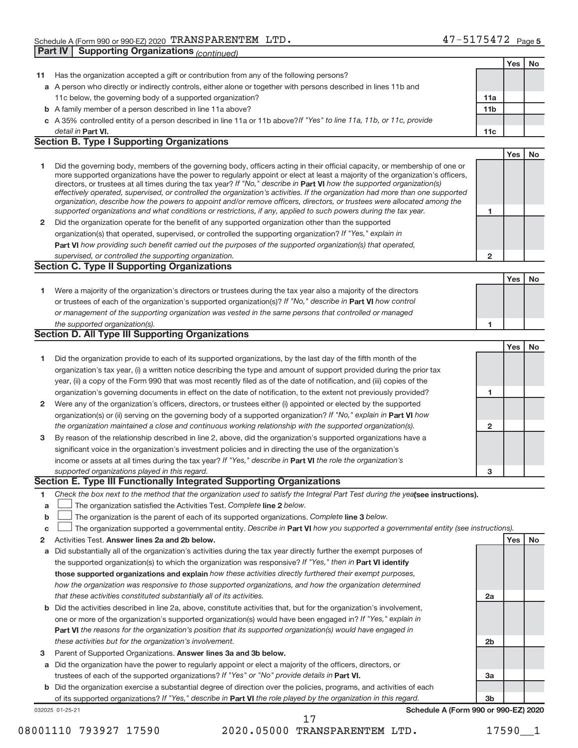Schedule A (Form 990 or 990-EZ) 2020 TRANSPARENTEM LTD. 47-5175472 Page 5

## Part IV Supporting Organizations *(continued)*

| | | | Yes | No |
|---|---|---|---|---|
| **11** | Has the organization accepted a gift or contribution from any of the following persons? | | | |
| **a** | A person who directly or indirectly controls, either alone or together with persons described in lines 11b and 11c below, the governing body of a supported organization? | 11a | | |
| **b** | A family member of a person described in line 11a above? | 11b | | |
| **c** | A 35% controlled entity of a person described in line 11a or 11b above? *If "Yes" to line 11a, 11b, or 11c, provide detail in* **Part VI.** | 11c | | |

### Section B. Type I Supporting Organizations

| | | | Yes | No |
|---|---|---|---|---|
| **1** | Did the governing body, members of the governing body, officers acting in their official capacity, or membership of one or more supported organizations have the power to regularly appoint or elect at least a majority of the organization's officers, directors, or trustees at all times during the tax year? *If "No," describe in* **Part VI** *how the supported organization(s) effectively operated, supervised, or controlled the organization's activities. If the organization had more than one supported organization, describe how the powers to appoint and/or remove officers, directors, or trustees were allocated among the supported organizations and what conditions or restrictions, if any, applied to such powers during the tax year.* | 1 | | |
| **2** | Did the organization operate for the benefit of any supported organization other than the supported organization(s) that operated, supervised, or controlled the supporting organization? *If "Yes," explain in* **Part VI** *how providing such benefit carried out the purposes of the supported organization(s) that operated, supervised, or controlled the supporting organization.* | 2 | | |

### Section C. Type II Supporting Organizations

| | | | Yes | No |
|---|---|---|---|---|
| **1** | Were a majority of the organization's directors or trustees during the tax year also a majority of the directors or trustees of each of the organization's supported organization(s)? *If "No," describe in* **Part VI** *how control or management of the supporting organization was vested in the same persons that controlled or managed the supported organization(s).* | 1 | | |

### Section D. All Type III Supporting Organizations

| | | | Yes | No |
|---|---|---|---|---|
| **1** | Did the organization provide to each of its supported organizations, by the last day of the fifth month of the organization's tax year, (i) a written notice describing the type and amount of support provided during the prior tax year, (ii) a copy of the Form 990 that was most recently filed as of the date of notification, and (iii) copies of the organization's governing documents in effect on the date of notification, to the extent not previously provided? | 1 | | |
| **2** | Were any of the organization's officers, directors, or trustees either (i) appointed or elected by the supported organization(s) or (ii) serving on the governing body of a supported organization? *If "No," explain in* **Part VI** *how the organization maintained a close and continuous working relationship with the supported organization(s).* | 2 | | |
| **3** | By reason of the relationship described in line 2, above, did the organization's supported organizations have a significant voice in the organization's investment policies and in directing the use of the organization's income or assets at all times during the tax year? *If "Yes," describe in* **Part VI** *the role the organization's supported organizations played in this regard.* | 3 | | |

### Section E. Type III Functionally Integrated Supporting Organizations

**1** *Check the box next to the method that the organization used to satisfy the Integral Part Test during the year* **(see instructions).**

- **a** ☐ The organization satisfied the Activities Test. *Complete* **line 2** *below.*
- **b** ☐ The organization is the parent of each of its supported organizations. *Complete* **line 3** *below.*
- **c** ☐ The organization supported a governmental entity. *Describe in* **Part VI** *how you supported a governmental entity (see instructions).*

| | | | Yes | No |
|---|---|---|---|---|
| **2** | Activities Test. **Answer lines 2a and 2b below.** | | | |
| **a** | Did substantially all of the organization's activities during the tax year directly further the exempt purposes of the supported organization(s) to which the organization was responsive? *If "Yes," then in* **Part VI identify those supported organizations and explain** *how these activities directly furthered their exempt purposes, how the organization was responsive to those supported organizations, and how the organization determined that these activities constituted substantially all of its activities.* | 2a | | |
| **b** | Did the activities described in line 2a, above, constitute activities that, but for the organization's involvement, one or more of the organization's supported organization(s) would have been engaged in? *If "Yes," explain in* **Part VI** *the reasons for the organization's position that its supported organization(s) would have engaged in these activities but for the organization's involvement.* | 2b | | |
| **3** | Parent of Supported Organizations. **Answer lines 3a and 3b below.** | | | |
| **a** | Did the organization have the power to regularly appoint or elect a majority of the officers, directors, or trustees of each of the supported organizations? *If "Yes" or "No" provide details in* **Part VI.** | 3a | | |
| **b** | Did the organization exercise a substantial degree of direction over the policies, programs, and activities of each of its supported organizations? *If "Yes," describe in* **Part VI** *the role played by the organization in this regard.* | 3b | | |

032025 01-25-21 **Schedule A (Form 990 or 990-EZ) 2020**

08001110 793927 17590 2020.05000 TRANSPARENTEM LTD. 17590__1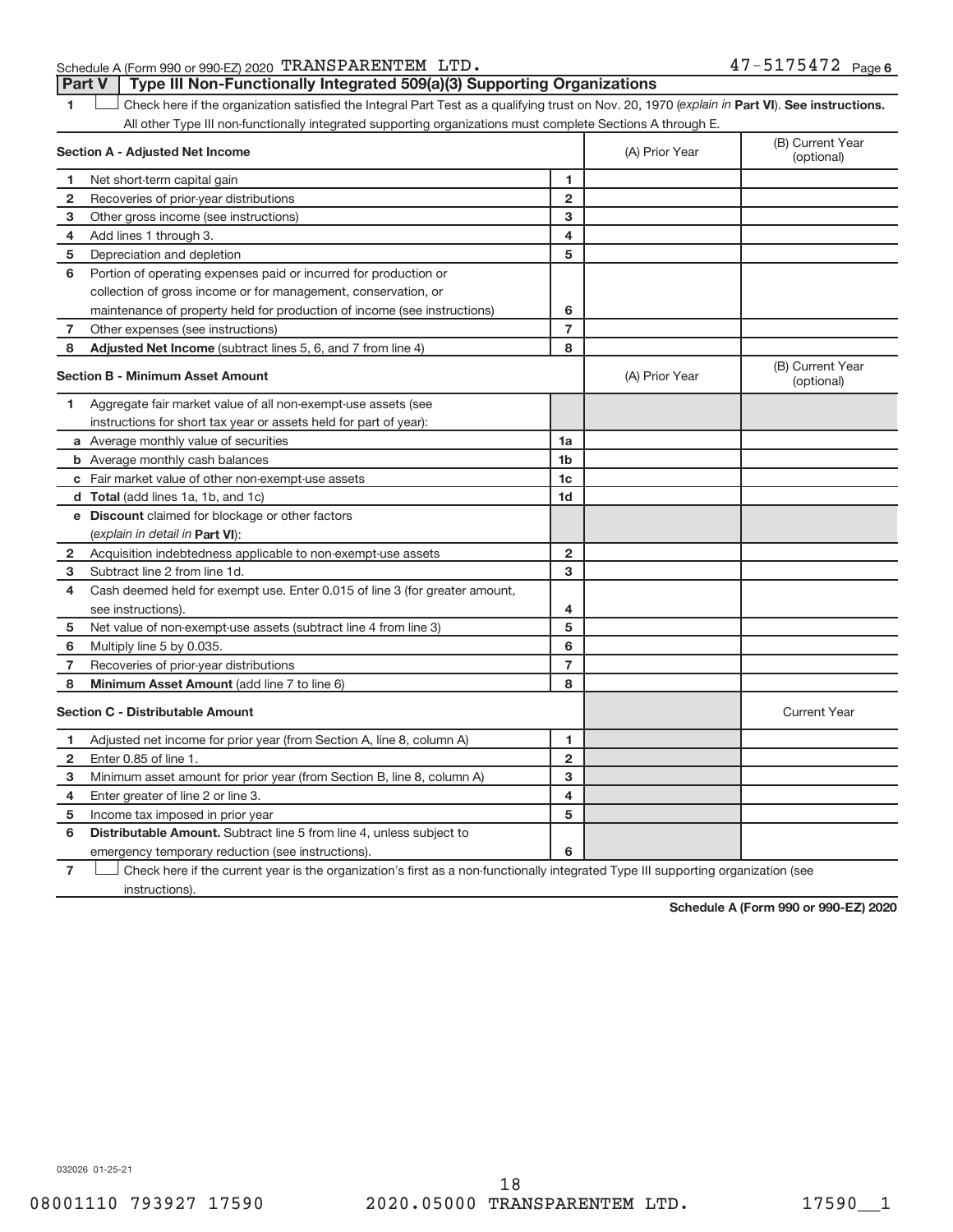Schedule A (Form 990 or 990-EZ) 2020 TRANSPARENTEM LTD. 47-5175472 Page 6

## Part V Type III Non-Functionally Integrated 509(a)(3) Supporting Organizations

1 ☐ Check here if the organization satisfied the Integral Part Test as a qualifying trust on Nov. 20, 1970 (*explain in* **Part VI**). **See instructions.** All other Type III non-functionally integrated supporting organizations must complete Sections A through E.

| Section A - Adjusted Net Income | | | (A) Prior Year | (B) Current Year (optional) |
|---|---|---|---|---|
| 1 | Net short-term capital gain | 1 | | |
| 2 | Recoveries of prior-year distributions | 2 | | |
| 3 | Other gross income (see instructions) | 3 | | |
| 4 | Add lines 1 through 3. | 4 | | |
| 5 | Depreciation and depletion | 5 | | |
| 6 | Portion of operating expenses paid or incurred for production or collection of gross income or for management, conservation, or maintenance of property held for production of income (see instructions) | 6 | | |
| 7 | Other expenses (see instructions) | 7 | | |
| 8 | **Adjusted Net Income** (subtract lines 5, 6, and 7 from line 4) | 8 | | |

| Section B - Minimum Asset Amount | | | (A) Prior Year | (B) Current Year (optional) |
|---|---|---|---|---|
| 1 | Aggregate fair market value of all non-exempt-use assets (see instructions for short tax year or assets held for part of year): | | | |
| a | Average monthly value of securities | 1a | | |
| b | Average monthly cash balances | 1b | | |
| c | Fair market value of other non-exempt-use assets | 1c | | |
| d | **Total** (add lines 1a, 1b, and 1c) | 1d | | |
| e | **Discount** claimed for blockage or other factors (*explain in detail in* **Part VI**): | | | |
| 2 | Acquisition indebtedness applicable to non-exempt-use assets | 2 | | |
| 3 | Subtract line 2 from line 1d. | 3 | | |
| 4 | Cash deemed held for exempt use. Enter 0.015 of line 3 (for greater amount, see instructions). | 4 | | |
| 5 | Net value of non-exempt-use assets (subtract line 4 from line 3) | 5 | | |
| 6 | Multiply line 5 by 0.035. | 6 | | |
| 7 | Recoveries of prior-year distributions | 7 | | |
| 8 | **Minimum Asset Amount** (add line 7 to line 6) | 8 | | |

| Section C - Distributable Amount | | | | Current Year |
|---|---|---|---|---|
| 1 | Adjusted net income for prior year (from Section A, line 8, column A) | 1 | | |
| 2 | Enter 0.85 of line 1. | 2 | | |
| 3 | Minimum asset amount for prior year (from Section B, line 8, column A) | 3 | | |
| 4 | Enter greater of line 2 or line 3. | 4 | | |
| 5 | Income tax imposed in prior year | 5 | | |
| 6 | **Distributable Amount.** Subtract line 5 from line 4, unless subject to emergency temporary reduction (see instructions). | 6 | | |

7 ☐ Check here if the current year is the organization's first as a non-functionally integrated Type III supporting organization (see instructions).

**Schedule A (Form 990 or 990-EZ) 2020**

032026 01-25-21

08001110 793927 17590 2020.05000 TRANSPARENTEM LTD. 17590__1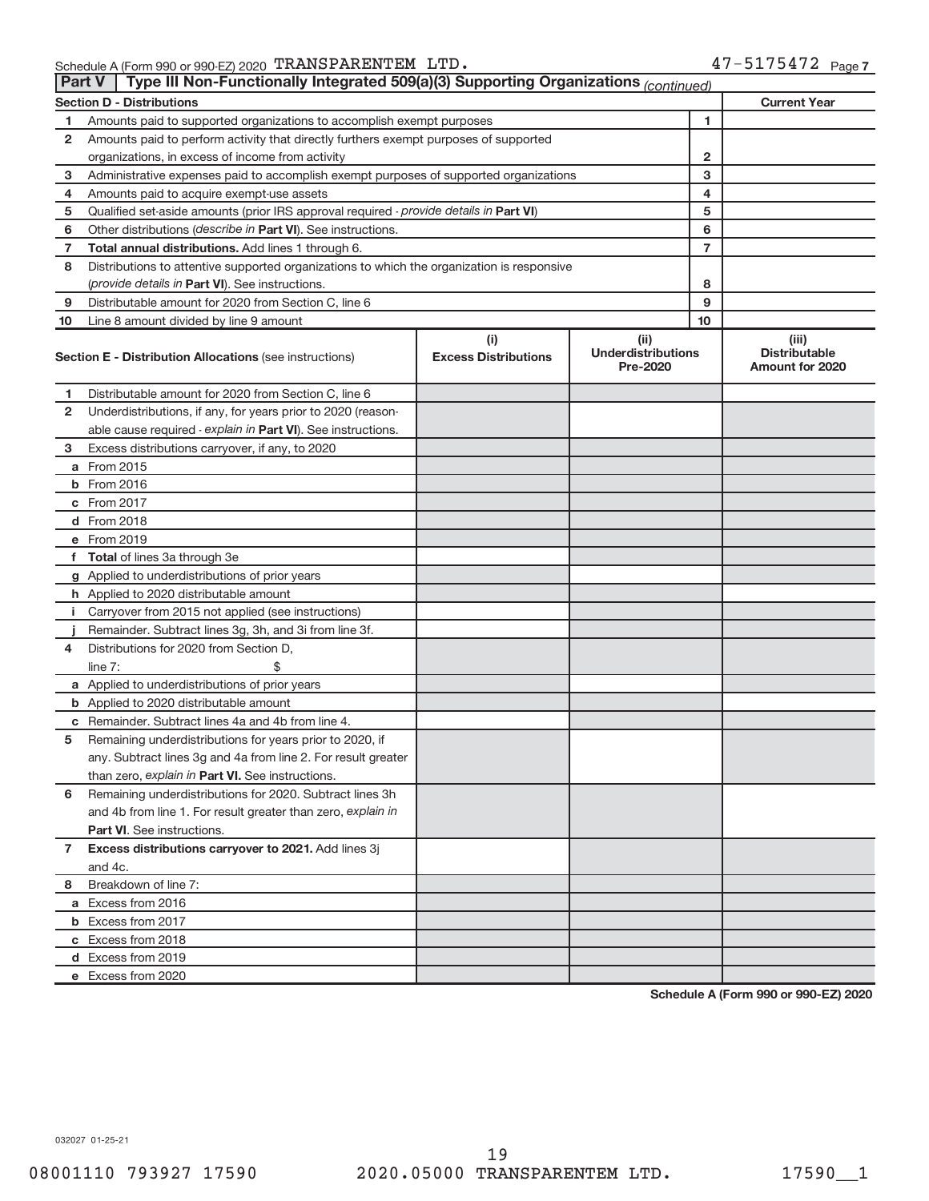Schedule A (Form 990 or 990-EZ) 2020 TRANSPARENTEM LTD. 47-5175472 Page 7

## Part V | Type III Non-Functionally Integrated 509(a)(3) Supporting Organizations *(continued)*

| Section D - Distributions | | | Current Year |
|---|---|---|---|
| 1 | Amounts paid to supported organizations to accomplish exempt purposes | 1 | |
| 2 | Amounts paid to perform activity that directly furthers exempt purposes of supported organizations, in excess of income from activity | 2 | |
| 3 | Administrative expenses paid to accomplish exempt purposes of supported organizations | 3 | |
| 4 | Amounts paid to acquire exempt-use assets | 4 | |
| 5 | Qualified set-aside amounts (prior IRS approval required - *provide details in* **Part VI**) | 5 | |
| 6 | Other distributions (*describe in* **Part VI**). See instructions. | 6 | |
| 7 | **Total annual distributions.** Add lines 1 through 6. | 7 | |
| 8 | Distributions to attentive supported organizations to which the organization is responsive (*provide details in* **Part VI**). See instructions. | 8 | |
| 9 | Distributable amount for 2020 from Section C, line 6 | 9 | |
| 10 | Line 8 amount divided by line 9 amount | 10 | |

| | Section E - Distribution Allocations (see instructions) | (i) Excess Distributions | (ii) Underdistributions Pre-2020 | (iii) Distributable Amount for 2020 |
|---|---|---|---|---|
| 1 | Distributable amount for 2020 from Section C, line 6 | | | |
| 2 | Underdistributions, if any, for years prior to 2020 (reasonable cause required - *explain in* **Part VI**). See instructions. | | | |
| 3 | Excess distributions carryover, if any, to 2020 | | | |
| a | From 2015 | | | |
| b | From 2016 | | | |
| c | From 2017 | | | |
| d | From 2018 | | | |
| e | From 2019 | | | |
| f | **Total** of lines 3a through 3e | | | |
| g | Applied to underdistributions of prior years | | | |
| h | Applied to 2020 distributable amount | | | |
| i | Carryover from 2015 not applied (see instructions) | | | |
| j | Remainder. Subtract lines 3g, 3h, and 3i from line 3f. | | | |
| 4 | Distributions for 2020 from Section D, line 7: $ | | | |
| a | Applied to underdistributions of prior years | | | |
| b | Applied to 2020 distributable amount | | | |
| c | Remainder. Subtract lines 4a and 4b from line 4. | | | |
| 5 | Remaining underdistributions for years prior to 2020, if any. Subtract lines 3g and 4a from line 2. For result greater than zero, *explain in* **Part VI.** See instructions. | | | |
| 6 | Remaining underdistributions for 2020. Subtract lines 3h and 4b from line 1. For result greater than zero, *explain in* **Part VI**. See instructions. | | | |
| 7 | **Excess distributions carryover to 2021.** Add lines 3j and 4c. | | | |
| 8 | Breakdown of line 7: | | | |
| a | Excess from 2016 | | | |
| b | Excess from 2017 | | | |
| c | Excess from 2018 | | | |
| d | Excess from 2019 | | | |
| e | Excess from 2020 | | | |

**Schedule A (Form 990 or 990-EZ) 2020**

032027 01-25-21

08001110 793927 17590 2020.05000 TRANSPARENTEM LTD. 17590__1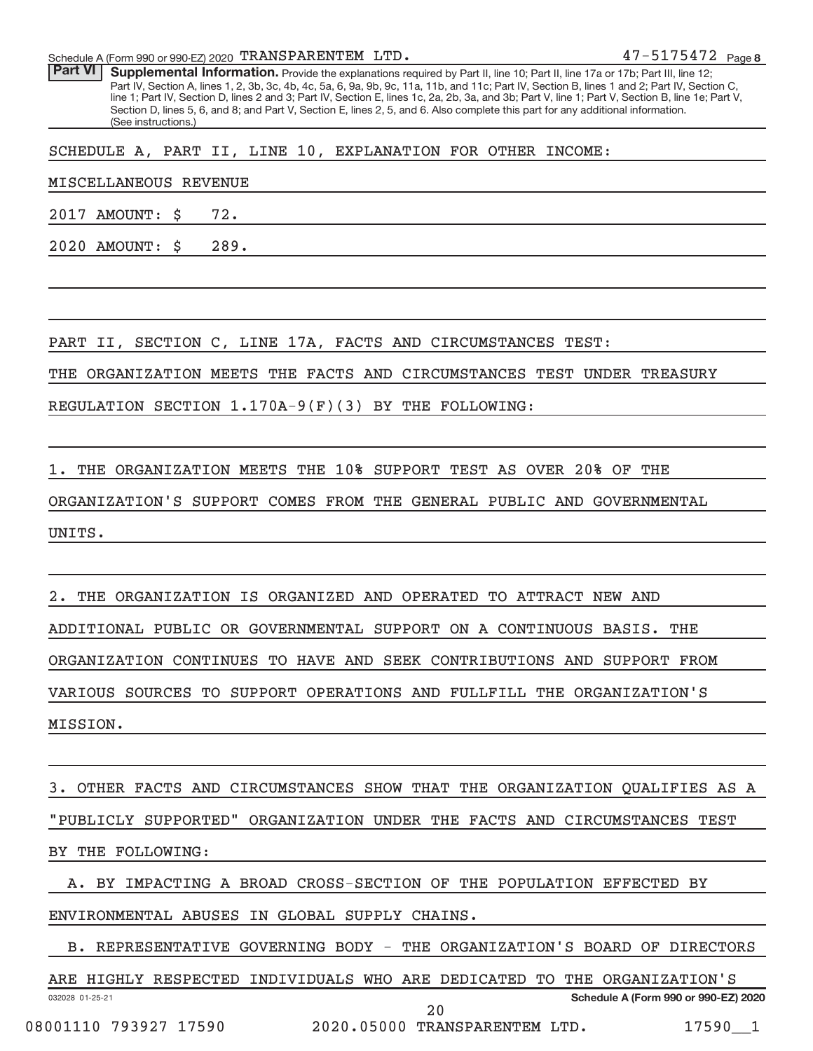Schedule A (Form 990 or 990-EZ) 2020 TRANSPARENTEM LTD. 47-5175472 Page 8

**Part VI** **Supplemental Information.** Provide the explanations required by Part II, line 10; Part II, line 17a or 17b; Part III, line 12; Part IV, Section A, lines 1, 2, 3b, 3c, 4b, 4c, 5a, 6, 9a, 9b, 9c, 11a, 11b, and 11c; Part IV, Section B, lines 1 and 2; Part IV, Section C, line 1; Part IV, Section D, lines 2 and 3; Part IV, Section E, lines 1c, 2a, 2b, 3a, and 3b; Part V, line 1; Part V, Section B, line 1e; Part V, Section D, lines 5, 6, and 8; and Part V, Section E, lines 2, 5, and 6. Also complete this part for any additional information. (See instructions.)

SCHEDULE A, PART II, LINE 10, EXPLANATION FOR OTHER INCOME:

MISCELLANEOUS REVENUE

2017 AMOUNT: $ 72.

2020 AMOUNT: $ 289.

PART II, SECTION C, LINE 17A, FACTS AND CIRCUMSTANCES TEST:

THE ORGANIZATION MEETS THE FACTS AND CIRCUMSTANCES TEST UNDER TREASURY REGULATION SECTION 1.170A-9(F)(3) BY THE FOLLOWING:

1. THE ORGANIZATION MEETS THE 10% SUPPORT TEST AS OVER 20% OF THE ORGANIZATION'S SUPPORT COMES FROM THE GENERAL PUBLIC AND GOVERNMENTAL UNITS.

2. THE ORGANIZATION IS ORGANIZED AND OPERATED TO ATTRACT NEW AND ADDITIONAL PUBLIC OR GOVERNMENTAL SUPPORT ON A CONTINUOUS BASIS. THE ORGANIZATION CONTINUES TO HAVE AND SEEK CONTRIBUTIONS AND SUPPORT FROM VARIOUS SOURCES TO SUPPORT OPERATIONS AND FULLFILL THE ORGANIZATION'S MISSION.

3. OTHER FACTS AND CIRCUMSTANCES SHOW THAT THE ORGANIZATION QUALIFIES AS A "PUBLICLY SUPPORTED" ORGANIZATION UNDER THE FACTS AND CIRCUMSTANCES TEST BY THE FOLLOWING:

A. BY IMPACTING A BROAD CROSS-SECTION OF THE POPULATION EFFECTED BY ENVIRONMENTAL ABUSES IN GLOBAL SUPPLY CHAINS.

B. REPRESENTATIVE GOVERNING BODY - THE ORGANIZATION'S BOARD OF DIRECTORS ARE HIGHLY RESPECTED INDIVIDUALS WHO ARE DEDICATED TO THE ORGANIZATION'S

032028 01-25-21 **Schedule A (Form 990 or 990-EZ) 2020**

08001110 793927 17590 2020.05000 TRANSPARENTEM LTD. 17590__1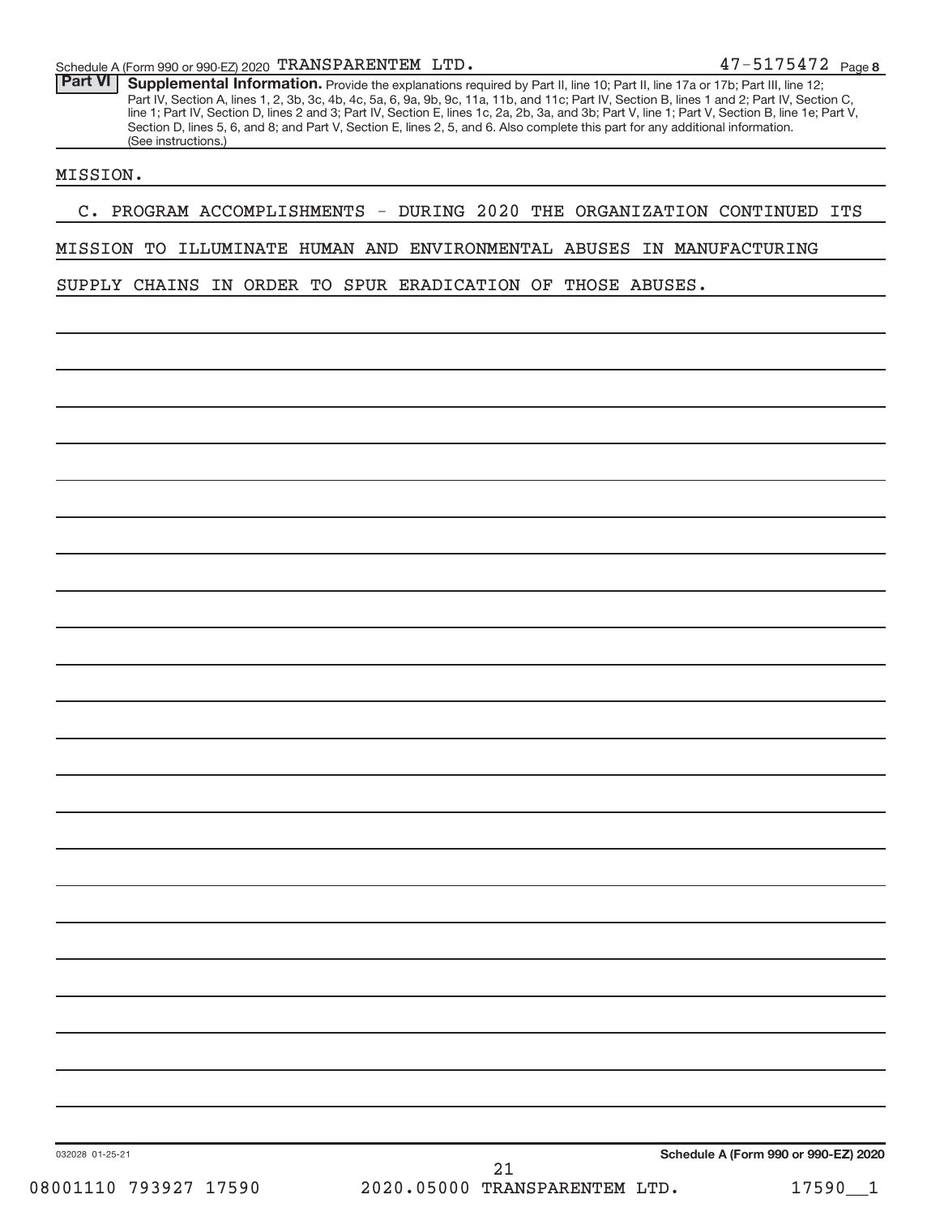Schedule A (Form 990 or 990-EZ) 2020 TRANSPARENTEM LTD. 47-5175472 Page 8

**Part VI** **Supplemental Information.** Provide the explanations required by Part II, line 10; Part II, line 17a or 17b; Part III, line 12; Part IV, Section A, lines 1, 2, 3b, 3c, 4b, 4c, 5a, 6, 9a, 9b, 9c, 11a, 11b, and 11c; Part IV, Section B, lines 1 and 2; Part IV, Section C, line 1; Part IV, Section D, lines 2 and 3; Part IV, Section E, lines 1c, 2a, 2b, 3a, and 3b; Part V, line 1; Part V, Section B, line 1e; Part V, Section D, lines 5, 6, and 8; and Part V, Section E, lines 2, 5, and 6. Also complete this part for any additional information. (See instructions.)

MISSION.

C. PROGRAM ACCOMPLISHMENTS - DURING 2020 THE ORGANIZATION CONTINUED ITS MISSION TO ILLUMINATE HUMAN AND ENVIRONMENTAL ABUSES IN MANUFACTURING SUPPLY CHAINS IN ORDER TO SPUR ERADICATION OF THOSE ABUSES.

032028 01-25-21 **Schedule A (Form 990 or 990-EZ) 2020**

08001110 793927 17590 2020.05000 TRANSPARENTEM LTD. 17590__1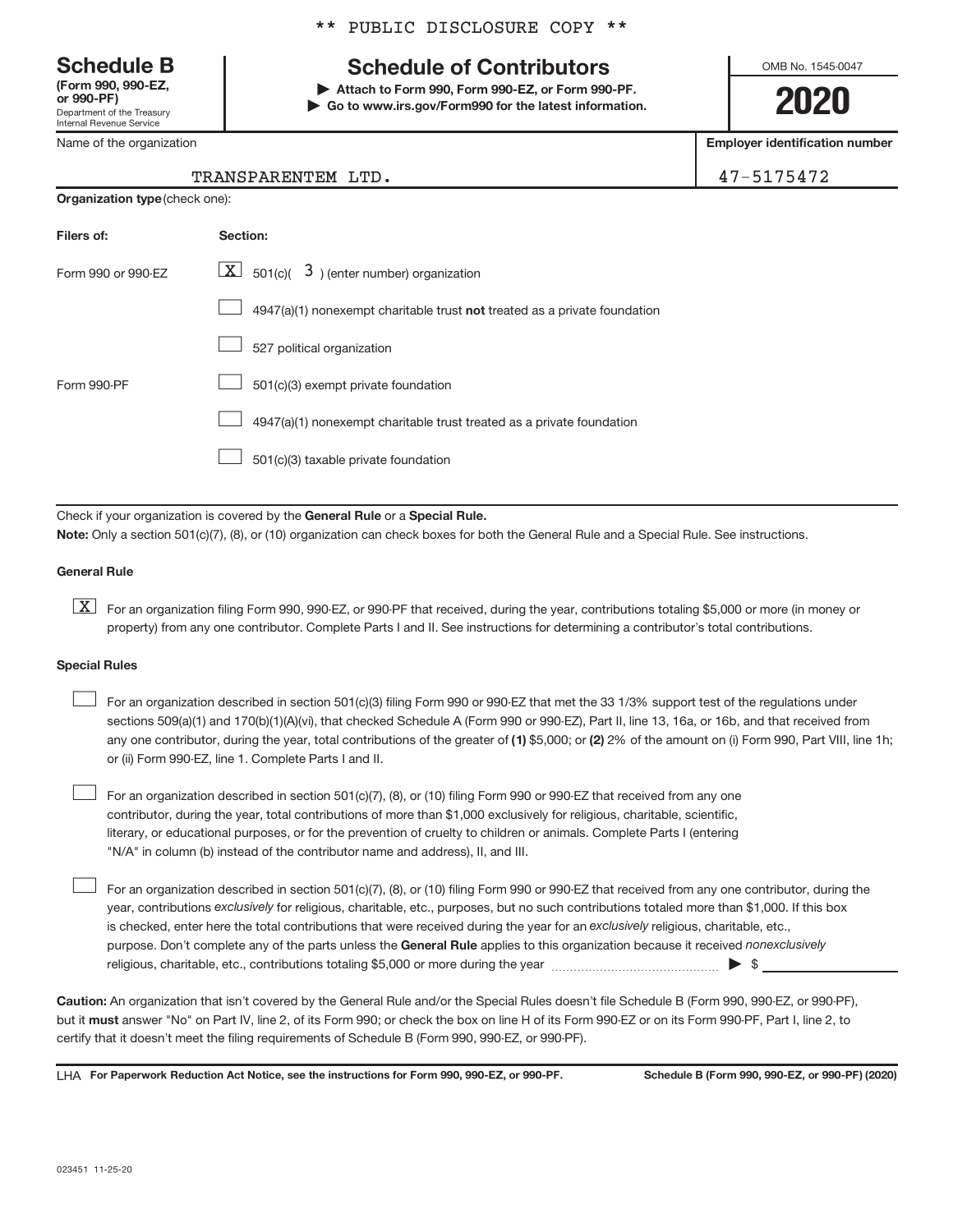** PUBLIC DISCLOSURE COPY **

# Schedule B

**(Form 990, 990-EZ, or 990-PF)**
Department of the Treasury
Internal Revenue Service

## Schedule of Contributors

▶ **Attach to Form 990, Form 990-EZ, or Form 990-PF.**
▶ **Go to www.irs.gov/Form990 for the latest information.**

OMB No. 1545-0047

**2020**

| Name of the organization | Employer identification number |
|---|---|
| TRANSPARENTEM LTD. | 47-5175472 |

**Organization type** (check one):

| Filers of: | Section: |
|---|---|
| Form 990 or 990-EZ | [X] 501(c)( 3 ) (enter number) organization |
| | [ ] 4947(a)(1) nonexempt charitable trust **not** treated as a private foundation |
| | [ ] 527 political organization |
| Form 990-PF | [ ] 501(c)(3) exempt private foundation |
| | [ ] 4947(a)(1) nonexempt charitable trust treated as a private foundation |
| | [ ] 501(c)(3) taxable private foundation |

Check if your organization is covered by the **General Rule** or a **Special Rule.**

**Note:** Only a section 501(c)(7), (8), or (10) organization can check boxes for both the General Rule and a Special Rule. See instructions.

**General Rule**

[X] For an organization filing Form 990, 990-EZ, or 990-PF that received, during the year, contributions totaling $5,000 or more (in money or property) from any one contributor. Complete Parts I and II. See instructions for determining a contributor's total contributions.

**Special Rules**

[ ] For an organization described in section 501(c)(3) filing Form 990 or 990-EZ that met the 33 1/3% support test of the regulations under sections 509(a)(1) and 170(b)(1)(A)(vi), that checked Schedule A (Form 990 or 990-EZ), Part II, line 13, 16a, or 16b, and that received from any one contributor, during the year, total contributions of the greater of **(1)** $5,000; or **(2)** 2% of the amount on (i) Form 990, Part VIII, line 1h; or (ii) Form 990-EZ, line 1. Complete Parts I and II.

[ ] For an organization described in section 501(c)(7), (8), or (10) filing Form 990 or 990-EZ that received from any one contributor, during the year, total contributions of more than $1,000 exclusively for religious, charitable, scientific, literary, or educational purposes, or for the prevention of cruelty to children or animals. Complete Parts I (entering "N/A" in column (b) instead of the contributor name and address), II, and III.

[ ] For an organization described in section 501(c)(7), (8), or (10) filing Form 990 or 990-EZ that received from any one contributor, during the year, contributions *exclusively* for religious, charitable, etc., purposes, but no such contributions totaled more than $1,000. If this box is checked, enter here the total contributions that were received during the year for an *exclusively* religious, charitable, etc., purpose. Don't complete any of the parts unless the **General Rule** applies to this organization because it received *nonexclusively* religious, charitable, etc., contributions totaling $5,000 or more during the year ▶ $ ____________

**Caution:** An organization that isn't covered by the General Rule and/or the Special Rules doesn't file Schedule B (Form 990, 990-EZ, or 990-PF), but it **must** answer "No" on Part IV, line 2, of its Form 990; or check the box on line H of its Form 990-EZ or on its Form 990-PF, Part I, line 2, to certify that it doesn't meet the filing requirements of Schedule B (Form 990, 990-EZ, or 990-PF).

LHA **For Paperwork Reduction Act Notice, see the instructions for Form 990, 990-EZ, or 990-PF.** **Schedule B (Form 990, 990-EZ, or 990-PF) (2020)**

023451 11-25-20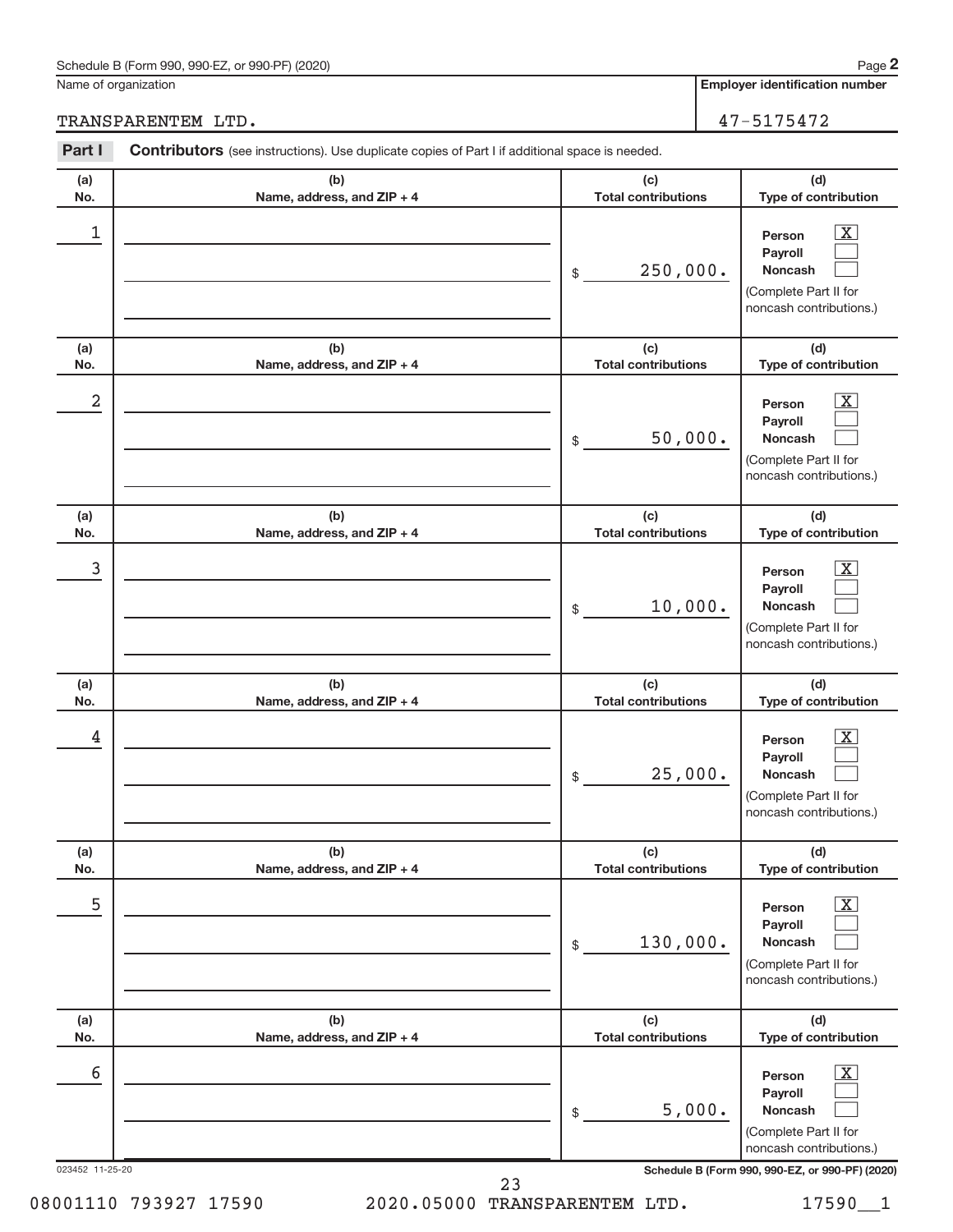Schedule B (Form 990, 990-EZ, or 990-PF) (2020)

Name of organization: TRANSPARENTEM LTD.

**Employer identification number**: 47-5175472

**Part I** **Contributors** (see instructions). Use duplicate copies of Part I if additional space is needed.

| (a) No. | (b) Name, address, and ZIP + 4 | (c) Total contributions | (d) Type of contribution |
|---|---|---|---|
| 1 | | $ 250,000. | Person [X] Payroll [ ] Noncash [ ] (Complete Part II for noncash contributions.) |
| 2 | | $ 50,000. | Person [X] Payroll [ ] Noncash [ ] (Complete Part II for noncash contributions.) |
| 3 | | $ 10,000. | Person [X] Payroll [ ] Noncash [ ] (Complete Part II for noncash contributions.) |
| 4 | | $ 25,000. | Person [X] Payroll [ ] Noncash [ ] (Complete Part II for noncash contributions.) |
| 5 | | $ 130,000. | Person [X] Payroll [ ] Noncash [ ] (Complete Part II for noncash contributions.) |
| 6 | | $ 5,000. | Person [X] Payroll [ ] Noncash [ ] (Complete Part II for noncash contributions.) |

023452 11-25-20

**Schedule B (Form 990, 990-EZ, or 990-PF) (2020)**

08001110 793927 17590 2020.05000 TRANSPARENTEM LTD. 17590__1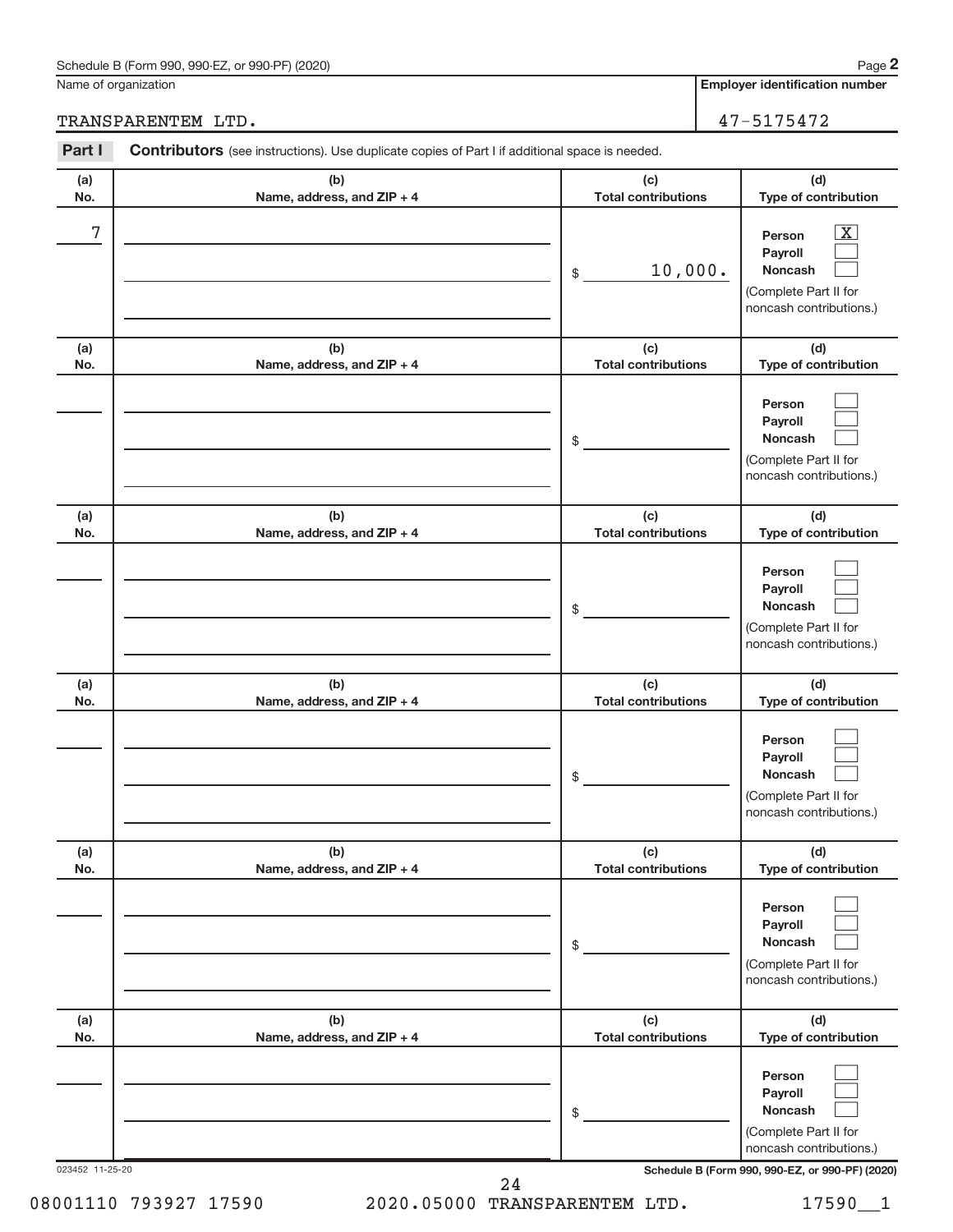Name of organization

TRANSPARENTEM LTD.

**Employer identification number**

47-5175472

**Part I** **Contributors** (see instructions). Use duplicate copies of Part I if additional space is needed.

| (a) No. | (b) Name, address, and ZIP + 4 | (c) Total contributions | (d) Type of contribution |
|---|---|---|---|
| 7 | | $ 10,000. | Person [X] Payroll [ ] Noncash [ ] (Complete Part II for noncash contributions.) |
| | | $ | Person [ ] Payroll [ ] Noncash [ ] (Complete Part II for noncash contributions.) |
| | | $ | Person [ ] Payroll [ ] Noncash [ ] (Complete Part II for noncash contributions.) |
| | | $ | Person [ ] Payroll [ ] Noncash [ ] (Complete Part II for noncash contributions.) |
| | | $ | Person [ ] Payroll [ ] Noncash [ ] (Complete Part II for noncash contributions.) |
| | | $ | Person [ ] Payroll [ ] Noncash [ ] (Complete Part II for noncash contributions.) |

023452 11-25-20

**Schedule B (Form 990, 990-EZ, or 990-PF) (2020)**

08001110 793927 17590 2020.05000 TRANSPARENTEM LTD. 17590__1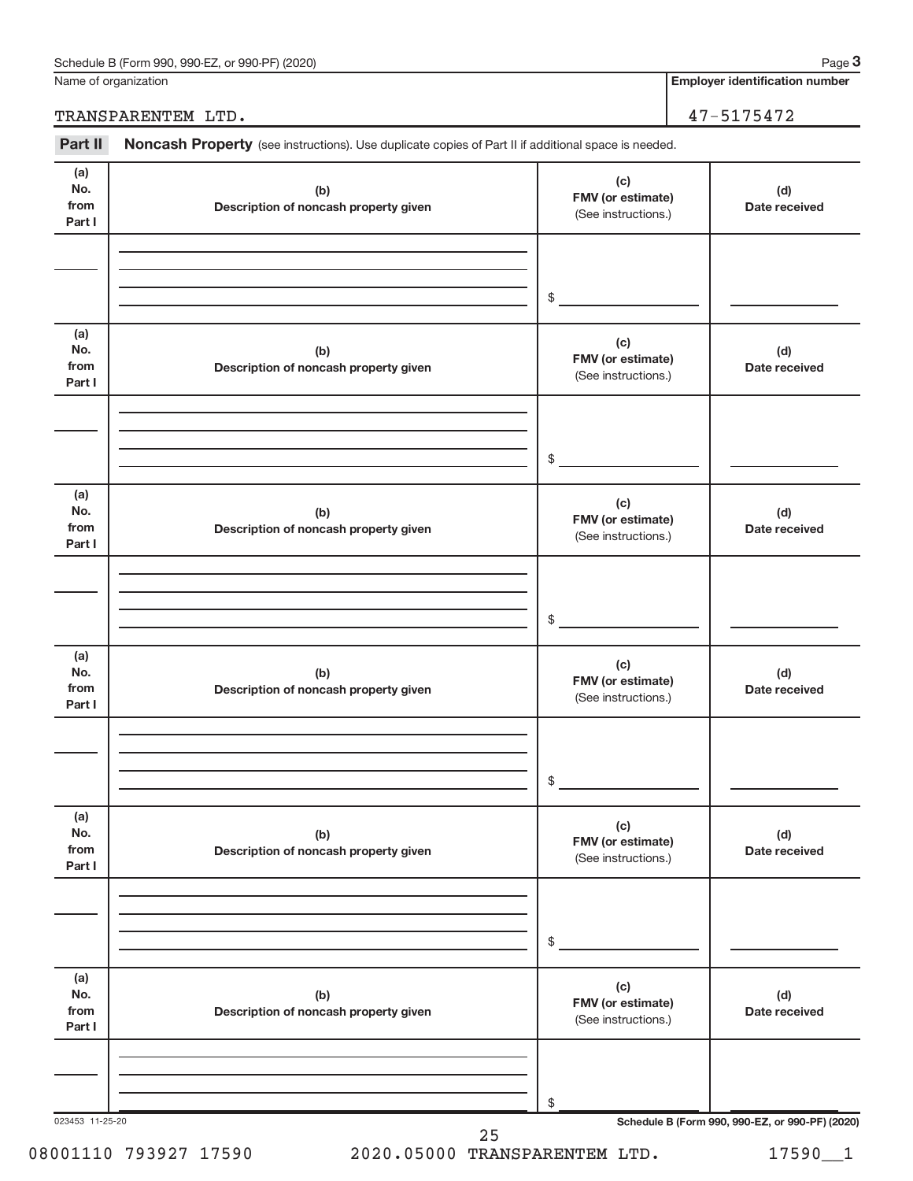Schedule B (Form 990, 990-EZ, or 990-PF) (2020)

| Name of organization | Employer identification number |
|---|---|
| TRANSPARENTEM LTD. | 47-5175472 |

## Part II Noncash Property

(see instructions). Use duplicate copies of Part II if additional space is needed.

| (a) No. from Part I | (b) Description of noncash property given | (c) FMV (or estimate) (See instructions.) | (d) Date received |
|---|---|---|---|
| | | $ | |

| (a) No. from Part I | (b) Description of noncash property given | (c) FMV (or estimate) (See instructions.) | (d) Date received |
|---|---|---|---|
| | | $ | |

| (a) No. from Part I | (b) Description of noncash property given | (c) FMV (or estimate) (See instructions.) | (d) Date received |
|---|---|---|---|
| | | $ | |

| (a) No. from Part I | (b) Description of noncash property given | (c) FMV (or estimate) (See instructions.) | (d) Date received |
|---|---|---|---|
| | | $ | |

| (a) No. from Part I | (b) Description of noncash property given | (c) FMV (or estimate) (See instructions.) | (d) Date received |
|---|---|---|---|
| | | $ | |

| (a) No. from Part I | (b) Description of noncash property given | (c) FMV (or estimate) (See instructions.) | (d) Date received |
|---|---|---|---|
| | | $ | |

023453 11-25-20

Schedule B (Form 990, 990-EZ, or 990-PF) (2020)

08001110 793927 17590 2020.05000 TRANSPARENTEM LTD. 17590__1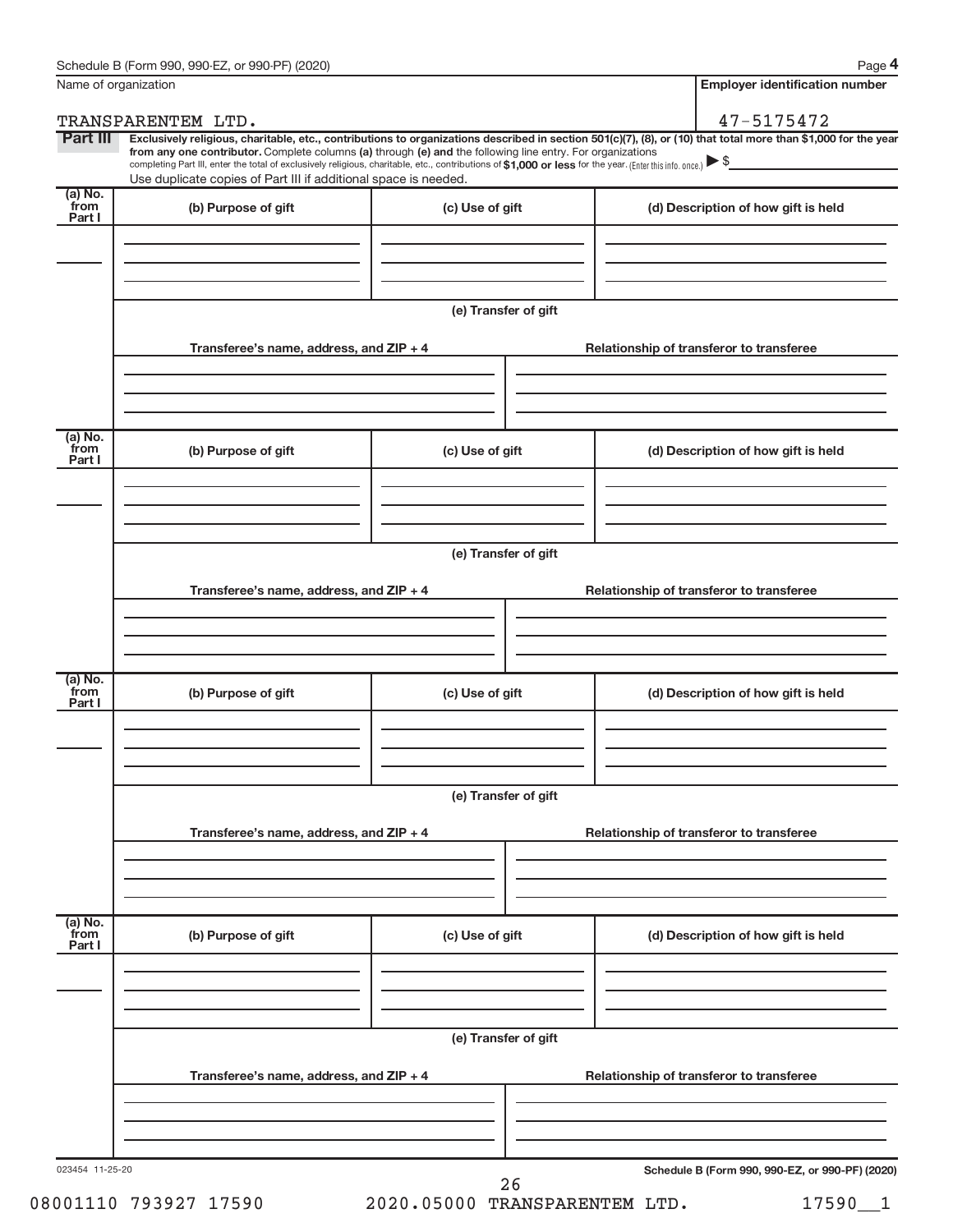Schedule B (Form 990, 990-EZ, or 990-PF) (2020)

| Name of organization | Employer identification number |
|---|---|
| TRANSPARENTEM LTD. | 47-5175472 |

**Part III** **Exclusively religious, charitable, etc., contributions to organizations described in section 501(c)(7), (8), or (10) that total more than $1,000 for the year from any one contributor.** Complete columns **(a)** through **(e) and** the following line entry. For organizations completing Part III, enter the total of exclusively religious, charitable, etc., contributions of **$1,000 or less** for the year. (Enter this info. once.) ▶ $

Use duplicate copies of Part III if additional space is needed.

| (a) No. from Part I | (b) Purpose of gift | (c) Use of gift | (d) Description of how gift is held |
|---|---|---|---|
| | | | |

(e) Transfer of gift

| Transferee's name, address, and ZIP + 4 | Relationship of transferor to transferee |
|---|---|
| | |

| (a) No. from Part I | (b) Purpose of gift | (c) Use of gift | (d) Description of how gift is held |
|---|---|---|---|
| | | | |

(e) Transfer of gift

| Transferee's name, address, and ZIP + 4 | Relationship of transferor to transferee |
|---|---|
| | |

| (a) No. from Part I | (b) Purpose of gift | (c) Use of gift | (d) Description of how gift is held |
|---|---|---|---|
| | | | |

(e) Transfer of gift

| Transferee's name, address, and ZIP + 4 | Relationship of transferor to transferee |
|---|---|
| | |

| (a) No. from Part I | (b) Purpose of gift | (c) Use of gift | (d) Description of how gift is held |
|---|---|---|---|
| | | | |

(e) Transfer of gift

| Transferee's name, address, and ZIP + 4 | Relationship of transferor to transferee |
|---|---|
| | |

023454 11-25-20

**Schedule B (Form 990, 990-EZ, or 990-PF) (2020)**

08001110 793927 17590 2020.05000 TRANSPARENTEM LTD. 17590__1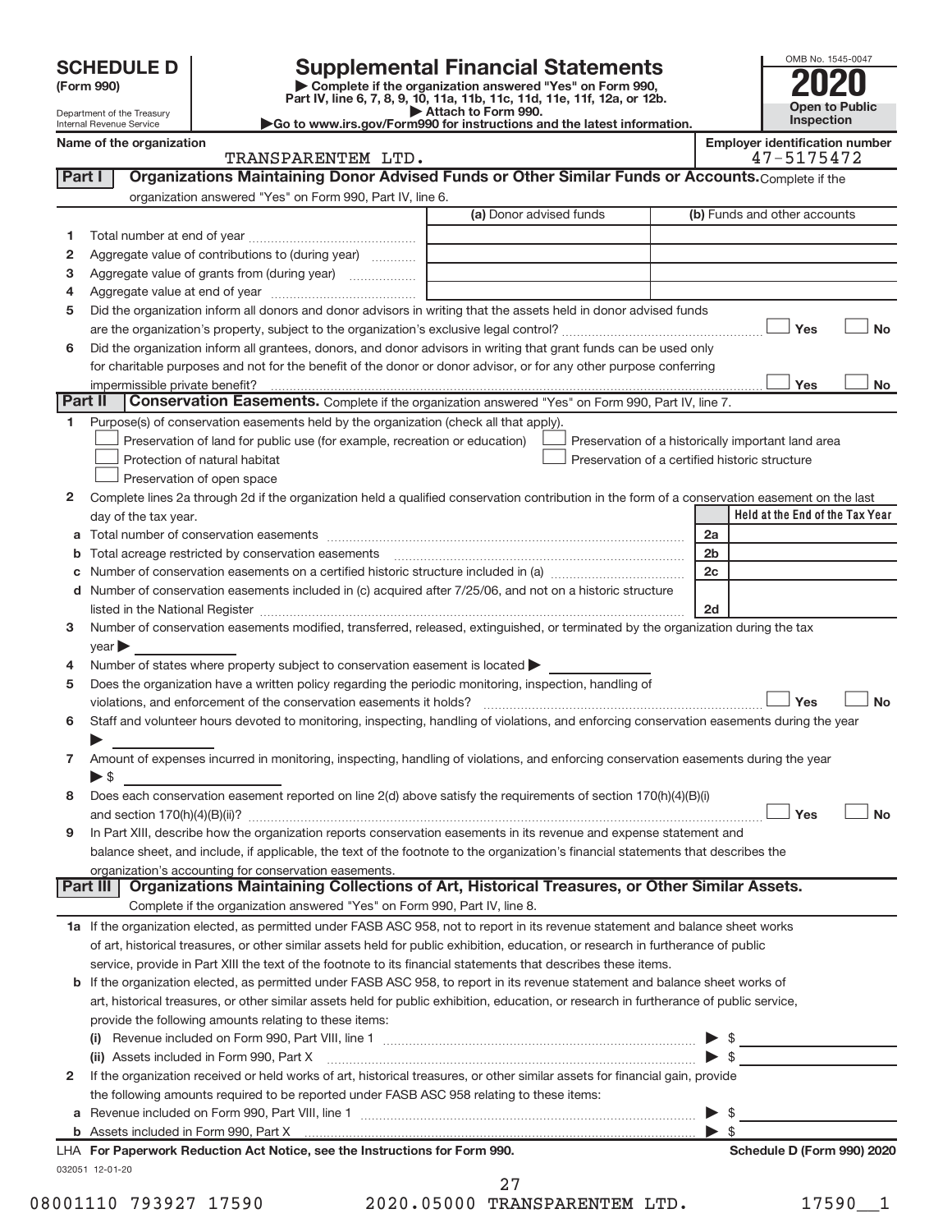# SCHEDULE D (Form 990)

Department of the Treasury
Internal Revenue Service

## Supplemental Financial Statements

▶ Complete if the organization answered "Yes" on Form 990, Part IV, line 6, 7, 8, 9, 10, 11a, 11b, 11c, 11d, 11e, 11f, 12a, or 12b.
▶ Attach to Form 990.
▶Go to www.irs.gov/Form990 for instructions and the latest information.

OMB No. 1545-0047

**2020**

**Open to Public Inspection**

**Name of the organization:** TRANSPARENTEM LTD.

**Employer identification number:** 47-5175472

### Part I — Organizations Maintaining Donor Advised Funds or Other Similar Funds or Accounts. Complete if the organization answered "Yes" on Form 990, Part IV, line 6.

| | | (a) Donor advised funds | (b) Funds and other accounts |
|---|---|---|---|
| 1 | Total number at end of year | | |
| 2 | Aggregate value of contributions to (during year) | | |
| 3 | Aggregate value of grants from (during year) | | |
| 4 | Aggregate value at end of year | | |

5 Did the organization inform all donors and donor advisors in writing that the assets held in donor advised funds are the organization's property, subject to the organization's exclusive legal control? ☐ Yes ☐ No

6 Did the organization inform all grantees, donors, and donor advisors in writing that grant funds can be used only for charitable purposes and not for the benefit of the donor or donor advisor, or for any other purpose conferring impermissible private benefit? ☐ Yes ☐ No

### Part II — Conservation Easements. Complete if the organization answered "Yes" on Form 990, Part IV, line 7.

1 Purpose(s) of conservation easements held by the organization (check all that apply).

- ☐ Preservation of land for public use (for example, recreation or education)
- ☐ Preservation of a historically important land area
- ☐ Protection of natural habitat
- ☐ Preservation of a certified historic structure
- ☐ Preservation of open space

2 Complete lines 2a through 2d if the organization held a qualified conservation contribution in the form of a conservation easement on the last day of the tax year.

| | | | Held at the End of the Tax Year |
|---|---|---|---|
| a | Total number of conservation easements | 2a | |
| b | Total acreage restricted by conservation easements | 2b | |
| c | Number of conservation easements on a certified historic structure included in (a) | 2c | |
| d | Number of conservation easements included in (c) acquired after 7/25/06, and not on a historic structure listed in the National Register | 2d | |

3 Number of conservation easements modified, transferred, released, extinguished, or terminated by the organization during the tax year ▶

4 Number of states where property subject to conservation easement is located ▶

5 Does the organization have a written policy regarding the periodic monitoring, inspection, handling of violations, and enforcement of the conservation easements it holds? ☐ Yes ☐ No

6 Staff and volunteer hours devoted to monitoring, inspecting, handling of violations, and enforcing conservation easements during the year ▶

7 Amount of expenses incurred in monitoring, inspecting, handling of violations, and enforcing conservation easements during the year ▶ $

8 Does each conservation easement reported on line 2(d) above satisfy the requirements of section 170(h)(4)(B)(i) and section 170(h)(4)(B)(ii)? ☐ Yes ☐ No

9 In Part XIII, describe how the organization reports conservation easements in its revenue and expense statement and balance sheet, and include, if applicable, the text of the footnote to the organization's financial statements that describes the organization's accounting for conservation easements.

### Part III — Organizations Maintaining Collections of Art, Historical Treasures, or Other Similar Assets. Complete if the organization answered "Yes" on Form 990, Part IV, line 8.

1a If the organization elected, as permitted under FASB ASC 958, not to report in its revenue statement and balance sheet works of art, historical treasures, or other similar assets held for public exhibition, education, or research in furtherance of public service, provide in Part XIII the text of the footnote to its financial statements that describes these items.

b If the organization elected, as permitted under FASB ASC 958, to report in its revenue statement and balance sheet works of art, historical treasures, or other similar assets held for public exhibition, education, or research in furtherance of public service, provide the following amounts relating to these items:

(i) Revenue included on Form 990, Part VIII, line 1 ▶ $

(ii) Assets included in Form 990, Part X ▶ $

2 If the organization received or held works of art, historical treasures, or other similar assets for financial gain, provide the following amounts required to be reported under FASB ASC 958 relating to these items:

a Revenue included on Form 990, Part VIII, line 1 ▶ $

b Assets included in Form 990, Part X ▶ $

LHA **For Paperwork Reduction Act Notice, see the Instructions for Form 990.** **Schedule D (Form 990) 2020**

032051 12-01-20

08001110 793927 17590 2020.05000 TRANSPARENTEM LTD. 17590__1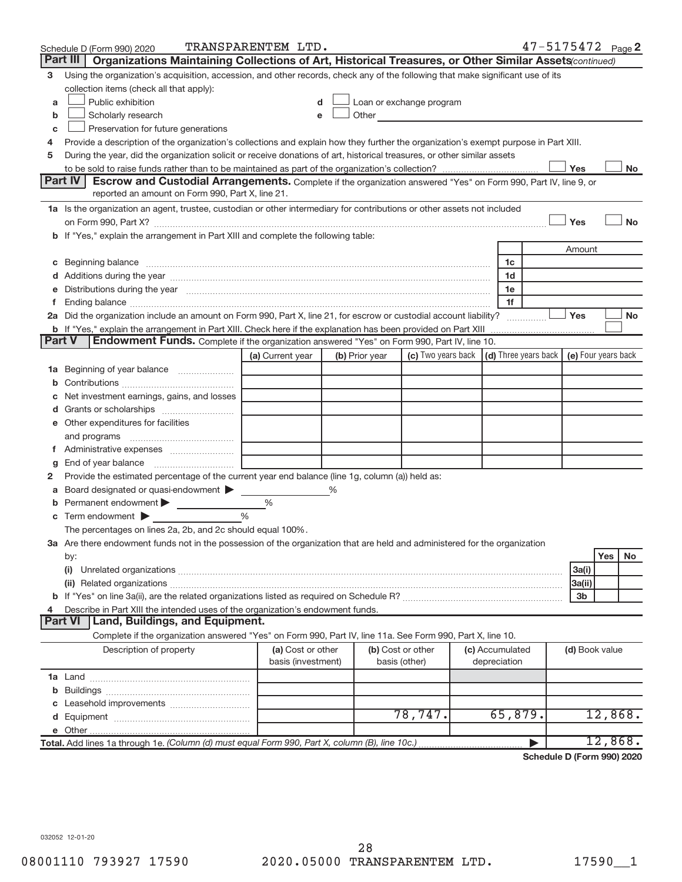Schedule D (Form 990) 2020 TRANSPARENTEM LTD. 47-5175472 Page 2

## Part III Organizations Maintaining Collections of Art, Historical Treasures, or Other Similar Assets *(continued)*

3 Using the organization's acquisition, accession, and other records, check any of the following that make significant use of its collection items (check all that apply):

- a ☐ Public exhibition
- b ☐ Scholarly research
- c ☐ Preservation for future generations
- d ☐ Loan or exchange program
- e ☐ Other

4 Provide a description of the organization's collections and explain how they further the organization's exempt purpose in Part XIII.

5 During the year, did the organization solicit or receive donations of art, historical treasures, or other similar assets to be sold to raise funds rather than to be maintained as part of the organization's collection? ☐ Yes ☐ No

## Part IV Escrow and Custodial Arrangements.

Complete if the organization answered "Yes" on Form 990, Part IV, line 9, or reported an amount on Form 990, Part X, line 21.

1a Is the organization an agent, trustee, custodian or other intermediary for contributions or other assets not included on Form 990, Part X? ☐ Yes ☐ No

b If "Yes," explain the arrangement in Part XIII and complete the following table:

| | | Amount |
|---|---|---|
| c Beginning balance | 1c | |
| d Additions during the year | 1d | |
| e Distributions during the year | 1e | |
| f Ending balance | 1f | |

2a Did the organization include an amount on Form 990, Part X, line 21, for escrow or custodial account liability? ☐ Yes ☐ No

b If "Yes," explain the arrangement in Part XIII. Check here if the explanation has been provided on Part XIII ☐

## Part V Endowment Funds.

Complete if the organization answered "Yes" on Form 990, Part IV, line 10.

| | (a) Current year | (b) Prior year | (c) Two years back | (d) Three years back | (e) Four years back |
|---|---|---|---|---|---|
| 1a Beginning of year balance | | | | | |
| b Contributions | | | | | |
| c Net investment earnings, gains, and losses | | | | | |
| d Grants or scholarships | | | | | |
| e Other expenditures for facilities and programs | | | | | |
| f Administrative expenses | | | | | |
| g End of year balance | | | | | |

2 Provide the estimated percentage of the current year end balance (line 1g, column (a)) held as:

- a Board designated or quasi-endowment ▶ %
- b Permanent endowment ▶ %
- c Term endowment ▶ %

The percentages on lines 2a, 2b, and 2c should equal 100%.

3a Are there endowment funds not in the possession of the organization that are held and administered for the organization by:

| | | Yes | No |
|---|---|---|---|
| (i) Unrelated organizations | 3a(i) | | |
| (ii) Related organizations | 3a(ii) | | |
| b If "Yes" on line 3a(ii), are the related organizations listed as required on Schedule R? | 3b | | |

4 Describe in Part XIII the intended uses of the organization's endowment funds.

## Part VI Land, Buildings, and Equipment.

Complete if the organization answered "Yes" on Form 990, Part IV, line 11a. See Form 990, Part X, line 10.

| Description of property | (a) Cost or other basis (investment) | (b) Cost or other basis (other) | (c) Accumulated depreciation | (d) Book value |
|---|---|---|---|---|
| 1a Land | | | | |
| b Buildings | | | | |
| c Leasehold improvements | | | | |
| d Equipment | | 78,747. | 65,879. | 12,868. |
| e Other | | | | |
| **Total.** Add lines 1a through 1e. *(Column (d) must equal Form 990, Part X, column (B), line 10c.)* | | | ▶ | 12,868. |

**Schedule D (Form 990) 2020**

032052 12-01-20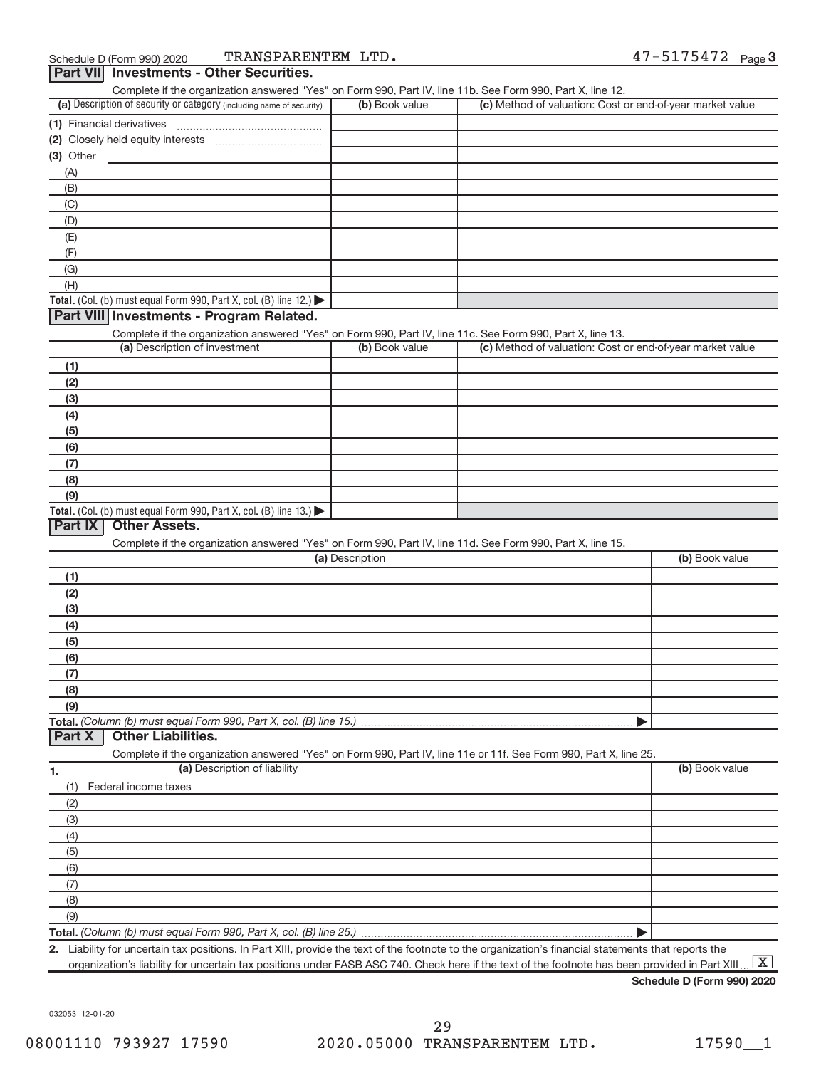Schedule D (Form 990) 2020 TRANSPARENTEM LTD. 47-5175472 Page 3

## Part VII Investments - Other Securities.

Complete if the organization answered "Yes" on Form 990, Part IV, line 11b. See Form 990, Part X, line 12.

| (a) Description of security or category (including name of security) | (b) Book value | (c) Method of valuation: Cost or end-of-year market value |
|---|---|---|
| (1) Financial derivatives | | |
| (2) Closely held equity interests | | |
| (3) Other | | |
| (A) | | |
| (B) | | |
| (C) | | |
| (D) | | |
| (E) | | |
| (F) | | |
| (G) | | |
| (H) | | |
| **Total.** (Col. (b) must equal Form 990, Part X, col. (B) line 12.) ▶ | | |

## Part VIII Investments - Program Related.

Complete if the organization answered "Yes" on Form 990, Part IV, line 11c. See Form 990, Part X, line 13.

| (a) Description of investment | (b) Book value | (c) Method of valuation: Cost or end-of-year market value |
|---|---|---|
| (1) | | |
| (2) | | |
| (3) | | |
| (4) | | |
| (5) | | |
| (6) | | |
| (7) | | |
| (8) | | |
| (9) | | |
| **Total.** (Col. (b) must equal Form 990, Part X, col. (B) line 13.) ▶ | | |

## Part IX Other Assets.

Complete if the organization answered "Yes" on Form 990, Part IV, line 11d. See Form 990, Part X, line 15.

| (a) Description | (b) Book value |
|---|---|
| (1) | |
| (2) | |
| (3) | |
| (4) | |
| (5) | |
| (6) | |
| (7) | |
| (8) | |
| (9) | |
| **Total.** *(Column (b) must equal Form 990, Part X, col. (B) line 15.)* ▶ | |

## Part X Other Liabilities.

Complete if the organization answered "Yes" on Form 990, Part IV, line 11e or 11f. See Form 990, Part X, line 25.

| 1. (a) Description of liability | (b) Book value |
|---|---|
| (1) Federal income taxes | |
| (2) | |
| (3) | |
| (4) | |
| (5) | |
| (6) | |
| (7) | |
| (8) | |
| (9) | |
| **Total.** *(Column (b) must equal Form 990, Part X, col. (B) line 25.)* ▶ | |

2. Liability for uncertain tax positions. In Part XIII, provide the text of the footnote to the organization's financial statements that reports the organization's liability for uncertain tax positions under FASB ASC 740. Check here if the text of the footnote has been provided in Part XIII ... [X]

**Schedule D (Form 990) 2020**

032053 12-01-20

08001110 793927 17590 2020.05000 TRANSPARENTEM LTD. 17590__1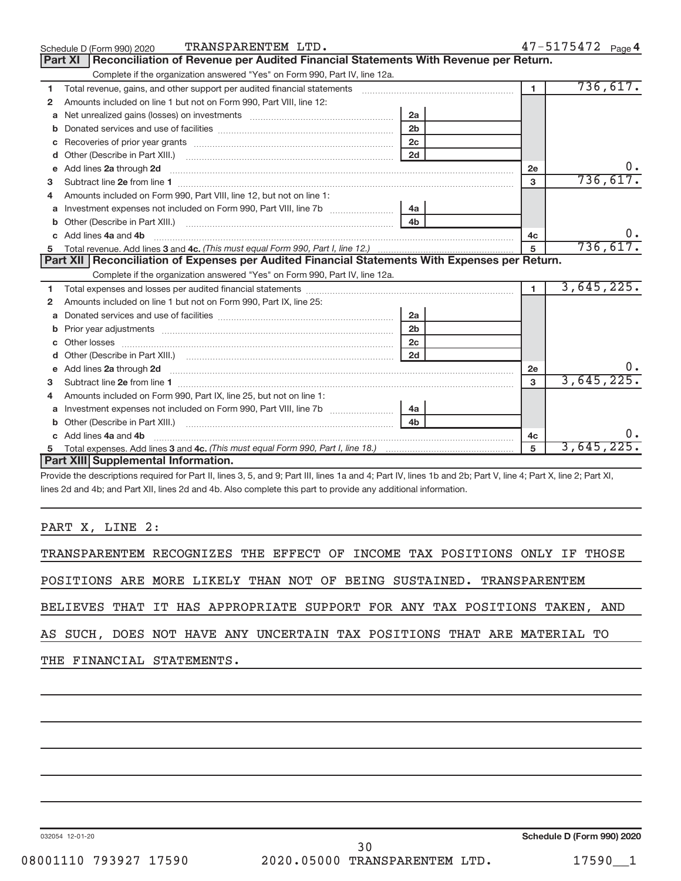Schedule D (Form 990) 2020 TRANSPARENTEM LTD. 47-5175472 Page 4

## Part XI Reconciliation of Revenue per Audited Financial Statements With Revenue per Return.

Complete if the organization answered "Yes" on Form 990, Part IV, line 12a.

| | | | | | |
|---|---|---|---|---|---|
| 1 | Total revenue, gains, and other support per audited financial statements | | | 1 | 736,617. |
| 2 | Amounts included on line 1 but not on Form 990, Part VIII, line 12: | | | | |
| a | Net unrealized gains (losses) on investments | 2a | | | |
| b | Donated services and use of facilities | 2b | | | |
| c | Recoveries of prior year grants | 2c | | | |
| d | Other (Describe in Part XIII.) | 2d | | | |
| e | Add lines 2a through 2d | | | 2e | 0. |
| 3 | Subtract line 2e from line 1 | | | 3 | 736,617. |
| 4 | Amounts included on Form 990, Part VIII, line 12, but not on line 1: | | | | |
| a | Investment expenses not included on Form 990, Part VIII, line 7b | 4a | | | |
| b | Other (Describe in Part XIII.) | 4b | | | |
| c | Add lines 4a and 4b | | | 4c | 0. |
| 5 | Total revenue. Add lines 3 and 4c. *(This must equal Form 990, Part I, line 12.)* | | | 5 | 736,617. |

## Part XII Reconciliation of Expenses per Audited Financial Statements With Expenses per Return.

Complete if the organization answered "Yes" on Form 990, Part IV, line 12a.

| | | | | | |
|---|---|---|---|---|---|
| 1 | Total expenses and losses per audited financial statements | | | 1 | 3,645,225. |
| 2 | Amounts included on line 1 but not on Form 990, Part IX, line 25: | | | | |
| a | Donated services and use of facilities | 2a | | | |
| b | Prior year adjustments | 2b | | | |
| c | Other losses | 2c | | | |
| d | Other (Describe in Part XIII.) | 2d | | | |
| e | Add lines 2a through 2d | | | 2e | 0. |
| 3 | Subtract line 2e from line 1 | | | 3 | 3,645,225. |
| 4 | Amounts included on Form 990, Part IX, line 25, but not on line 1: | | | | |
| a | Investment expenses not included on Form 990, Part VIII, line 7b | 4a | | | |
| b | Other (Describe in Part XIII.) | 4b | | | |
| c | Add lines 4a and 4b | | | 4c | 0. |
| 5 | Total expenses. Add lines 3 and 4c. *(This must equal Form 990, Part I, line 18.)* | | | 5 | 3,645,225. |

## Part XIII Supplemental Information.

Provide the descriptions required for Part II, lines 3, 5, and 9; Part III, lines 1a and 4; Part IV, lines 1b and 2b; Part V, line 4; Part X, line 2; Part XI, lines 2d and 4b; and Part XII, lines 2d and 4b. Also complete this part to provide any additional information.

PART X, LINE 2:

TRANSPARENTEM RECOGNIZES THE EFFECT OF INCOME TAX POSITIONS ONLY IF THOSE POSITIONS ARE MORE LIKELY THAN NOT OF BEING SUSTAINED. TRANSPARENTEM BELIEVES THAT IT HAS APPROPRIATE SUPPORT FOR ANY TAX POSITIONS TAKEN, AND AS SUCH, DOES NOT HAVE ANY UNCERTAIN TAX POSITIONS THAT ARE MATERIAL TO THE FINANCIAL STATEMENTS.

032054 12-01-20 Schedule D (Form 990) 2020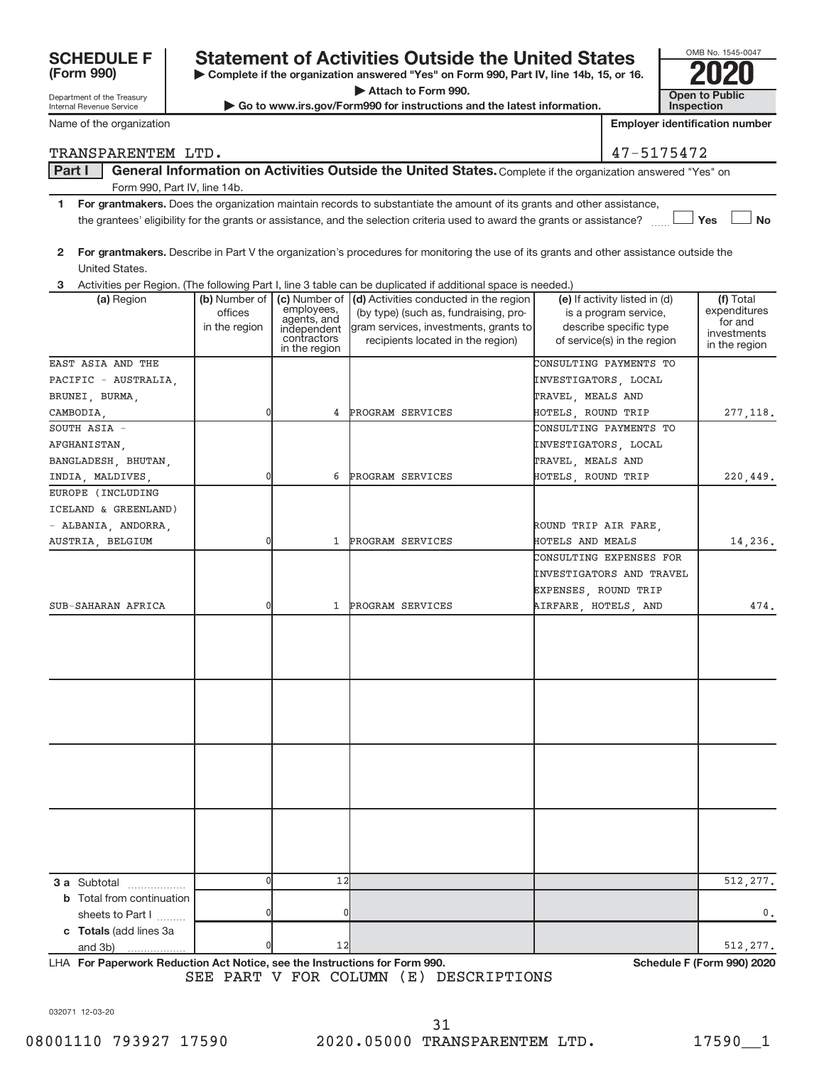# SCHEDULE F (Form 990)

Department of the Treasury
Internal Revenue Service

## Statement of Activities Outside the United States

▶ Complete if the organization answered "Yes" on Form 990, Part IV, line 14b, 15, or 16.
▶ Attach to Form 990.
▶ Go to www.irs.gov/Form990 for instructions and the latest information.

OMB No. 1545-0047

2020

Open to Public Inspection

Name of the organization: TRANSPARENTEM LTD.

Employer identification number: 47-5175472

**Part I** **General Information on Activities Outside the United States.** Complete if the organization answered "Yes" on Form 990, Part IV, line 14b.

1 **For grantmakers.** Does the organization maintain records to substantiate the amount of its grants and other assistance, the grantees' eligibility for the grants or assistance, and the selection criteria used to award the grants or assistance? ☐ Yes ☐ No

2 **For grantmakers.** Describe in Part V the organization's procedures for monitoring the use of its grants and other assistance outside the United States.

3 Activities per Region. (The following Part I, line 3 table can be duplicated if additional space is needed.)

| (a) Region | (b) Number of offices in the region | (c) Number of employees, agents, and independent contractors in the region | (d) Activities conducted in the region (by type) (such as, fundraising, program services, investments, grants to recipients located in the region) | (e) If activity listed in (d) is a program service, describe specific type of service(s) in the region | (f) Total expenditures for and investments in the region |
|---|---|---|---|---|---|
| EAST ASIA AND THE PACIFIC - AUSTRALIA, BRUNEI, BURMA, CAMBODIA, | 0 | 4 | PROGRAM SERVICES | CONSULTING PAYMENTS TO INVESTIGATORS, LOCAL TRAVEL, MEALS AND HOTELS, ROUND TRIP | 277,118. |
| SOUTH ASIA - AFGHANISTAN, BANGLADESH, BHUTAN, INDIA, MALDIVES, | 0 | 6 | PROGRAM SERVICES | CONSULTING PAYMENTS TO INVESTIGATORS, LOCAL TRAVEL, MEALS AND HOTELS, ROUND TRIP | 220,449. |
| EUROPE (INCLUDING ICELAND & GREENLAND) - ALBANIA, ANDORRA, AUSTRIA, BELGIUM | 0 | 1 | PROGRAM SERVICES | ROUND TRIP AIR FARE, HOTELS AND MEALS | 14,236. |
| SUB-SAHARAN AFRICA | 0 | 1 | PROGRAM SERVICES | CONSULTING EXPENSES FOR INVESTIGATORS AND TRAVEL EXPENSES, ROUND TRIP AIRFARE, HOTELS, AND | 474. |
| | | | | | |
| | | | | | |
| | | | | | |
| | | | | | |
| **3 a** Subtotal | 0 | 12 | | | 512,277. |
| **b** Total from continuation sheets to Part I | 0 | 0 | | | 0. |
| **c Totals** (add lines 3a and 3b) | 0 | 12 | | | 512,277. |

LHA **For Paperwork Reduction Act Notice, see the Instructions for Form 990.** **Schedule F (Form 990) 2020**

SEE PART V FOR COLUMN (E) DESCRIPTIONS

032071 12-03-20

08001110 793927 17590 2020.05000 TRANSPARENTEM LTD. 17590__1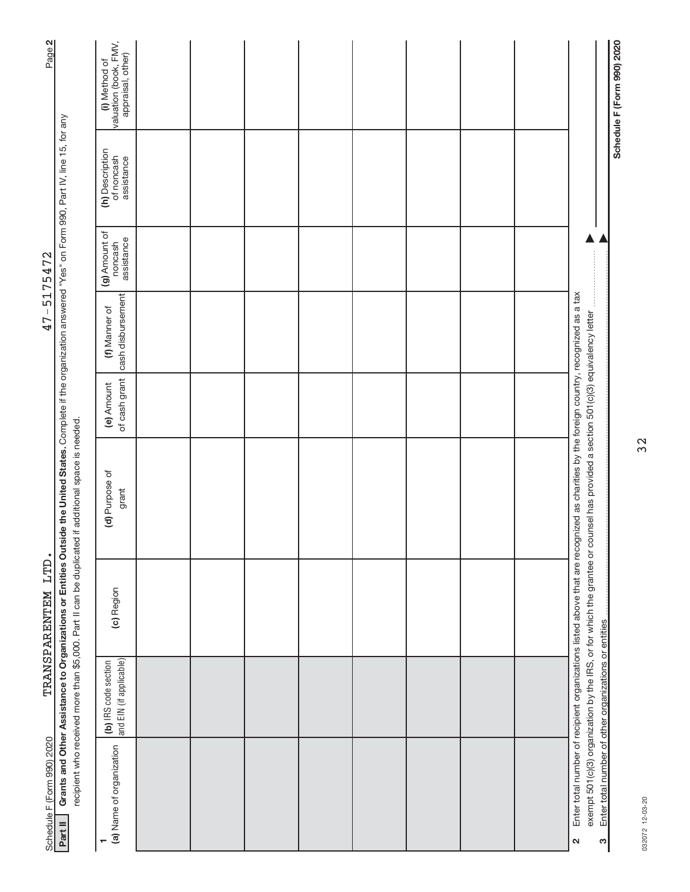Schedule F (Form 990) 2020 TRANSPARENTEM LTD. 47-5175472 Page 2

**Part II** **Grants and Other Assistance to Organizations or Entities Outside the United States.** Complete if the organization answered "Yes" on Form 990, Part IV, line 15, for any recipient who received more than $5,000. Part II can be duplicated if additional space is needed.

1

| (a) Name of organization | (b) IRS code section and EIN (if applicable) | (c) Region | (d) Purpose of grant | (e) Amount of cash grant | (f) Manner of cash disbursement | (g) Amount of noncash assistance | (h) Description of noncash assistance | (i) Method of valuation (book, FMV, appraisal, other) |
|---|---|---|---|---|---|---|---|---|
| | | | | | | | | |
| | | | | | | | | |
| | | | | | | | | |
| | | | | | | | | |
| | | | | | | | | |
| | | | | | | | | |
| | | | | | | | | |
| | | | | | | | | |

**2** Enter total number of recipient organizations listed above that are recognized as charities by the foreign country, recognized as a tax exempt 501(c)(3) organization by the IRS, or for which the grantee or counsel has provided a section 501(c)(3) equivalency letter ▶

**3** Enter total number of other organizations or entities ▶

**Schedule F (Form 990) 2020**

032072 12-03-20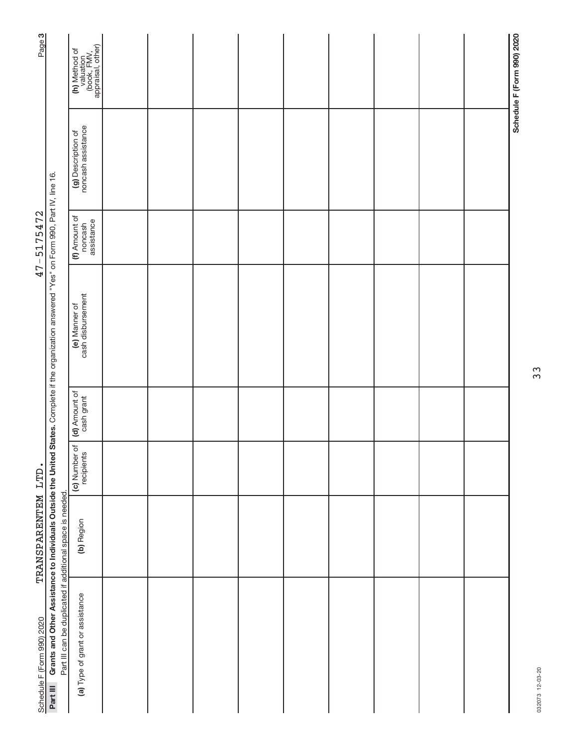Schedule F (Form 990) 2020 TRANSPARENTEM LTD. 47-5175472

**Part III** **Grants and Other Assistance to Individuals Outside the United States.** Complete if the organization answered "Yes" on Form 990, Part IV, line 16.

Part III can be duplicated if additional space is needed.

| (a) Type of grant or assistance | (b) Region | (c) Number of recipients | (d) Amount of cash grant | (e) Manner of cash disbursement | (f) Amount of noncash assistance | (g) Description of noncash assistance | (h) Method of valuation (book, FMV, appraisal, other) |
|---|---|---|---|---|---|---|---|
| | | | | | | | |
| | | | | | | | |
| | | | | | | | |
| | | | | | | | |
| | | | | | | | |
| | | | | | | | |
| | | | | | | | |
| | | | | | | | |
| | | | | | | | |

032073 12-03-20

**Schedule F (Form 990) 2020**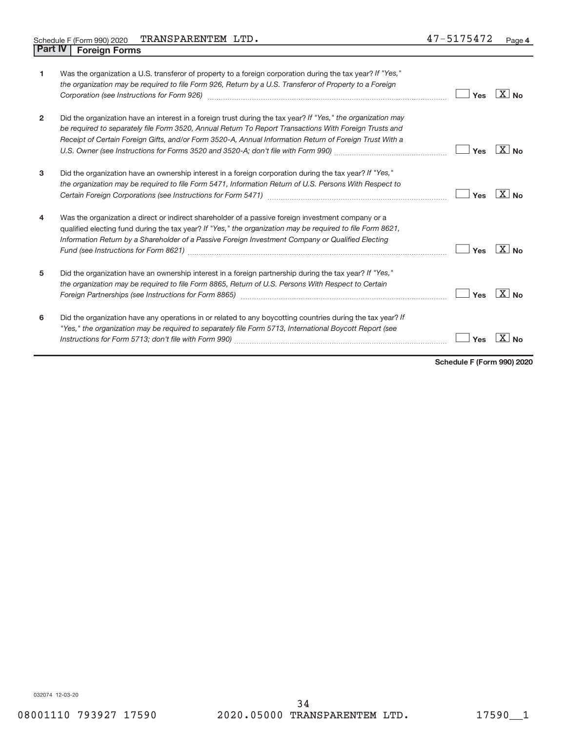Schedule F (Form 990) 2020 TRANSPARENTEM LTD. 47-5175472 Page 4

## Part IV Foreign Forms

| | | | |
|---|---|---|---|
| 1 | Was the organization a U.S. transferor of property to a foreign corporation during the tax year? *If "Yes," the organization may be required to file Form 926, Return by a U.S. Transferor of Property to a Foreign Corporation (see Instructions for Form 926)* | Yes | [X] No |
| 2 | Did the organization have an interest in a foreign trust during the tax year? *If "Yes," the organization may be required to separately file Form 3520, Annual Return To Report Transactions With Foreign Trusts and Receipt of Certain Foreign Gifts, and/or Form 3520-A, Annual Information Return of Foreign Trust With a U.S. Owner (see Instructions for Forms 3520 and 3520-A; don't file with Form 990)* | Yes | [X] No |
| 3 | Did the organization have an ownership interest in a foreign corporation during the tax year? *If "Yes," the organization may be required to file Form 5471, Information Return of U.S. Persons With Respect to Certain Foreign Corporations (see Instructions for Form 5471)* | Yes | [X] No |
| 4 | Was the organization a direct or indirect shareholder of a passive foreign investment company or a qualified electing fund during the tax year? *If "Yes," the organization may be required to file Form 8621, Information Return by a Shareholder of a Passive Foreign Investment Company or Qualified Electing Fund (see Instructions for Form 8621)* | Yes | [X] No |
| 5 | Did the organization have an ownership interest in a foreign partnership during the tax year? *If "Yes," the organization may be required to file Form 8865, Return of U.S. Persons With Respect to Certain Foreign Partnerships (see Instructions for Form 8865)* | Yes | [X] No |
| 6 | Did the organization have any operations in or related to any boycotting countries during the tax year? *If "Yes," the organization may be required to separately file Form 5713, International Boycott Report (see Instructions for Form 5713; don't file with Form 990)* | Yes | [X] No |

**Schedule F (Form 990) 2020**

032074 12-03-20

08001110 793927 17590 2020.05000 TRANSPARENTEM LTD. 17590__1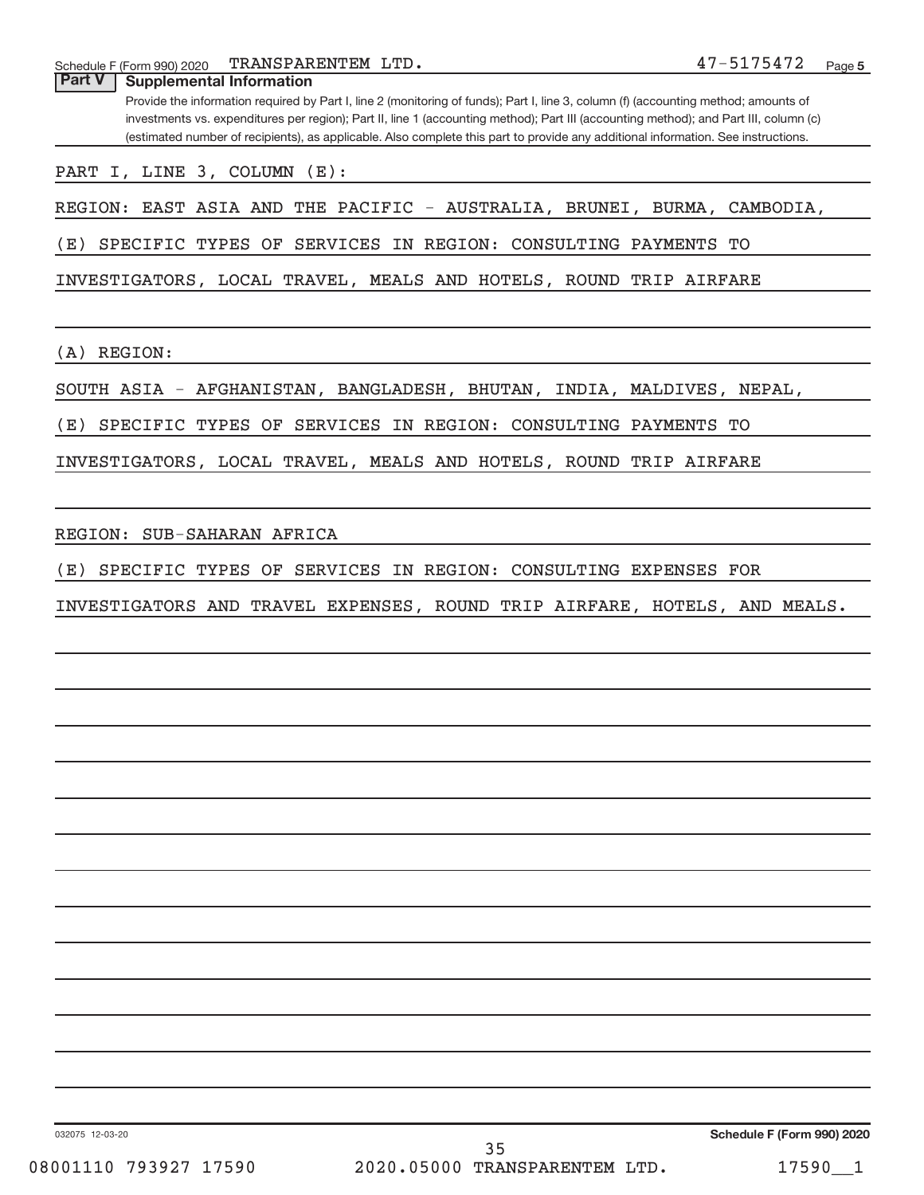Schedule F (Form 990) 2020 TRANSPARENTEM LTD. 47-5175472

## Part V Supplemental Information

Provide the information required by Part I, line 2 (monitoring of funds); Part I, line 3, column (f) (accounting method; amounts of investments vs. expenditures per region); Part II, line 1 (accounting method); Part III (accounting method); and Part III, column (c) (estimated number of recipients), as applicable. Also complete this part to provide any additional information. See instructions.

PART I, LINE 3, COLUMN (E):

REGION: EAST ASIA AND THE PACIFIC - AUSTRALIA, BRUNEI, BURMA, CAMBODIA,

(E) SPECIFIC TYPES OF SERVICES IN REGION: CONSULTING PAYMENTS TO

INVESTIGATORS, LOCAL TRAVEL, MEALS AND HOTELS, ROUND TRIP AIRFARE

(A) REGION:

SOUTH ASIA - AFGHANISTAN, BANGLADESH, BHUTAN, INDIA, MALDIVES, NEPAL,

(E) SPECIFIC TYPES OF SERVICES IN REGION: CONSULTING PAYMENTS TO

INVESTIGATORS, LOCAL TRAVEL, MEALS AND HOTELS, ROUND TRIP AIRFARE

REGION: SUB-SAHARAN AFRICA

(E) SPECIFIC TYPES OF SERVICES IN REGION: CONSULTING EXPENSES FOR

INVESTIGATORS AND TRAVEL EXPENSES, ROUND TRIP AIRFARE, HOTELS, AND MEALS.

032075 12-03-20 Schedule F (Form 990) 2020

08001110 793927 17590 2020.05000 TRANSPARENTEM LTD. 17590__1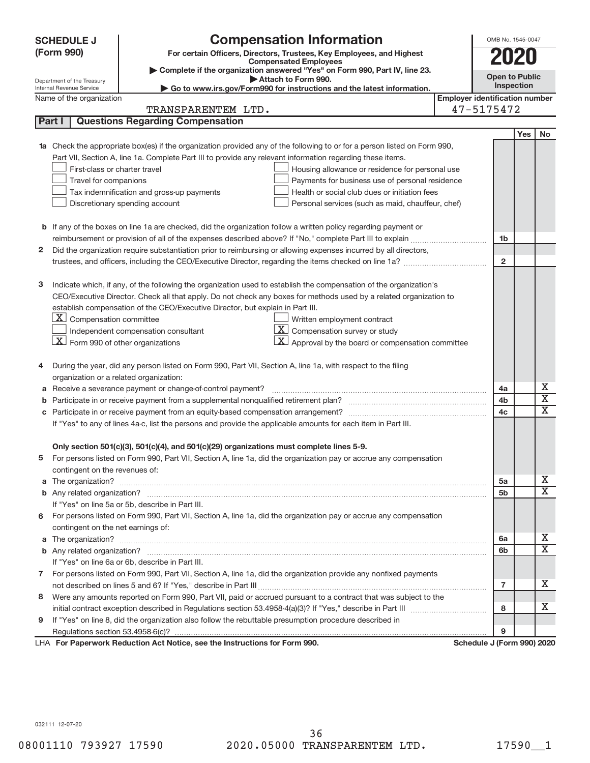**SCHEDULE J (Form 990)**

# Compensation Information

**For certain Officers, Directors, Trustees, Key Employees, and Highest Compensated Employees**

▶ Complete if the organization answered "Yes" on Form 990, Part IV, line 23.

▶ Attach to Form 990.

▶ Go to www.irs.gov/Form990 for instructions and the latest information.

Department of the Treasury
Internal Revenue Service

OMB No. 1545-0047

**2020**

**Open to Public Inspection**

Name of the organization: TRANSPARENTEM LTD.

Employer identification number: 47-5175472

## Part I Questions Regarding Compensation

| | | | Yes | No |
|---|---|---|---|---|
| **1a** | Check the appropriate box(es) if the organization provided any of the following to or for a person listed on Form 990, Part VII, Section A, line 1a. Complete Part III to provide any relevant information regarding these items.<br>☐ First-class or charter travel ☐ Housing allowance or residence for personal use<br>☐ Travel for companions ☐ Payments for business use of personal residence<br>☐ Tax indemnification and gross-up payments ☐ Health or social club dues or initiation fees<br>☐ Discretionary spending account ☐ Personal services (such as maid, chauffeur, chef) | | | |
| **b** | If any of the boxes on line 1a are checked, did the organization follow a written policy regarding payment or reimbursement or provision of all of the expenses described above? If "No," complete Part III to explain | 1b | | |
| **2** | Did the organization require substantiation prior to reimbursing or allowing expenses incurred by all directors, trustees, and officers, including the CEO/Executive Director, regarding the items checked on line 1a? | 2 | | |
| **3** | Indicate which, if any, of the following the organization used to establish the compensation of the organization's CEO/Executive Director. Check all that apply. Do not check any boxes for methods used by a related organization to establish compensation of the CEO/Executive Director, but explain in Part III.<br>☒ Compensation committee ☐ Written employment contract<br>☐ Independent compensation consultant ☒ Compensation survey or study<br>☒ Form 990 of other organizations ☒ Approval by the board or compensation committee | | | |
| **4** | During the year, did any person listed on Form 990, Part VII, Section A, line 1a, with respect to the filing organization or a related organization: | | | |
| **a** | Receive a severance payment or change-of-control payment? | 4a | | X |
| **b** | Participate in or receive payment from a supplemental nonqualified retirement plan? | 4b | | X |
| **c** | Participate in or receive payment from an equity-based compensation arrangement? | 4c | | X |
| | If "Yes" to any of lines 4a-c, list the persons and provide the applicable amounts for each item in Part III. | | | |
| | **Only section 501(c)(3), 501(c)(4), and 501(c)(29) organizations must complete lines 5-9.** | | | |
| **5** | For persons listed on Form 990, Part VII, Section A, line 1a, did the organization pay or accrue any compensation contingent on the revenues of: | | | |
| **a** | The organization? | 5a | | X |
| **b** | Any related organization? | 5b | | X |
| | If "Yes" on line 5a or 5b, describe in Part III. | | | |
| **6** | For persons listed on Form 990, Part VII, Section A, line 1a, did the organization pay or accrue any compensation contingent on the net earnings of: | | | |
| **a** | The organization? | 6a | | X |
| **b** | Any related organization? | 6b | | X |
| | If "Yes" on line 6a or 6b, describe in Part III. | | | |
| **7** | For persons listed on Form 990, Part VII, Section A, line 1a, did the organization provide any nonfixed payments not described on lines 5 and 6? If "Yes," describe in Part III | 7 | | X |
| **8** | Were any amounts reported on Form 990, Part VII, paid or accrued pursuant to a contract that was subject to the initial contract exception described in Regulations section 53.4958-4(a)(3)? If "Yes," describe in Part III | 8 | | X |
| **9** | If "Yes" on line 8, did the organization also follow the rebuttable presumption procedure described in Regulations section 53.4958-6(c)? | 9 | | |

LHA **For Paperwork Reduction Act Notice, see the Instructions for Form 990.** **Schedule J (Form 990) 2020**

032111 12-07-20

08001110 793927 17590 2020.05000 TRANSPARENTEM LTD. 17590__1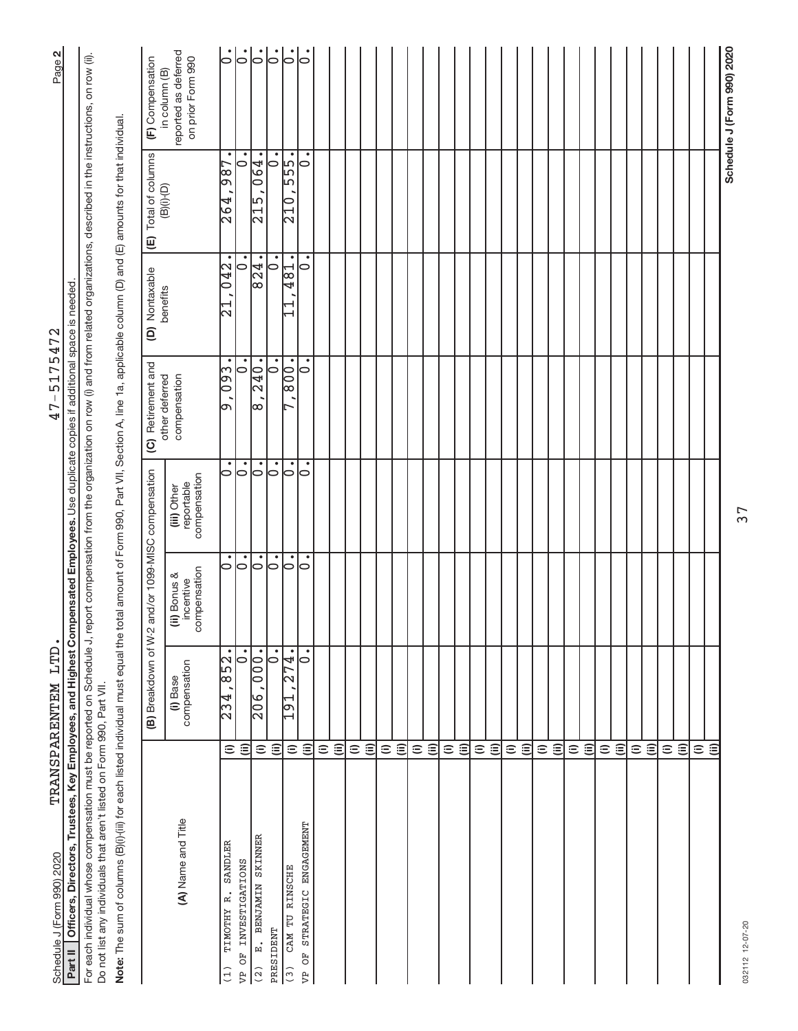Schedule J (Form 990) 2020 TRANSPARENTEM LTD. 47-5175472 Page 2

**Part II** **Officers, Directors, Trustees, Key Employees, and Highest Compensated Employees.** Use duplicate copies if additional space is needed.

For each individual whose compensation must be reported on Schedule J, report compensation from the organization on row (i) and from related organizations, described in the instructions, on row (ii). Do not list any individuals that aren't listed on Form 990, Part VII.

**Note:** The sum of columns (B)(i)-(iii) for each listed individual must equal the total amount of Form 990, Part VII, Section A, line 1a, applicable column (D) and (E) amounts for that individual.

| (A) Name and Title | | (B) Breakdown of W-2 and/or 1099-MISC compensation | | | (C) Retirement and other deferred compensation | (D) Nontaxable benefits | (E) Total of columns (B)(i)-(D) | (F) Compensation in column (B) reported as deferred on prior Form 990 |
|---|---|---|---|---|---|---|---|---|
| | | (i) Base compensation | (ii) Bonus & incentive compensation | (iii) Other reportable compensation | | | | |
| (1) TIMOTHY R. SANDLER | (i) | 234,852. | 0. | 0. | 9,093. | 21,042. | 264,987. | 0. |
| VP OF INVESTIGATIONS | (ii) | 0. | 0. | 0. | 0. | 0. | 0. | 0. |
| (2) E. BENJAMIN SKINNER | (i) | 206,000. | 0. | 0. | 8,240. | 824. | 215,064. | 0. |
| PRESIDENT | (ii) | 0. | 0. | 0. | 0. | 0. | 0. | 0. |
| (3) CAM TU RINSCHE | (i) | 191,274. | 0. | 0. | 7,800. | 11,481. | 210,555. | 0. |
| VP OF STRATEGIC ENGAGEMENT | (ii) | 0. | 0. | 0. | 0. | 0. | 0. | 0. |

032112 12-07-20 Schedule J (Form 990) 2020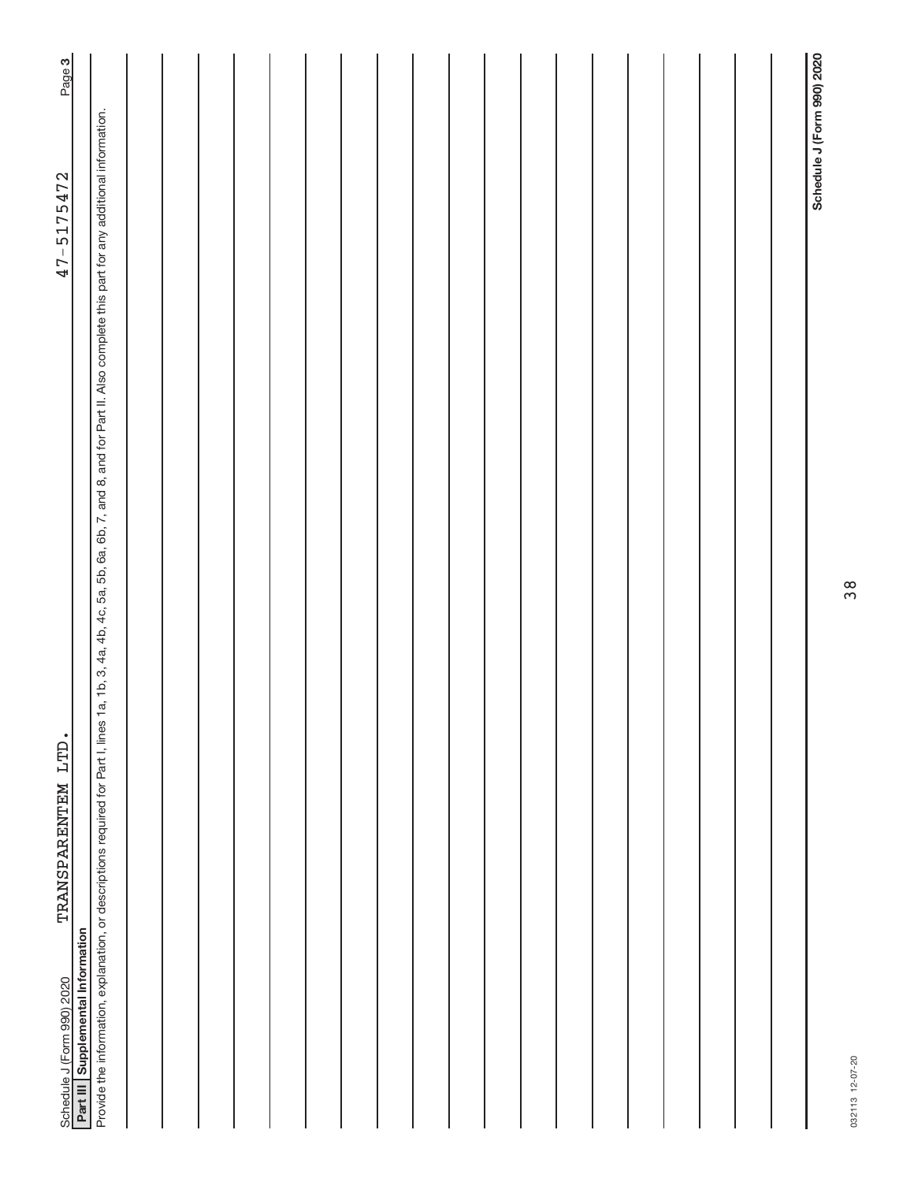Schedule J (Form 990) 2020 TRANSPARENTEM LTD. 47-5175472 Page 3

**Part III Supplemental Information**

Provide the information, explanation, or descriptions required for Part I, lines 1a, 1b, 3, 4a, 4b, 4c, 5a, 5b, 6a, 6b, 7, and 8, and for Part II. Also complete this part for any additional information.

032113 12-07-20

**Schedule J (Form 990) 2020**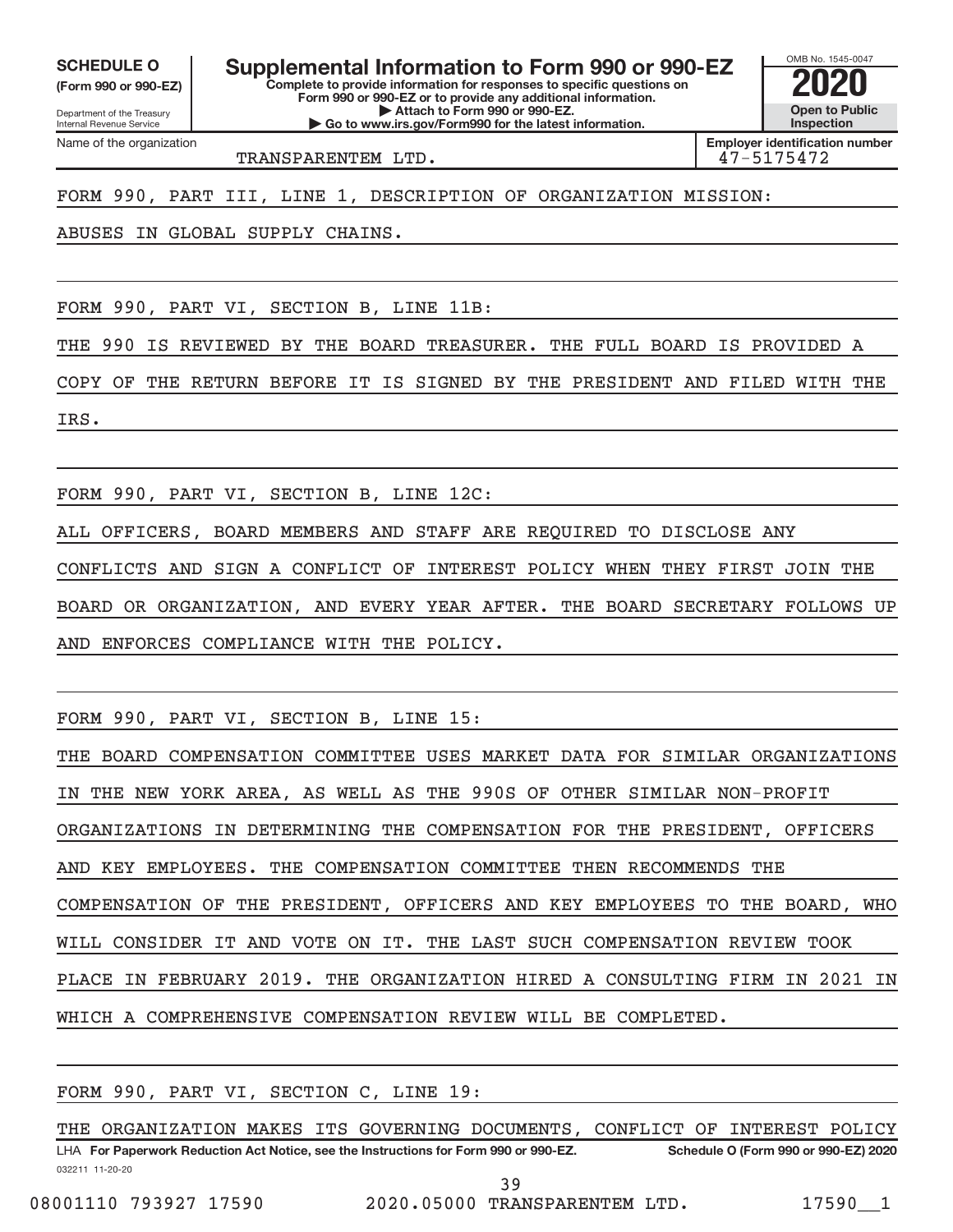**SCHEDULE O** (Form 990 or 990-EZ)

Department of the Treasury
Internal Revenue Service

# Supplemental Information to Form 990 or 990-EZ

**Complete to provide information for responses to specific questions on Form 990 or 990-EZ or to provide any additional information.**
**▶ Attach to Form 990 or 990-EZ.**
**▶ Go to www.irs.gov/Form990 for the latest information.**

OMB No. 1545-0047

**2020**

**Open to Public Inspection**

Name of the organization: TRANSPARENTEM LTD.

**Employer identification number:** 47-5175472

FORM 990, PART III, LINE 1, DESCRIPTION OF ORGANIZATION MISSION:

ABUSES IN GLOBAL SUPPLY CHAINS.

FORM 990, PART VI, SECTION B, LINE 11B:

THE 990 IS REVIEWED BY THE BOARD TREASURER. THE FULL BOARD IS PROVIDED A COPY OF THE RETURN BEFORE IT IS SIGNED BY THE PRESIDENT AND FILED WITH THE IRS.

FORM 990, PART VI, SECTION B, LINE 12C:

ALL OFFICERS, BOARD MEMBERS AND STAFF ARE REQUIRED TO DISCLOSE ANY CONFLICTS AND SIGN A CONFLICT OF INTEREST POLICY WHEN THEY FIRST JOIN THE BOARD OR ORGANIZATION, AND EVERY YEAR AFTER. THE BOARD SECRETARY FOLLOWS UP AND ENFORCES COMPLIANCE WITH THE POLICY.

FORM 990, PART VI, SECTION B, LINE 15:

THE BOARD COMPENSATION COMMITTEE USES MARKET DATA FOR SIMILAR ORGANIZATIONS IN THE NEW YORK AREA, AS WELL AS THE 990S OF OTHER SIMILAR NON-PROFIT ORGANIZATIONS IN DETERMINING THE COMPENSATION FOR THE PRESIDENT, OFFICERS AND KEY EMPLOYEES. THE COMPENSATION COMMITTEE THEN RECOMMENDS THE COMPENSATION OF THE PRESIDENT, OFFICERS AND KEY EMPLOYEES TO THE BOARD, WHO WILL CONSIDER IT AND VOTE ON IT. THE LAST SUCH COMPENSATION REVIEW TOOK PLACE IN FEBRUARY 2019. THE ORGANIZATION HIRED A CONSULTING FIRM IN 2021 IN WHICH A COMPREHENSIVE COMPENSATION REVIEW WILL BE COMPLETED.

FORM 990, PART VI, SECTION C, LINE 19:

THE ORGANIZATION MAKES ITS GOVERNING DOCUMENTS, CONFLICT OF INTEREST POLICY

LHA **For Paperwork Reduction Act Notice, see the Instructions for Form 990 or 990-EZ.** **Schedule O (Form 990 or 990-EZ) 2020**

032211 11-20-20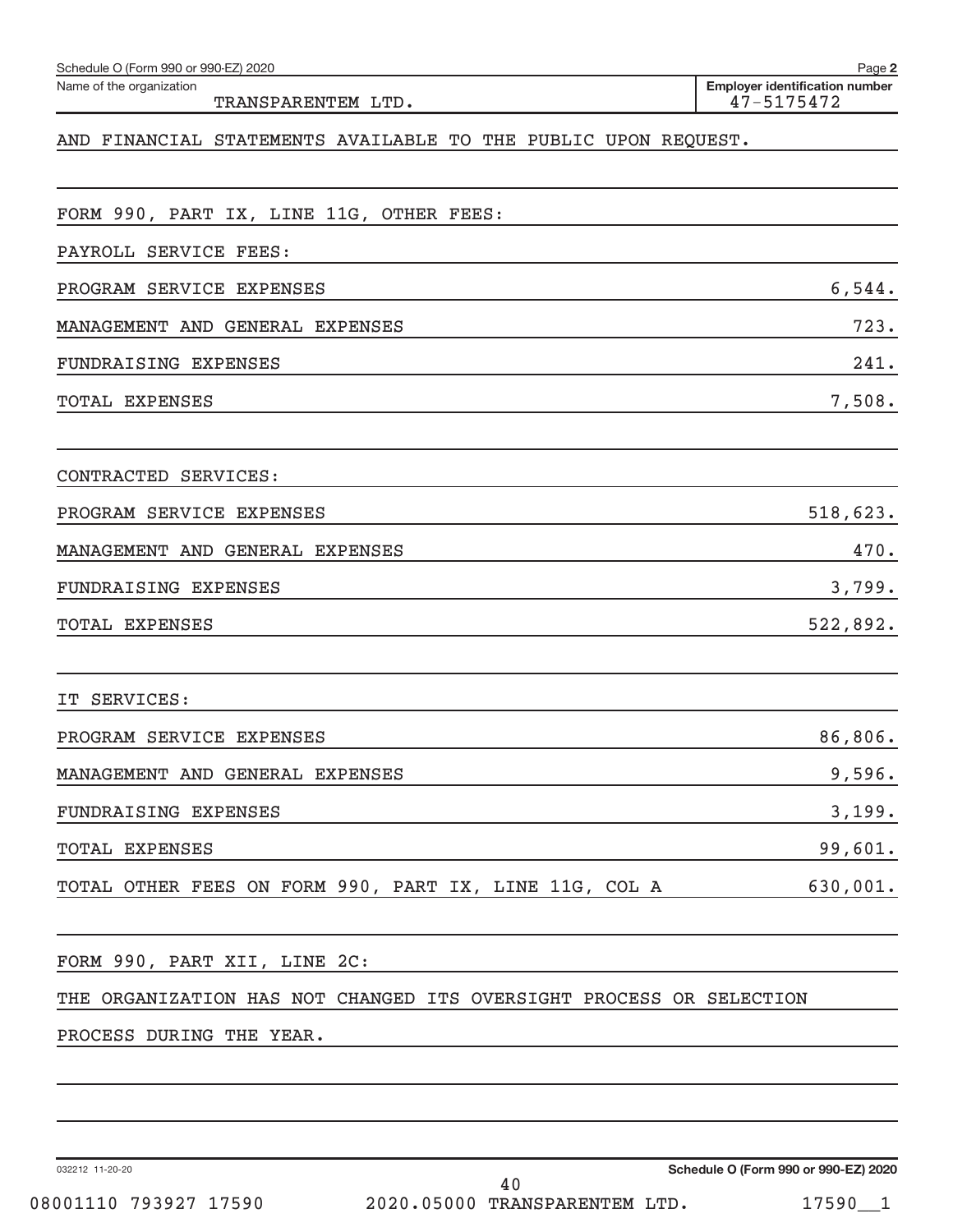Schedule O (Form 990 or 990-EZ) 2020

Name of the organization: TRANSPARENTEM LTD.

Employer identification number: 47-5175472

AND FINANCIAL STATEMENTS AVAILABLE TO THE PUBLIC UPON REQUEST.

FORM 990, PART IX, LINE 11G, OTHER FEES:

PAYROLL SERVICE FEES:

| | |
|---|---|
| PROGRAM SERVICE EXPENSES | 6,544. |
| MANAGEMENT AND GENERAL EXPENSES | 723. |
| FUNDRAISING EXPENSES | 241. |
| TOTAL EXPENSES | 7,508. |

CONTRACTED SERVICES:

| | |
|---|---|
| PROGRAM SERVICE EXPENSES | 518,623. |
| MANAGEMENT AND GENERAL EXPENSES | 470. |
| FUNDRAISING EXPENSES | 3,799. |
| TOTAL EXPENSES | 522,892. |

IT SERVICES:

| | |
|---|---|
| PROGRAM SERVICE EXPENSES | 86,806. |
| MANAGEMENT AND GENERAL EXPENSES | 9,596. |
| FUNDRAISING EXPENSES | 3,199. |
| TOTAL EXPENSES | 99,601. |
| TOTAL OTHER FEES ON FORM 990, PART IX, LINE 11G, COL A | 630,001. |

FORM 990, PART XII, LINE 2C:

THE ORGANIZATION HAS NOT CHANGED ITS OVERSIGHT PROCESS OR SELECTION PROCESS DURING THE YEAR.

032212 11-20-20

Schedule O (Form 990 or 990-EZ) 2020

08001110 793927 17590 2020.05000 TRANSPARENTEM LTD. 17590__1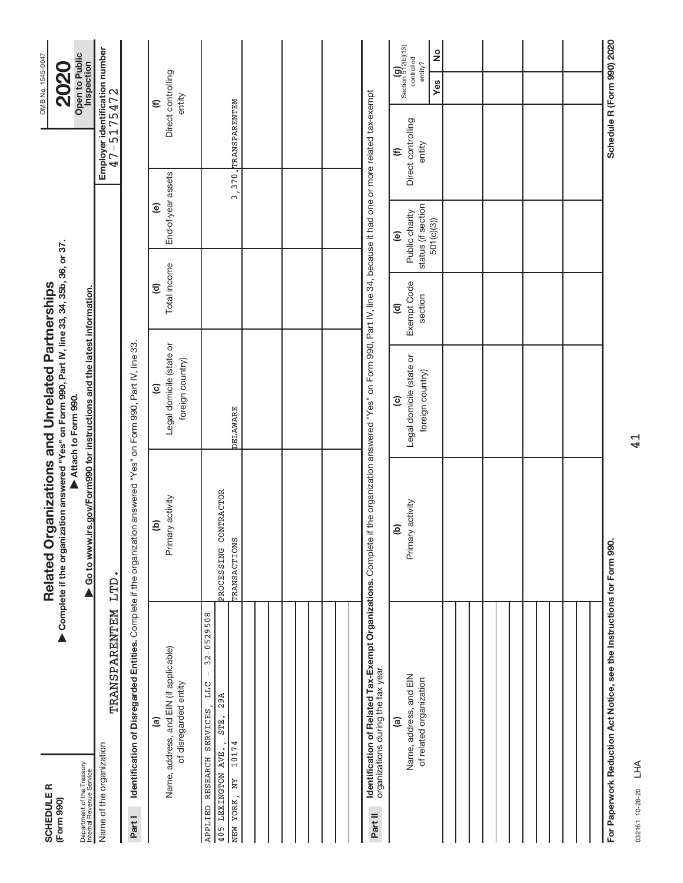**SCHEDULE R**
**(Form 990)**

Department of the Treasury
Internal Revenue Service

# Related Organizations and Unrelated Partnerships

▶ **Complete if the organization answered "Yes" on Form 990, Part IV, line 33, 34, 35b, 36, or 37.**
▶ **Attach to Form 990.**
▶ **Go to www.irs.gov/Form990 for instructions and the latest information.**

OMB No. 1545-0047

**2020**

**Open to Public Inspection**

Name of the organization: TRANSPARENTEM LTD.

**Employer identification number** 47-5175472

**Part I** **Identification of Disregarded Entities.** Complete if the organization answered "Yes" on Form 990, Part IV, line 33.

| (a) Name, address, and EIN (if applicable) of disregarded entity | (b) Primary activity | (c) Legal domicile (state or foreign country) | (d) Total income | (e) End-of-year assets | (f) Direct controlling entity |
|---|---|---|---|---|---|
| APPLIED RESEARCH SERVICES, LLC - 32-0529508<br>405 LEXINGTON AVE., STE. 29A<br>NEW YORK, NY 10174 | PROCESSING CONTRACTOR TRANSACTIONS | DELAWARE | | 3,370. | TRANSPARENTEM |
| | | | | | |
| | | | | | |
| | | | | | |
| | | | | | |

**Part II** **Identification of Related Tax-Exempt Organizations.** Complete if the organization answered "Yes" on Form 990, Part IV, line 34, because it had one or more related tax-exempt organizations during the tax year.

| (a) Name, address, and EIN of related organization | (b) Primary activity | (c) Legal domicile (state or foreign country) | (d) Exempt Code section | (e) Public charity status (if section 501(c)(3)) | (f) Direct controlling entity | (g) Section 512(b)(13) controlled entity? Yes | No |
|---|---|---|---|---|---|---|---|
| | | | | | | | |
| | | | | | | | |
| | | | | | | | |
| | | | | | | | |
| | | | | | | | |
| | | | | | | | |
| | | | | | | | |

**For Paperwork Reduction Act Notice, see the Instructions for Form 990.**

**Schedule R (Form 990) 2020**

032161 10-28-20 LHA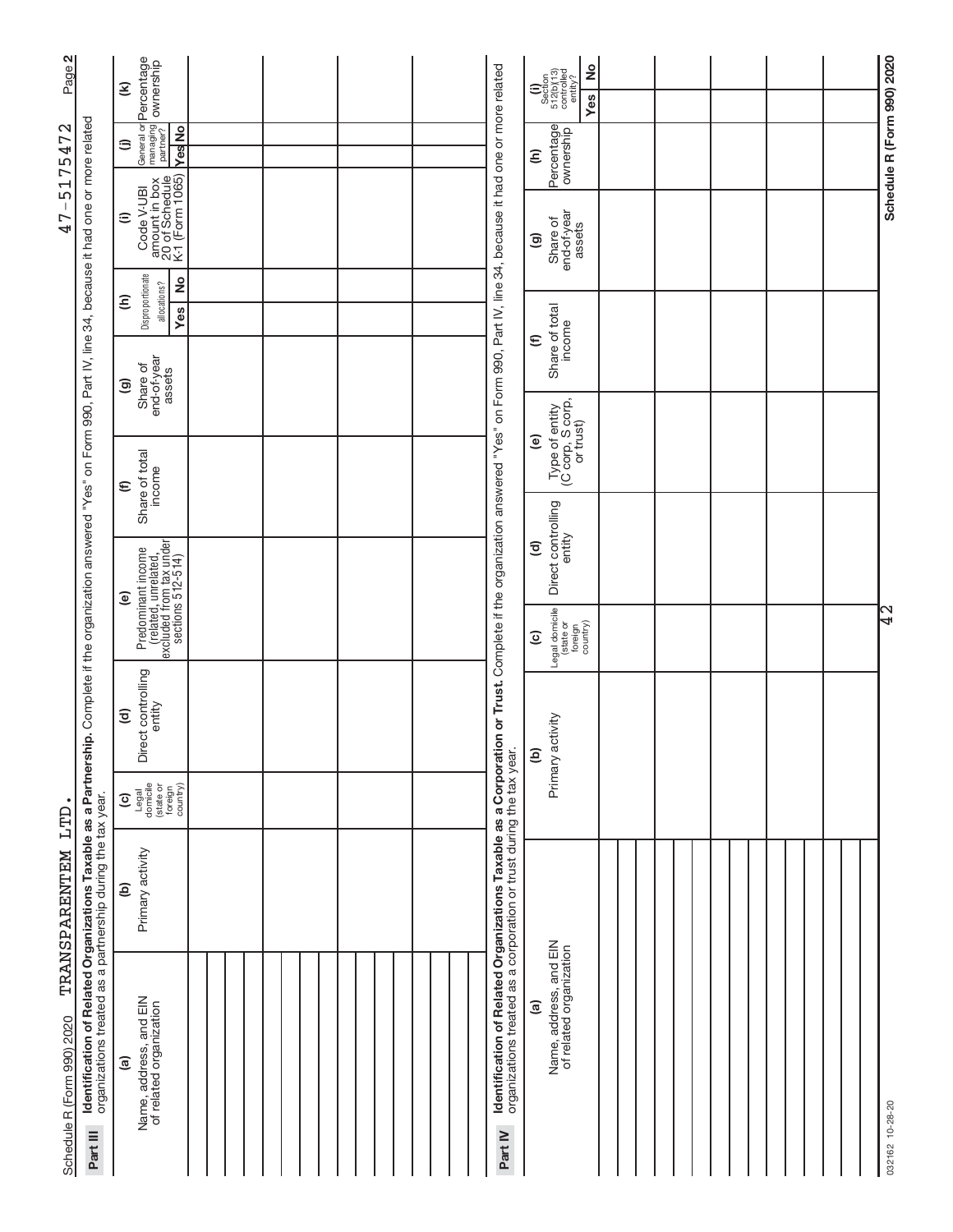Schedule R (Form 990) 2020 TRANSPARENTEM LTD. 47-5175472 Page **2**

**Part III** **Identification of Related Organizations Taxable as a Partnership.** Complete if the organization answered "Yes" on Form 990, Part IV, line 34, because it had one or more related organizations treated as a partnership during the tax year.

| (a) Name, address, and EIN of related organization | (b) Primary activity | (c) Legal domicile (state or foreign country) | (d) Direct controlling entity | (e) Predominant income (related, unrelated, excluded from tax under sections 512-514) | (f) Share of total income | (g) Share of end-of-year assets | (h) Disproportionate allocations? Yes | No | (i) Code V-UBI amount in box 20 of Schedule K-1 (Form 1065) | (j) General or managing partner? Yes | No | (k) Percentage ownership |
|---|---|---|---|---|---|---|---|---|---|---|---|---|
| | | | | | | | | | | | | |
| | | | | | | | | | | | | |
| | | | | | | | | | | | | |
| | | | | | | | | | | | | |
| | | | | | | | | | | | | |
| | | | | | | | | | | | | |
| | | | | | | | | | | | | |

**Part IV** **Identification of Related Organizations Taxable as a Corporation or Trust.** Complete if the organization answered "Yes" on Form 990, Part IV, line 34, because it had one or more related organizations treated as a corporation or trust during the tax year.

| (a) Name, address, and EIN of related organization | (b) Primary activity | (c) Legal domicile (state or foreign country) | (d) Direct controlling entity | (e) Type of entity (C corp, S corp, or trust) | (f) Share of total income | (g) Share of end-of-year assets | (h) Percentage ownership | (i) Section 512(b)(13) controlled entity? Yes | No |
|---|---|---|---|---|---|---|---|---|---|
| | | | | | | | | | |
| | | | | | | | | | |
| | | | | | | | | | |
| | | | | | | | | | |
| | | | | | | | | | |
| | | | | | | | | | |
| | | | | | | | | | |

032162 10-28-20 **Schedule R (Form 990) 2020**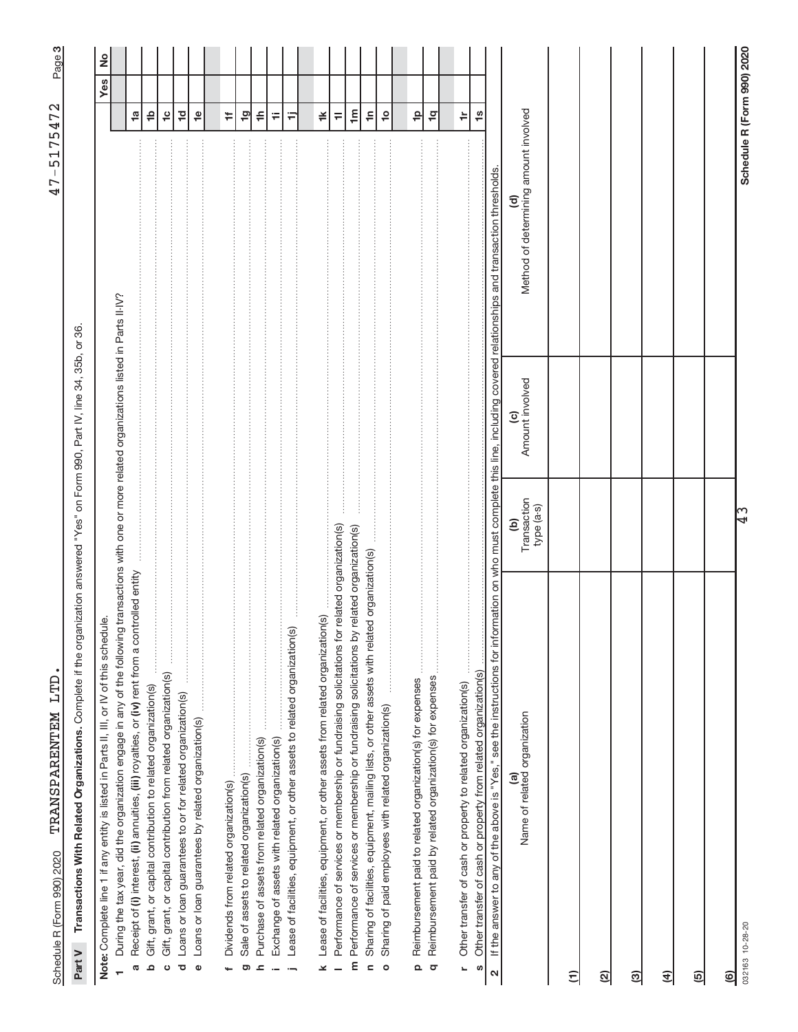Schedule R (Form 990) 2020 TRANSPARENTEM LTD. 47-5175472

## Part V Transactions With Related Organizations. Complete if the organization answered "Yes" on Form 990, Part IV, line 34, 35b, or 36.

**Note:** Complete line 1 if any entity is listed in Parts II, III, or IV of this schedule.

| | | | Yes | No |
|---|---|---|---|---|
| **1** | During the tax year, did the organization engage in any of the following transactions with one or more related organizations listed in Parts II-IV? | | | |
| **a** | Receipt of **(i)** interest, **(ii)** annuities, **(iii)** royalties, or **(iv)** rent from a controlled entity | 1a | | |
| **b** | Gift, grant, or capital contribution to related organization(s) | 1b | | |
| **c** | Gift, grant, or capital contribution from related organization(s) | 1c | | |
| **d** | Loans or loan guarantees to or for related organization(s) | 1d | | |
| **e** | Loans or loan guarantees by related organization(s) | 1e | | |
| **f** | Dividends from related organization(s) | 1f | | |
| **g** | Sale of assets to related organization(s) | 1g | | |
| **h** | Purchase of assets from related organization(s) | 1h | | |
| **i** | Exchange of assets with related organization(s) | 1i | | |
| **j** | Lease of facilities, equipment, or other assets to related organization(s) | 1j | | |
| **k** | Lease of facilities, equipment, or other assets from related organization(s) | 1k | | |
| **l** | Performance of services or membership or fundraising solicitations for related organization(s) | 1l | | |
| **m** | Performance of services or membership or fundraising solicitations by related organization(s) | 1m | | |
| **n** | Sharing of facilities, equipment, mailing lists, or other assets with related organization(s) | 1n | | |
| **o** | Sharing of paid employees with related organization(s) | 1o | | |
| **p** | Reimbursement paid to related organization(s) for expenses | 1p | | |
| **q** | Reimbursement paid by related organization(s) for expenses | 1q | | |
| **r** | Other transfer of cash or property to related organization(s) | 1r | | |
| **s** | Other transfer of cash or property from related organization(s) | 1s | | |

**2** If the answer to any of the above is "Yes," see the instructions for information on who must complete this line, including covered relationships and transaction thresholds.

| | (a) Name of related organization | (b) Transaction type (a-s) | (c) Amount involved | (d) Method of determining amount involved |
|---|---|---|---|---|
| (1) | | | | |
| (2) | | | | |
| (3) | | | | |
| (4) | | | | |
| (5) | | | | |
| (6) | | | | |

032163 10-28-20 Schedule R (Form 990) 2020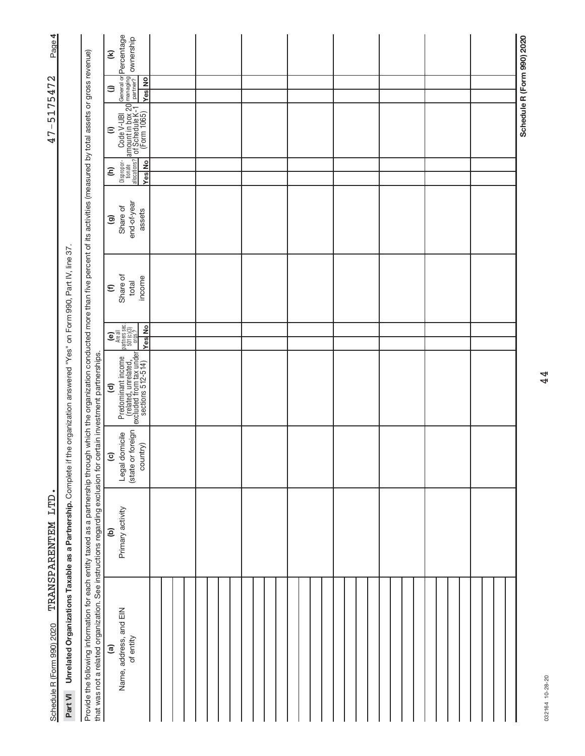Schedule R (Form 990) 2020 TRANSPARENTEM LTD. 47-5175472

## Part VI Unrelated Organizations Taxable as a Partnership.

Complete if the organization answered "Yes" on Form 990, Part IV, line 37.

Provide the following information for each entity taxed as a partnership through which the organization conducted more than five percent of its activities (measured by total assets or gross revenue) that was not a related organization. See instructions regarding exclusion for certain investment partnerships.

| (a) Name, address, and EIN of entity | (b) Primary activity | (c) Legal domicile (state or foreign country) | (d) Predominant income (related, unrelated, excluded from tax under sections 512-514) | (e) Are all partners sec. 501(c)(3) orgs.? | | (f) Share of total income | (g) Share of end-of-year assets | (h) Dispropor-tionate allocations? | | (i) Code V-UBI amount in box 20 of Schedule K-1 (Form 1065) | (j) General or managing partner? | | (k) Percentage ownership |
|---|---|---|---|---|---|---|---|---|---|---|---|---|---|
| | | | | Yes | No | | | Yes | No | | Yes | No | |
| | | | | | | | | | | | | | |
| | | | | | | | | | | | | | |
| | | | | | | | | | | | | | |
| | | | | | | | | | | | | | |
| | | | | | | | | | | | | | |
| | | | | | | | | | | | | | |
| | | | | | | | | | | | | | |
| | | | | | | | | | | | | | |
| | | | | | | | | | | | | | |

Schedule R (Form 990) 2020

032164 10-28-20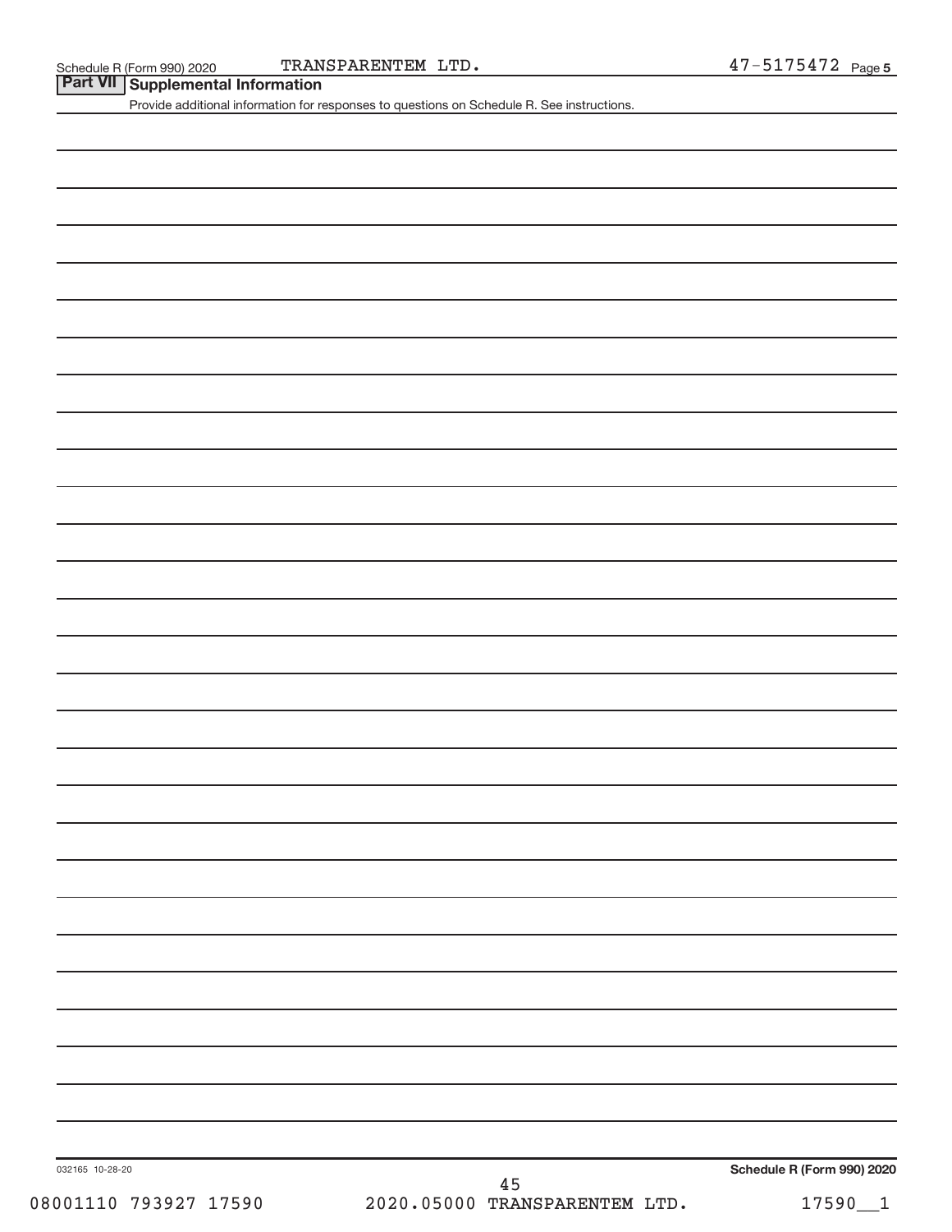## Part VII Supplemental Information

Provide additional information for responses to questions on Schedule R. See instructions.